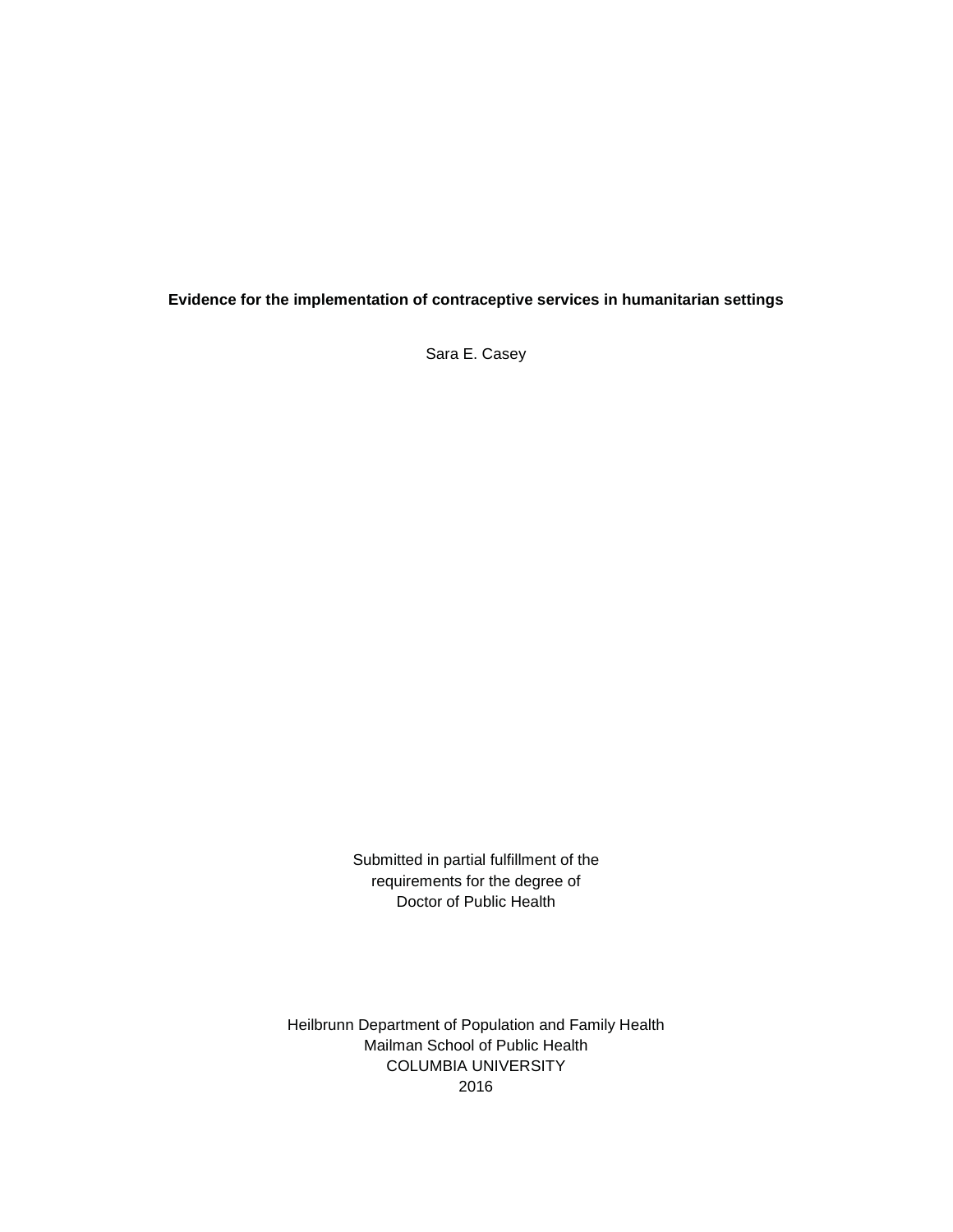# Evidence for the implementation of contraceptive services in humanitarian settings

Sara E. Casey

Submitted in partial fulfillment of the
requirements for the degree of
Doctor of Public Health

Heilbrunn Department of Population and Family Health
Mailman School of Public Health
COLUMBIA UNIVERSITY
2016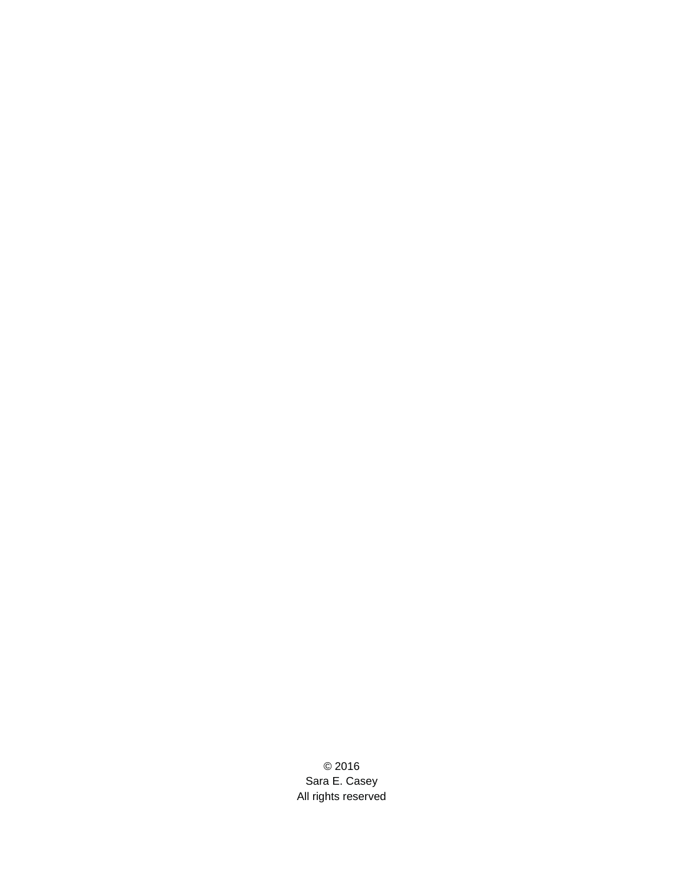© 2016  
Sara E. Casey  
All rights reserved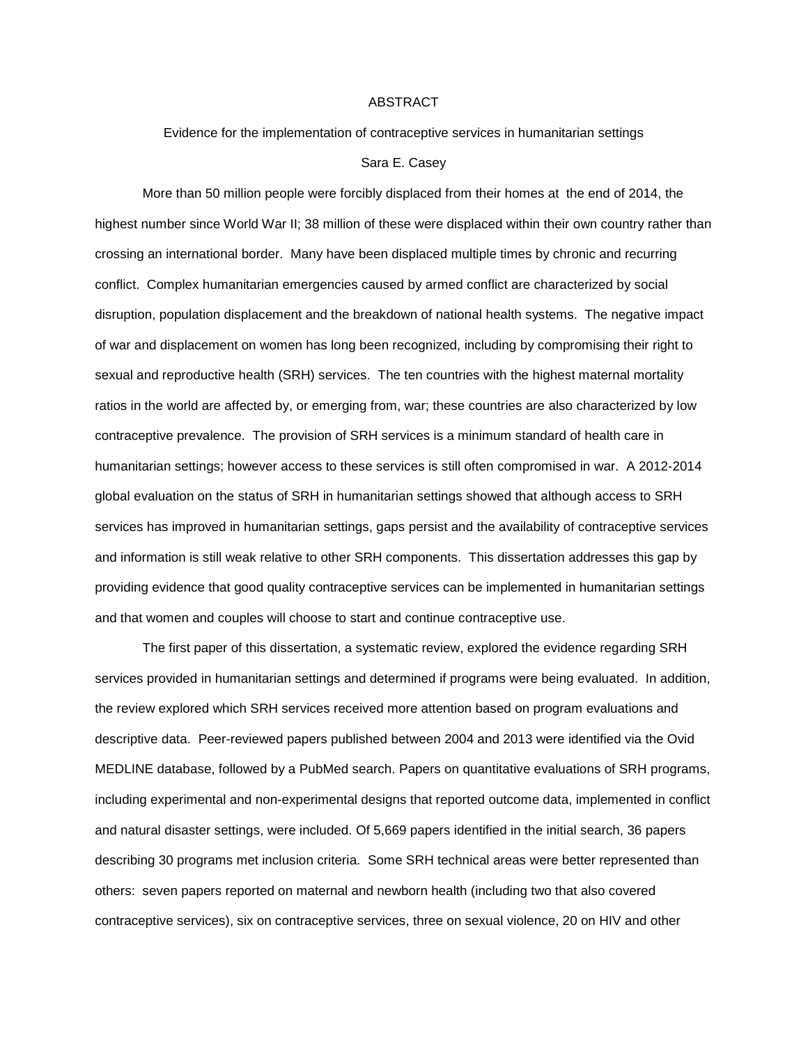# ABSTRACT

## Evidence for the implementation of contraceptive services in humanitarian settings

Sara E. Casey

More than 50 million people were forcibly displaced from their homes at the end of 2014, the highest number since World War II; 38 million of these were displaced within their own country rather than crossing an international border. Many have been displaced multiple times by chronic and recurring conflict. Complex humanitarian emergencies caused by armed conflict are characterized by social disruption, population displacement and the breakdown of national health systems. The negative impact of war and displacement on women has long been recognized, including by compromising their right to sexual and reproductive health (SRH) services. The ten countries with the highest maternal mortality ratios in the world are affected by, or emerging from, war; these countries are also characterized by low contraceptive prevalence. The provision of SRH services is a minimum standard of health care in humanitarian settings; however access to these services is still often compromised in war. A 2012-2014 global evaluation on the status of SRH in humanitarian settings showed that although access to SRH services has improved in humanitarian settings, gaps persist and the availability of contraceptive services and information is still weak relative to other SRH components. This dissertation addresses this gap by providing evidence that good quality contraceptive services can be implemented in humanitarian settings and that women and couples will choose to start and continue contraceptive use.

The first paper of this dissertation, a systematic review, explored the evidence regarding SRH services provided in humanitarian settings and determined if programs were being evaluated. In addition, the review explored which SRH services received more attention based on program evaluations and descriptive data. Peer-reviewed papers published between 2004 and 2013 were identified via the Ovid MEDLINE database, followed by a PubMed search. Papers on quantitative evaluations of SRH programs, including experimental and non-experimental designs that reported outcome data, implemented in conflict and natural disaster settings, were included. Of 5,669 papers identified in the initial search, 36 papers describing 30 programs met inclusion criteria. Some SRH technical areas were better represented than others: seven papers reported on maternal and newborn health (including two that also covered contraceptive services), six on contraceptive services, three on sexual violence, 20 on HIV and other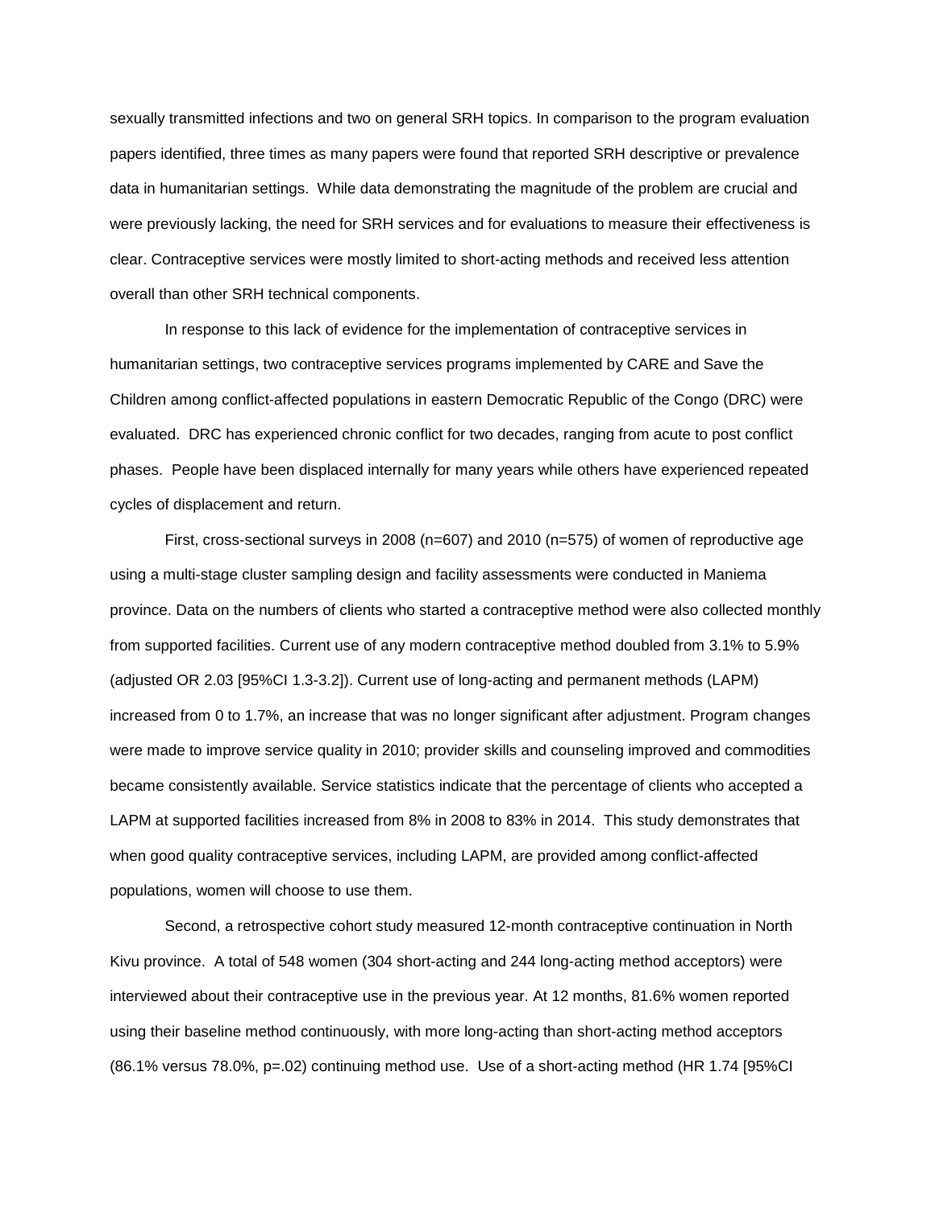sexually transmitted infections and two on general SRH topics. In comparison to the program evaluation papers identified, three times as many papers were found that reported SRH descriptive or prevalence data in humanitarian settings. While data demonstrating the magnitude of the problem are crucial and were previously lacking, the need for SRH services and for evaluations to measure their effectiveness is clear. Contraceptive services were mostly limited to short-acting methods and received less attention overall than other SRH technical components.

In response to this lack of evidence for the implementation of contraceptive services in humanitarian settings, two contraceptive services programs implemented by CARE and Save the Children among conflict-affected populations in eastern Democratic Republic of the Congo (DRC) were evaluated. DRC has experienced chronic conflict for two decades, ranging from acute to post conflict phases. People have been displaced internally for many years while others have experienced repeated cycles of displacement and return.

First, cross-sectional surveys in 2008 (n=607) and 2010 (n=575) of women of reproductive age using a multi-stage cluster sampling design and facility assessments were conducted in Maniema province. Data on the numbers of clients who started a contraceptive method were also collected monthly from supported facilities. Current use of any modern contraceptive method doubled from 3.1% to 5.9% (adjusted OR 2.03 [95%CI 1.3-3.2]). Current use of long-acting and permanent methods (LAPM) increased from 0 to 1.7%, an increase that was no longer significant after adjustment. Program changes were made to improve service quality in 2010; provider skills and counseling improved and commodities became consistently available. Service statistics indicate that the percentage of clients who accepted a LAPM at supported facilities increased from 8% in 2008 to 83% in 2014. This study demonstrates that when good quality contraceptive services, including LAPM, are provided among conflict-affected populations, women will choose to use them.

Second, a retrospective cohort study measured 12-month contraceptive continuation in North Kivu province. A total of 548 women (304 short-acting and 244 long-acting method acceptors) were interviewed about their contraceptive use in the previous year. At 12 months, 81.6% women reported using their baseline method continuously, with more long-acting than short-acting method acceptors (86.1% versus 78.0%, p=.02) continuing method use. Use of a short-acting method (HR 1.74 [95%CI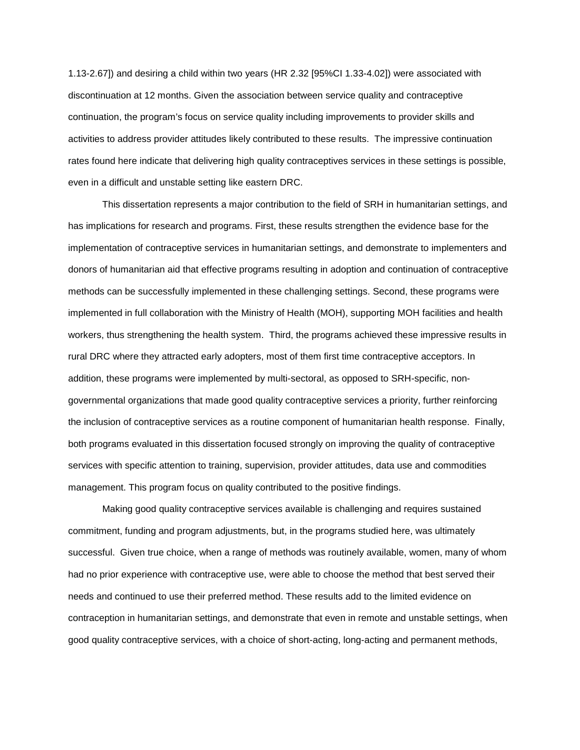1.13-2.67]) and desiring a child within two years (HR 2.32 [95%CI 1.33-4.02]) were associated with discontinuation at 12 months. Given the association between service quality and contraceptive continuation, the program's focus on service quality including improvements to provider skills and activities to address provider attitudes likely contributed to these results. The impressive continuation rates found here indicate that delivering high quality contraceptives services in these settings is possible, even in a difficult and unstable setting like eastern DRC.

This dissertation represents a major contribution to the field of SRH in humanitarian settings, and has implications for research and programs. First, these results strengthen the evidence base for the implementation of contraceptive services in humanitarian settings, and demonstrate to implementers and donors of humanitarian aid that effective programs resulting in adoption and continuation of contraceptive methods can be successfully implemented in these challenging settings. Second, these programs were implemented in full collaboration with the Ministry of Health (MOH), supporting MOH facilities and health workers, thus strengthening the health system. Third, the programs achieved these impressive results in rural DRC where they attracted early adopters, most of them first time contraceptive acceptors. In addition, these programs were implemented by multi-sectoral, as opposed to SRH-specific, non-governmental organizations that made good quality contraceptive services a priority, further reinforcing the inclusion of contraceptive services as a routine component of humanitarian health response. Finally, both programs evaluated in this dissertation focused strongly on improving the quality of contraceptive services with specific attention to training, supervision, provider attitudes, data use and commodities management. This program focus on quality contributed to the positive findings.

Making good quality contraceptive services available is challenging and requires sustained commitment, funding and program adjustments, but, in the programs studied here, was ultimately successful. Given true choice, when a range of methods was routinely available, women, many of whom had no prior experience with contraceptive use, were able to choose the method that best served their needs and continued to use their preferred method. These results add to the limited evidence on contraception in humanitarian settings, and demonstrate that even in remote and unstable settings, when good quality contraceptive services, with a choice of short-acting, long-acting and permanent methods,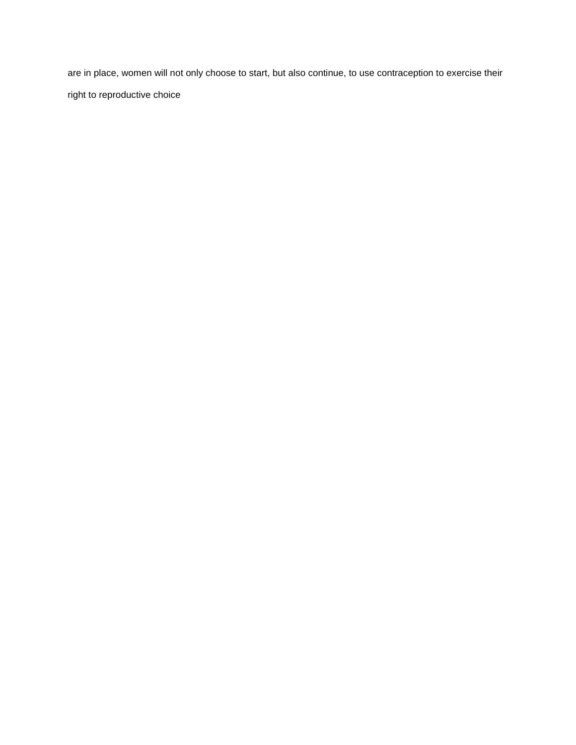are in place, women will not only choose to start, but also continue, to use contraception to exercise their right to reproductive choice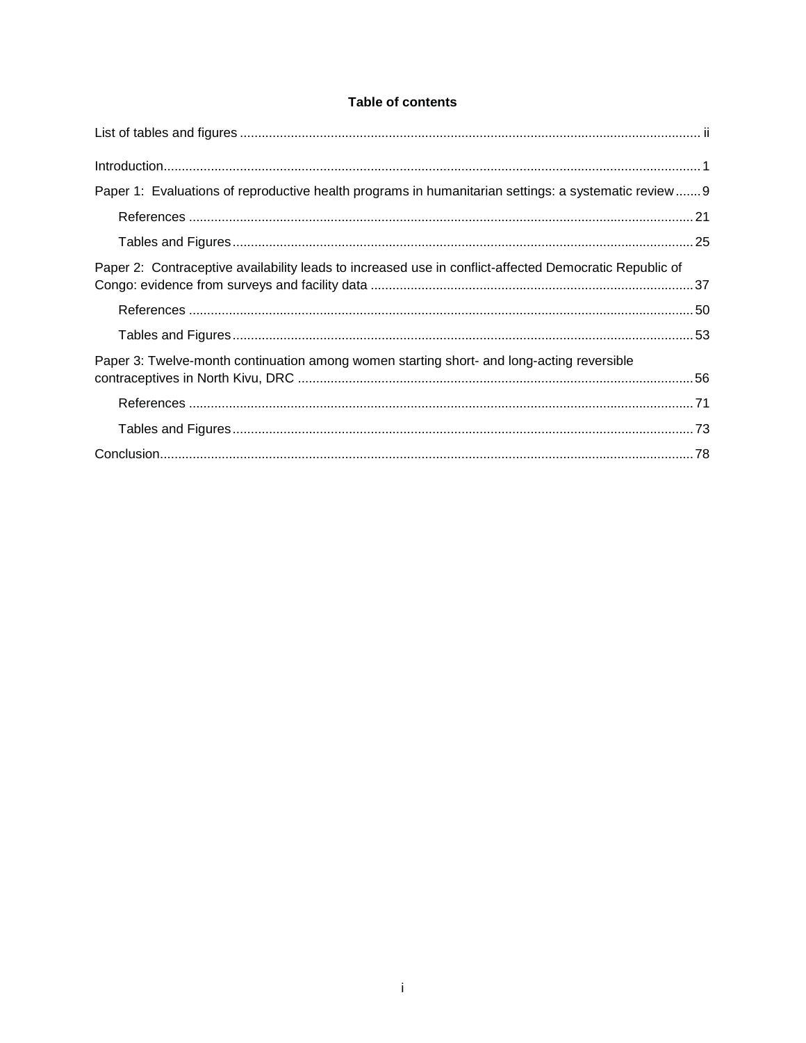# Table of contents

List of tables and figures ............ ii

Introduction ............ 1

Paper 1: Evaluations of reproductive health programs in humanitarian settings: a systematic review ............ 9

- References ............ 21
- Tables and Figures ............ 25

Paper 2: Contraceptive availability leads to increased use in conflict-affected Democratic Republic of Congo: evidence from surveys and facility data ............ 37

- References ............ 50
- Tables and Figures ............ 53

Paper 3: Twelve-month continuation among women starting short- and long-acting reversible contraceptives in North Kivu, DRC ............ 56

- References ............ 71
- Tables and Figures ............ 73

Conclusion ............ 78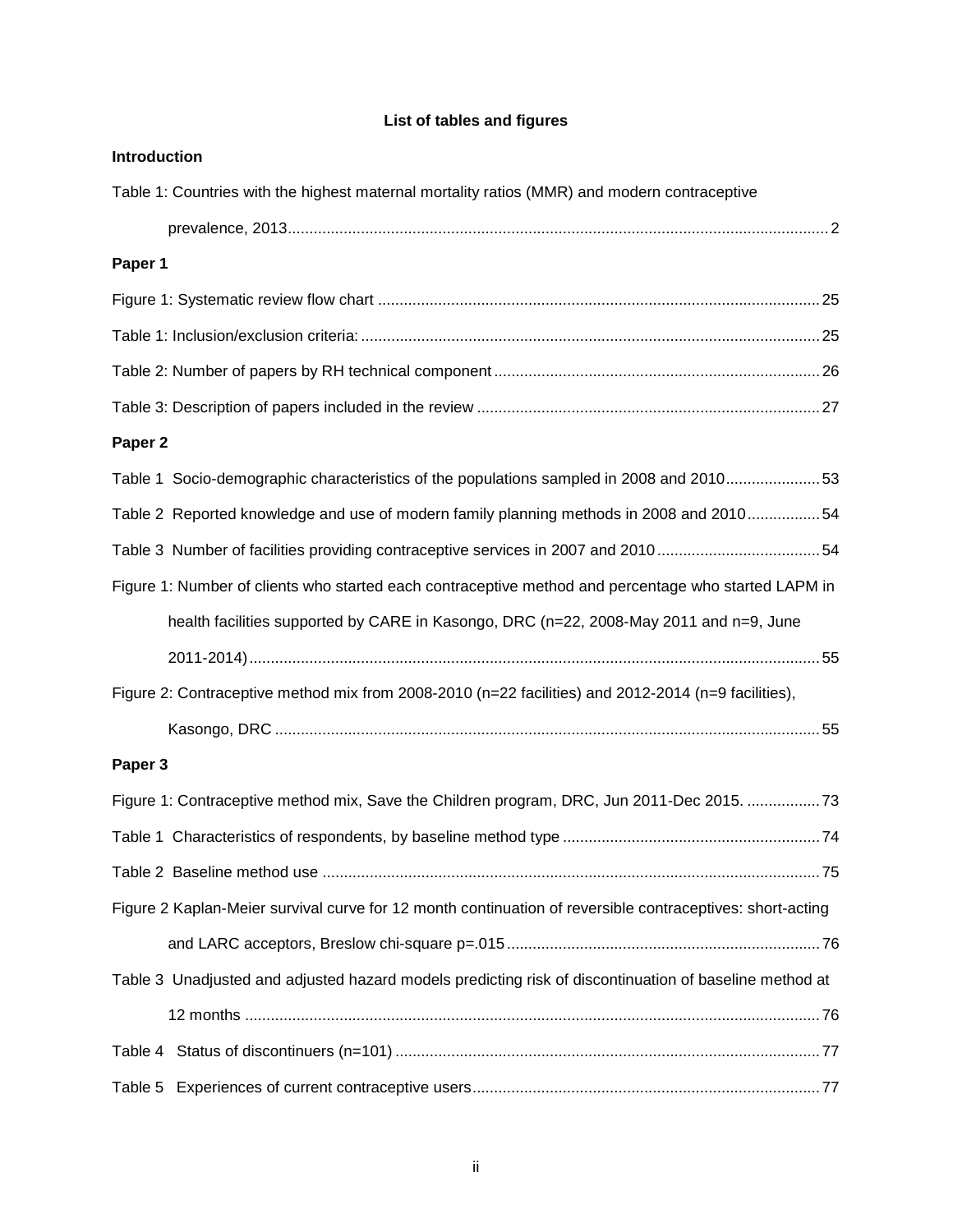**List of tables and figures**

**Introduction**

Table 1: Countries with the highest maternal mortality ratios (MMR) and modern contraceptive prevalence, 2013 .......... 2

**Paper 1**

Figure 1: Systematic review flow chart .......... 25

Table 1: Inclusion/exclusion criteria: .......... 25

Table 2: Number of papers by RH technical component .......... 26

Table 3: Description of papers included in the review .......... 27

**Paper 2**

Table 1 Socio-demographic characteristics of the populations sampled in 2008 and 2010 .......... 53

Table 2 Reported knowledge and use of modern family planning methods in 2008 and 2010 .......... 54

Table 3 Number of facilities providing contraceptive services in 2007 and 2010 .......... 54

Figure 1: Number of clients who started each contraceptive method and percentage who started LAPM in health facilities supported by CARE in Kasongo, DRC (n=22, 2008-May 2011 and n=9, June 2011-2014) .......... 55

Figure 2: Contraceptive method mix from 2008-2010 (n=22 facilities) and 2012-2014 (n=9 facilities), Kasongo, DRC .......... 55

**Paper 3**

Figure 1: Contraceptive method mix, Save the Children program, DRC, Jun 2011-Dec 2015. .......... 73

Table 1 Characteristics of respondents, by baseline method type .......... 74

Table 2 Baseline method use .......... 75

Figure 2 Kaplan-Meier survival curve for 12 month continuation of reversible contraceptives: short-acting and LARC acceptors, Breslow chi-square p=.015 .......... 76

Table 3 Unadjusted and adjusted hazard models predicting risk of discontinuation of baseline method at 12 months .......... 76

Table 4 Status of discontinuers (n=101) .......... 77

Table 5 Experiences of current contraceptive users .......... 77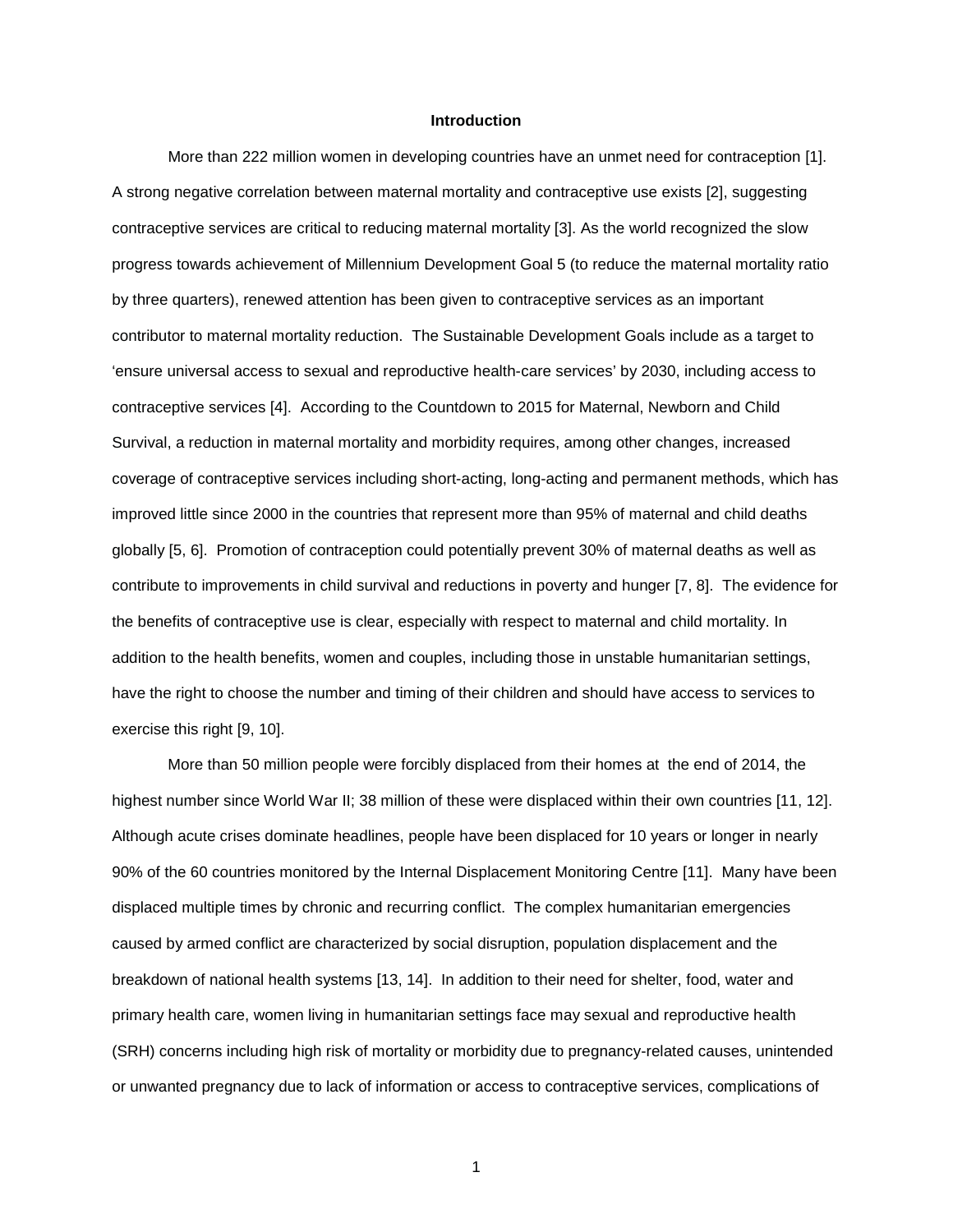## Introduction

More than 222 million women in developing countries have an unmet need for contraception [1]. A strong negative correlation between maternal mortality and contraceptive use exists [2], suggesting contraceptive services are critical to reducing maternal mortality [3]. As the world recognized the slow progress towards achievement of Millennium Development Goal 5 (to reduce the maternal mortality ratio by three quarters), renewed attention has been given to contraceptive services as an important contributor to maternal mortality reduction. The Sustainable Development Goals include as a target to 'ensure universal access to sexual and reproductive health-care services' by 2030, including access to contraceptive services [4]. According to the Countdown to 2015 for Maternal, Newborn and Child Survival, a reduction in maternal mortality and morbidity requires, among other changes, increased coverage of contraceptive services including short-acting, long-acting and permanent methods, which has improved little since 2000 in the countries that represent more than 95% of maternal and child deaths globally [5, 6]. Promotion of contraception could potentially prevent 30% of maternal deaths as well as contribute to improvements in child survival and reductions in poverty and hunger [7, 8]. The evidence for the benefits of contraceptive use is clear, especially with respect to maternal and child mortality. In addition to the health benefits, women and couples, including those in unstable humanitarian settings, have the right to choose the number and timing of their children and should have access to services to exercise this right [9, 10].

More than 50 million people were forcibly displaced from their homes at the end of 2014, the highest number since World War II; 38 million of these were displaced within their own countries [11, 12]. Although acute crises dominate headlines, people have been displaced for 10 years or longer in nearly 90% of the 60 countries monitored by the Internal Displacement Monitoring Centre [11]. Many have been displaced multiple times by chronic and recurring conflict. The complex humanitarian emergencies caused by armed conflict are characterized by social disruption, population displacement and the breakdown of national health systems [13, 14]. In addition to their need for shelter, food, water and primary health care, women living in humanitarian settings face may sexual and reproductive health (SRH) concerns including high risk of mortality or morbidity due to pregnancy-related causes, unintended or unwanted pregnancy due to lack of information or access to contraceptive services, complications of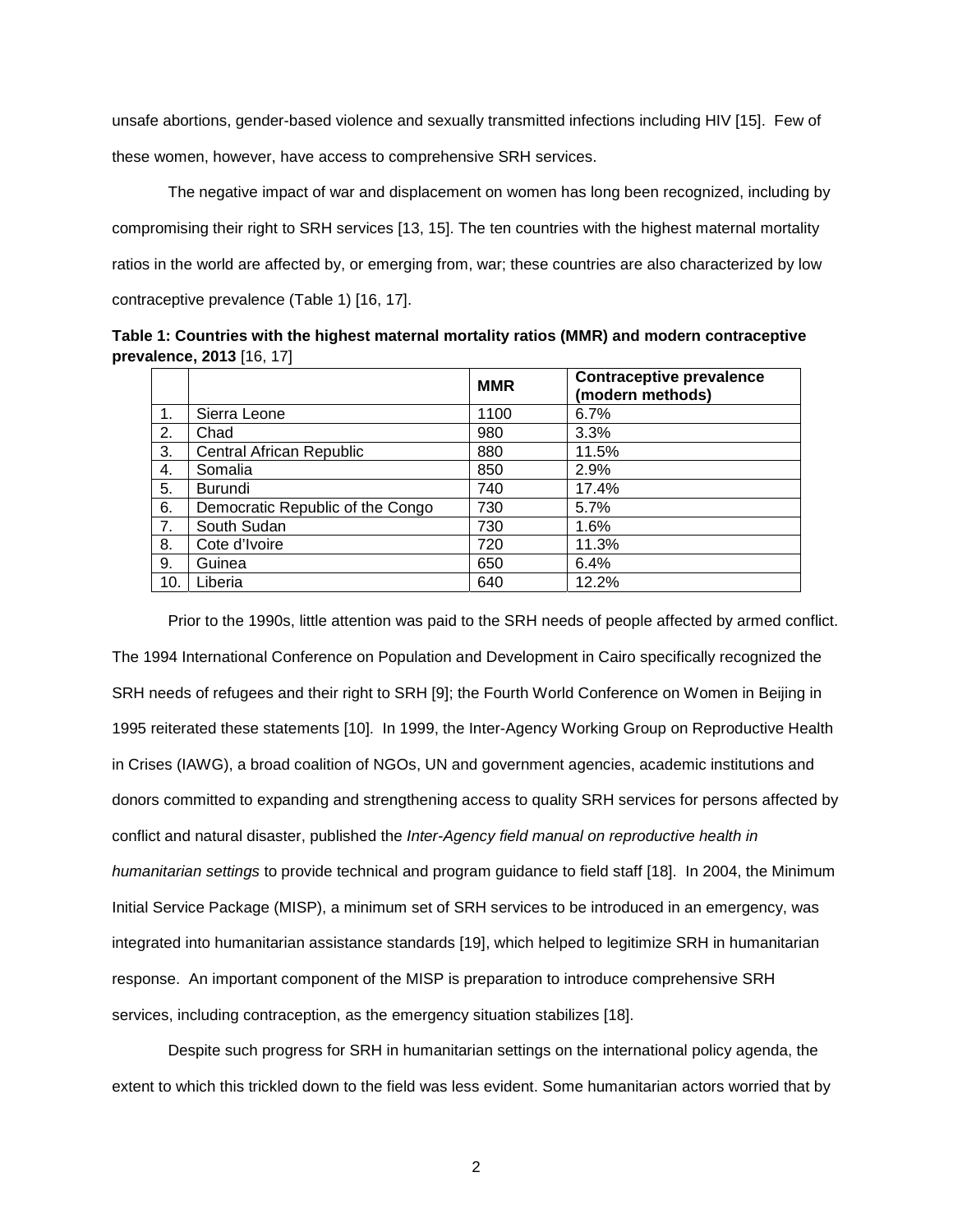unsafe abortions, gender-based violence and sexually transmitted infections including HIV [15]. Few of these women, however, have access to comprehensive SRH services.

The negative impact of war and displacement on women has long been recognized, including by compromising their right to SRH services [13, 15]. The ten countries with the highest maternal mortality ratios in the world are affected by, or emerging from, war; these countries are also characterized by low contraceptive prevalence (Table 1) [16, 17].

**Table 1: Countries with the highest maternal mortality ratios (MMR) and modern contraceptive prevalence, 2013** [16, 17]

| | | MMR | Contraceptive prevalence (modern methods) |
|---|---|---|---|
| 1. | Sierra Leone | 1100 | 6.7% |
| 2. | Chad | 980 | 3.3% |
| 3. | Central African Republic | 880 | 11.5% |
| 4. | Somalia | 850 | 2.9% |
| 5. | Burundi | 740 | 17.4% |
| 6. | Democratic Republic of the Congo | 730 | 5.7% |
| 7. | South Sudan | 730 | 1.6% |
| 8. | Cote d'Ivoire | 720 | 11.3% |
| 9. | Guinea | 650 | 6.4% |
| 10. | Liberia | 640 | 12.2% |

Prior to the 1990s, little attention was paid to the SRH needs of people affected by armed conflict. The 1994 International Conference on Population and Development in Cairo specifically recognized the SRH needs of refugees and their right to SRH [9]; the Fourth World Conference on Women in Beijing in 1995 reiterated these statements [10]. In 1999, the Inter-Agency Working Group on Reproductive Health in Crises (IAWG), a broad coalition of NGOs, UN and government agencies, academic institutions and donors committed to expanding and strengthening access to quality SRH services for persons affected by conflict and natural disaster, published the *Inter-Agency field manual on reproductive health in humanitarian settings* to provide technical and program guidance to field staff [18]. In 2004, the Minimum Initial Service Package (MISP), a minimum set of SRH services to be introduced in an emergency, was integrated into humanitarian assistance standards [19], which helped to legitimize SRH in humanitarian response. An important component of the MISP is preparation to introduce comprehensive SRH services, including contraception, as the emergency situation stabilizes [18].

Despite such progress for SRH in humanitarian settings on the international policy agenda, the extent to which this trickled down to the field was less evident. Some humanitarian actors worried that by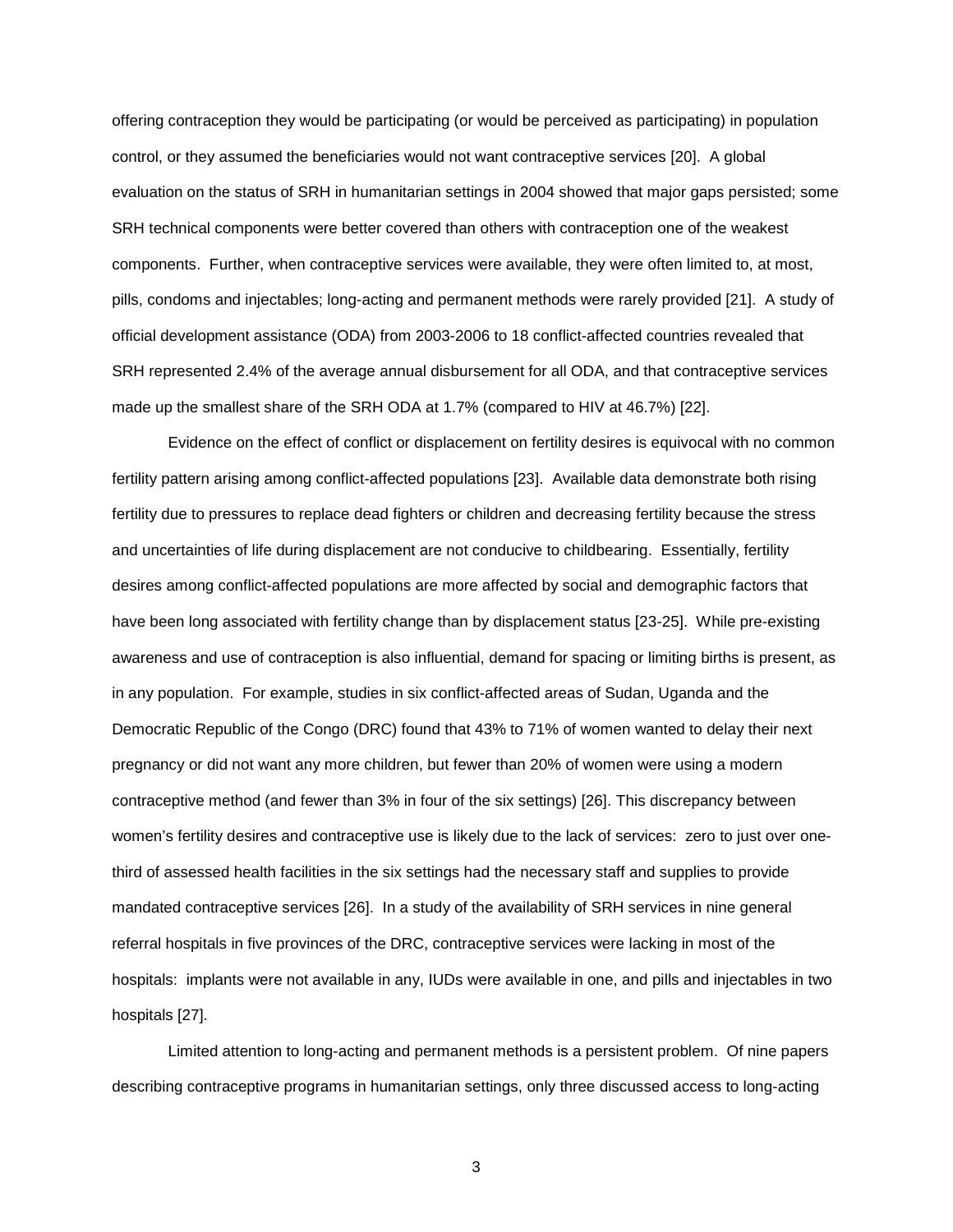offering contraception they would be participating (or would be perceived as participating) in population control, or they assumed the beneficiaries would not want contraceptive services [20]. A global evaluation on the status of SRH in humanitarian settings in 2004 showed that major gaps persisted; some SRH technical components were better covered than others with contraception one of the weakest components. Further, when contraceptive services were available, they were often limited to, at most, pills, condoms and injectables; long-acting and permanent methods were rarely provided [21]. A study of official development assistance (ODA) from 2003-2006 to 18 conflict-affected countries revealed that SRH represented 2.4% of the average annual disbursement for all ODA, and that contraceptive services made up the smallest share of the SRH ODA at 1.7% (compared to HIV at 46.7%) [22].

Evidence on the effect of conflict or displacement on fertility desires is equivocal with no common fertility pattern arising among conflict-affected populations [23]. Available data demonstrate both rising fertility due to pressures to replace dead fighters or children and decreasing fertility because the stress and uncertainties of life during displacement are not conducive to childbearing. Essentially, fertility desires among conflict-affected populations are more affected by social and demographic factors that have been long associated with fertility change than by displacement status [23-25]. While pre-existing awareness and use of contraception is also influential, demand for spacing or limiting births is present, as in any population. For example, studies in six conflict-affected areas of Sudan, Uganda and the Democratic Republic of the Congo (DRC) found that 43% to 71% of women wanted to delay their next pregnancy or did not want any more children, but fewer than 20% of women were using a modern contraceptive method (and fewer than 3% in four of the six settings) [26]. This discrepancy between women's fertility desires and contraceptive use is likely due to the lack of services: zero to just over one-third of assessed health facilities in the six settings had the necessary staff and supplies to provide mandated contraceptive services [26]. In a study of the availability of SRH services in nine general referral hospitals in five provinces of the DRC, contraceptive services were lacking in most of the hospitals: implants were not available in any, IUDs were available in one, and pills and injectables in two hospitals [27].

Limited attention to long-acting and permanent methods is a persistent problem. Of nine papers describing contraceptive programs in humanitarian settings, only three discussed access to long-acting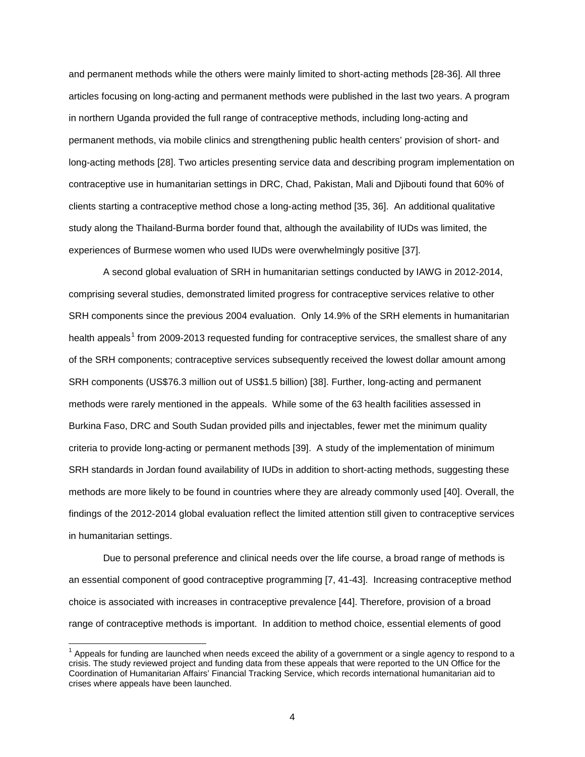and permanent methods while the others were mainly limited to short-acting methods [28-36]. All three articles focusing on long-acting and permanent methods were published in the last two years. A program in northern Uganda provided the full range of contraceptive methods, including long-acting and permanent methods, via mobile clinics and strengthening public health centers' provision of short- and long-acting methods [28]. Two articles presenting service data and describing program implementation on contraceptive use in humanitarian settings in DRC, Chad, Pakistan, Mali and Djibouti found that 60% of clients starting a contraceptive method chose a long-acting method [35, 36]. An additional qualitative study along the Thailand-Burma border found that, although the availability of IUDs was limited, the experiences of Burmese women who used IUDs were overwhelmingly positive [37].

A second global evaluation of SRH in humanitarian settings conducted by IAWG in 2012-2014, comprising several studies, demonstrated limited progress for contraceptive services relative to other SRH components since the previous 2004 evaluation. Only 14.9% of the SRH elements in humanitarian health appeals[1] from 2009-2013 requested funding for contraceptive services, the smallest share of any of the SRH components; contraceptive services subsequently received the lowest dollar amount among SRH components (US$76.3 million out of US$1.5 billion) [38]. Further, long-acting and permanent methods were rarely mentioned in the appeals. While some of the 63 health facilities assessed in Burkina Faso, DRC and South Sudan provided pills and injectables, fewer met the minimum quality criteria to provide long-acting or permanent methods [39]. A study of the implementation of minimum SRH standards in Jordan found availability of IUDs in addition to short-acting methods, suggesting these methods are more likely to be found in countries where they are already commonly used [40]. Overall, the findings of the 2012-2014 global evaluation reflect the limited attention still given to contraceptive services in humanitarian settings.

Due to personal preference and clinical needs over the life course, a broad range of methods is an essential component of good contraceptive programming [7, 41-43]. Increasing contraceptive method choice is associated with increases in contraceptive prevalence [44]. Therefore, provision of a broad range of contraceptive methods is important. In addition to method choice, essential elements of good

[1] Appeals for funding are launched when needs exceed the ability of a government or a single agency to respond to a crisis. The study reviewed project and funding data from these appeals that were reported to the UN Office for the Coordination of Humanitarian Affairs' Financial Tracking Service, which records international humanitarian aid to crises where appeals have been launched.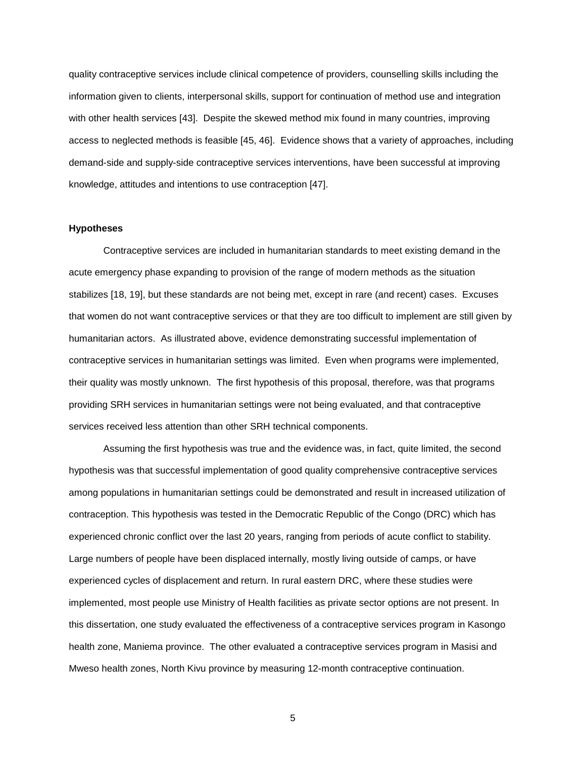quality contraceptive services include clinical competence of providers, counselling skills including the information given to clients, interpersonal skills, support for continuation of method use and integration with other health services [43]. Despite the skewed method mix found in many countries, improving access to neglected methods is feasible [45, 46]. Evidence shows that a variety of approaches, including demand-side and supply-side contraceptive services interventions, have been successful at improving knowledge, attitudes and intentions to use contraception [47].

**Hypotheses**

Contraceptive services are included in humanitarian standards to meet existing demand in the acute emergency phase expanding to provision of the range of modern methods as the situation stabilizes [18, 19], but these standards are not being met, except in rare (and recent) cases. Excuses that women do not want contraceptive services or that they are too difficult to implement are still given by humanitarian actors. As illustrated above, evidence demonstrating successful implementation of contraceptive services in humanitarian settings was limited. Even when programs were implemented, their quality was mostly unknown. The first hypothesis of this proposal, therefore, was that programs providing SRH services in humanitarian settings were not being evaluated, and that contraceptive services received less attention than other SRH technical components.

Assuming the first hypothesis was true and the evidence was, in fact, quite limited, the second hypothesis was that successful implementation of good quality comprehensive contraceptive services among populations in humanitarian settings could be demonstrated and result in increased utilization of contraception. This hypothesis was tested in the Democratic Republic of the Congo (DRC) which has experienced chronic conflict over the last 20 years, ranging from periods of acute conflict to stability. Large numbers of people have been displaced internally, mostly living outside of camps, or have experienced cycles of displacement and return. In rural eastern DRC, where these studies were implemented, most people use Ministry of Health facilities as private sector options are not present. In this dissertation, one study evaluated the effectiveness of a contraceptive services program in Kasongo health zone, Maniema province. The other evaluated a contraceptive services program in Masisi and Mweso health zones, North Kivu province by measuring 12-month contraceptive continuation.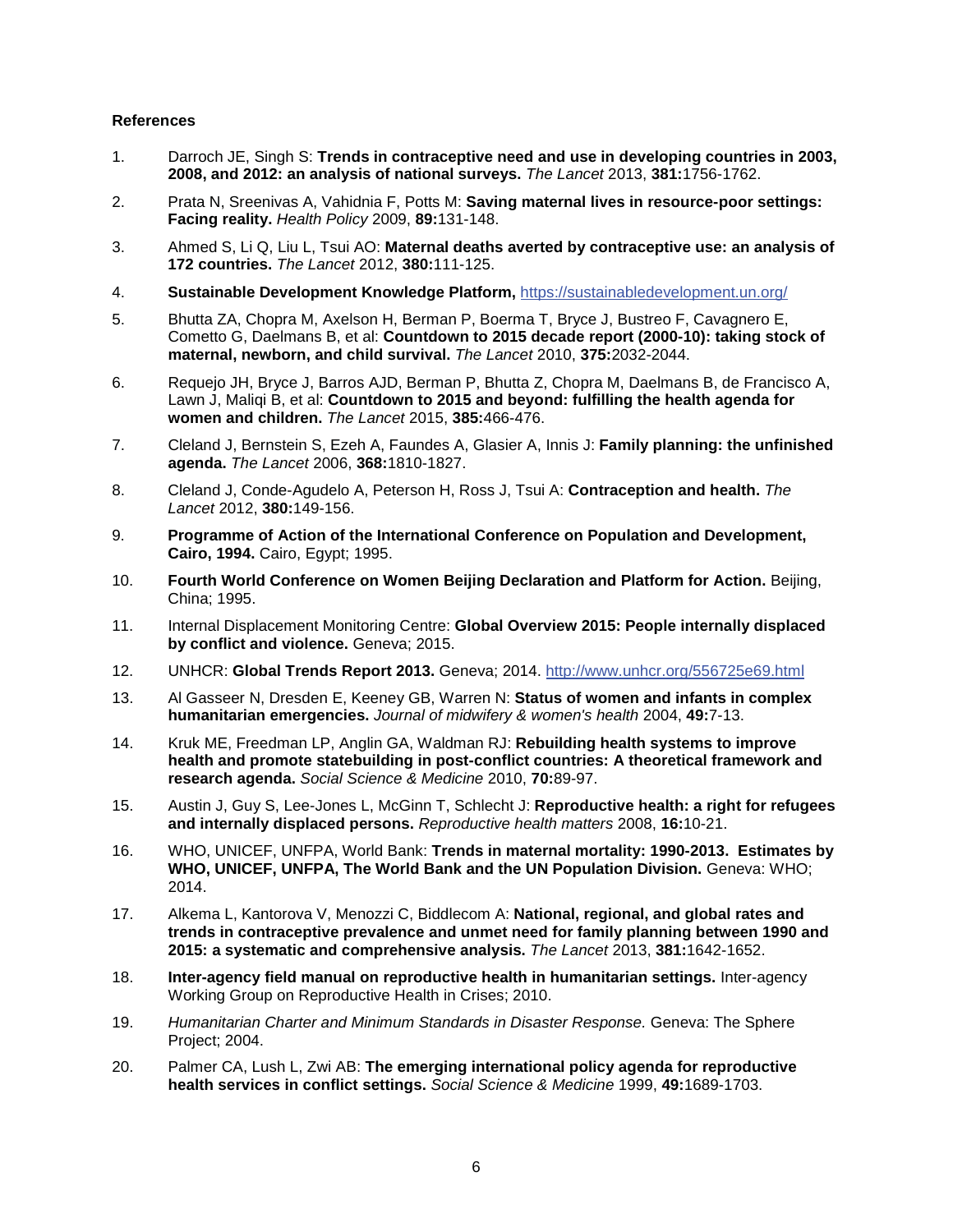**References**

1. Darroch JE, Singh S: **Trends in contraceptive need and use in developing countries in 2003, 2008, and 2012: an analysis of national surveys.** *The Lancet* 2013, **381:**1756-1762.

2. Prata N, Sreenivas A, Vahidnia F, Potts M: **Saving maternal lives in resource-poor settings: Facing reality.** *Health Policy* 2009, **89:**131-148.

3. Ahmed S, Li Q, Liu L, Tsui AO: **Maternal deaths averted by contraceptive use: an analysis of 172 countries.** *The Lancet* 2012, **380:**111-125.

4. **Sustainable Development Knowledge Platform,** https://sustainabledevelopment.un.org/

5. Bhutta ZA, Chopra M, Axelson H, Berman P, Boerma T, Bryce J, Bustreo F, Cavagnero E, Cometto G, Daelmans B, et al: **Countdown to 2015 decade report (2000-10): taking stock of maternal, newborn, and child survival.** *The Lancet* 2010, **375:**2032-2044.

6. Requejo JH, Bryce J, Barros AJD, Berman P, Bhutta Z, Chopra M, Daelmans B, de Francisco A, Lawn J, Maliqi B, et al: **Countdown to 2015 and beyond: fulfilling the health agenda for women and children.** *The Lancet* 2015, **385:**466-476.

7. Cleland J, Bernstein S, Ezeh A, Faundes A, Glasier A, Innis J: **Family planning: the unfinished agenda.** *The Lancet* 2006, **368:**1810-1827.

8. Cleland J, Conde-Agudelo A, Peterson H, Ross J, Tsui A: **Contraception and health.** *The Lancet* 2012, **380:**149-156.

9. **Programme of Action of the International Conference on Population and Development, Cairo, 1994.** Cairo, Egypt; 1995.

10. **Fourth World Conference on Women Beijing Declaration and Platform for Action.** Beijing, China; 1995.

11. Internal Displacement Monitoring Centre: **Global Overview 2015: People internally displaced by conflict and violence.** Geneva; 2015.

12. UNHCR: **Global Trends Report 2013.** Geneva; 2014. http://www.unhcr.org/556725e69.html

13. Al Gasseer N, Dresden E, Keeney GB, Warren N: **Status of women and infants in complex humanitarian emergencies.** *Journal of midwifery & women's health* 2004, **49:**7-13.

14. Kruk ME, Freedman LP, Anglin GA, Waldman RJ: **Rebuilding health systems to improve health and promote statebuilding in post-conflict countries: A theoretical framework and research agenda.** *Social Science & Medicine* 2010, **70:**89-97.

15. Austin J, Guy S, Lee-Jones L, McGinn T, Schlecht J: **Reproductive health: a right for refugees and internally displaced persons.** *Reproductive health matters* 2008, **16:**10-21.

16. WHO, UNICEF, UNFPA, World Bank: **Trends in maternal mortality: 1990-2013. Estimates by WHO, UNICEF, UNFPA, The World Bank and the UN Population Division.** Geneva: WHO; 2014.

17. Alkema L, Kantorova V, Menozzi C, Biddlecom A: **National, regional, and global rates and trends in contraceptive prevalence and unmet need for family planning between 1990 and 2015: a systematic and comprehensive analysis.** *The Lancet* 2013, **381:**1642-1652.

18. **Inter-agency field manual on reproductive health in humanitarian settings.** Inter-agency Working Group on Reproductive Health in Crises; 2010.

19. *Humanitarian Charter and Minimum Standards in Disaster Response.* Geneva: The Sphere Project; 2004.

20. Palmer CA, Lush L, Zwi AB: **The emerging international policy agenda for reproductive health services in conflict settings.** *Social Science & Medicine* 1999, **49:**1689-1703.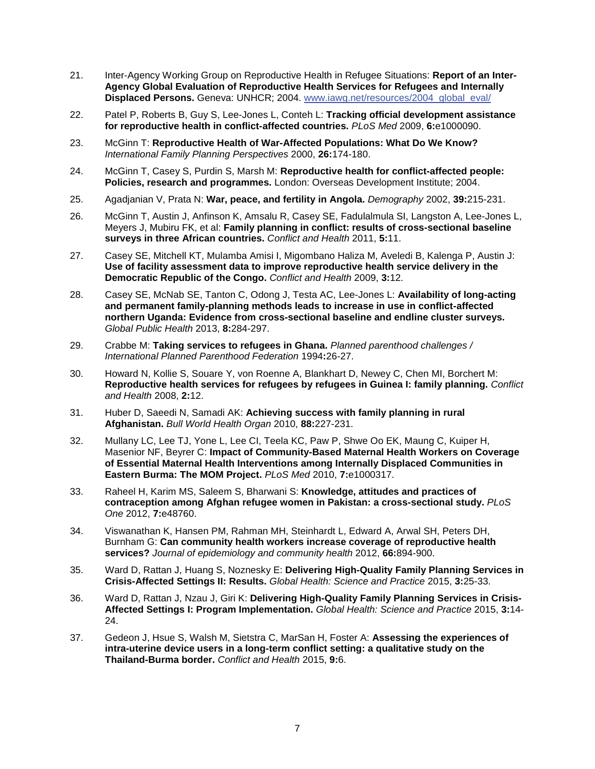21. Inter-Agency Working Group on Reproductive Health in Refugee Situations: **Report of an Inter-Agency Global Evaluation of Reproductive Health Services for Refugees and Internally Displaced Persons.** Geneva: UNHCR; 2004. [www.iawg.net/resources/2004_global_eval/](www.iawg.net/resources/2004_global_eval/)

22. Patel P, Roberts B, Guy S, Lee-Jones L, Conteh L: **Tracking official development assistance for reproductive health in conflict-affected countries.** *PLoS Med* 2009, **6:**e1000090.

23. McGinn T: **Reproductive Health of War-Affected Populations: What Do We Know?** *International Family Planning Perspectives* 2000, **26:**174-180.

24. McGinn T, Casey S, Purdin S, Marsh M: **Reproductive health for conflict-affected people: Policies, research and programmes.** London: Overseas Development Institute; 2004.

25. Agadjanian V, Prata N: **War, peace, and fertility in Angola.** *Demography* 2002, **39:**215-231.

26. McGinn T, Austin J, Anfinson K, Amsalu R, Casey SE, Fadulalmula SI, Langston A, Lee-Jones L, Meyers J, Mubiru FK, et al: **Family planning in conflict: results of cross-sectional baseline surveys in three African countries.** *Conflict and Health* 2011, **5:**11.

27. Casey SE, Mitchell KT, Mulamba Amisi I, Migombano Haliza M, Aveledi B, Kalenga P, Austin J: **Use of facility assessment data to improve reproductive health service delivery in the Democratic Republic of the Congo.** *Conflict and Health* 2009, **3:**12.

28. Casey SE, McNab SE, Tanton C, Odong J, Testa AC, Lee-Jones L: **Availability of long-acting and permanent family-planning methods leads to increase in use in conflict-affected northern Uganda: Evidence from cross-sectional baseline and endline cluster surveys.** *Global Public Health* 2013, **8:**284-297.

29. Crabbe M: **Taking services to refugees in Ghana.** *Planned parenthood challenges / International Planned Parenthood Federation* 1994**:**26-27.

30. Howard N, Kollie S, Souare Y, von Roenne A, Blankhart D, Newey C, Chen MI, Borchert M: **Reproductive health services for refugees by refugees in Guinea I: family planning.** *Conflict and Health* 2008, **2:**12.

31. Huber D, Saeedi N, Samadi AK: **Achieving success with family planning in rural Afghanistan.** *Bull World Health Organ* 2010, **88:**227-231.

32. Mullany LC, Lee TJ, Yone L, Lee CI, Teela KC, Paw P, Shwe Oo EK, Maung C, Kuiper H, Masenior NF, Beyrer C: **Impact of Community-Based Maternal Health Workers on Coverage of Essential Maternal Health Interventions among Internally Displaced Communities in Eastern Burma: The MOM Project.** *PLoS Med* 2010, **7:**e1000317.

33. Raheel H, Karim MS, Saleem S, Bharwani S: **Knowledge, attitudes and practices of contraception among Afghan refugee women in Pakistan: a cross-sectional study.** *PLoS One* 2012, **7:**e48760.

34. Viswanathan K, Hansen PM, Rahman MH, Steinhardt L, Edward A, Arwal SH, Peters DH, Burnham G: **Can community health workers increase coverage of reproductive health services?** *Journal of epidemiology and community health* 2012, **66:**894-900.

35. Ward D, Rattan J, Huang S, Noznesky E: **Delivering High-Quality Family Planning Services in Crisis-Affected Settings II: Results.** *Global Health: Science and Practice* 2015, **3:**25-33.

36. Ward D, Rattan J, Nzau J, Giri K: **Delivering High-Quality Family Planning Services in Crisis-Affected Settings I: Program Implementation.** *Global Health: Science and Practice* 2015, **3:**14-24.

37. Gedeon J, Hsue S, Walsh M, Sietstra C, MarSan H, Foster A: **Assessing the experiences of intra-uterine device users in a long-term conflict setting: a qualitative study on the Thailand-Burma border.** *Conflict and Health* 2015, **9:**6.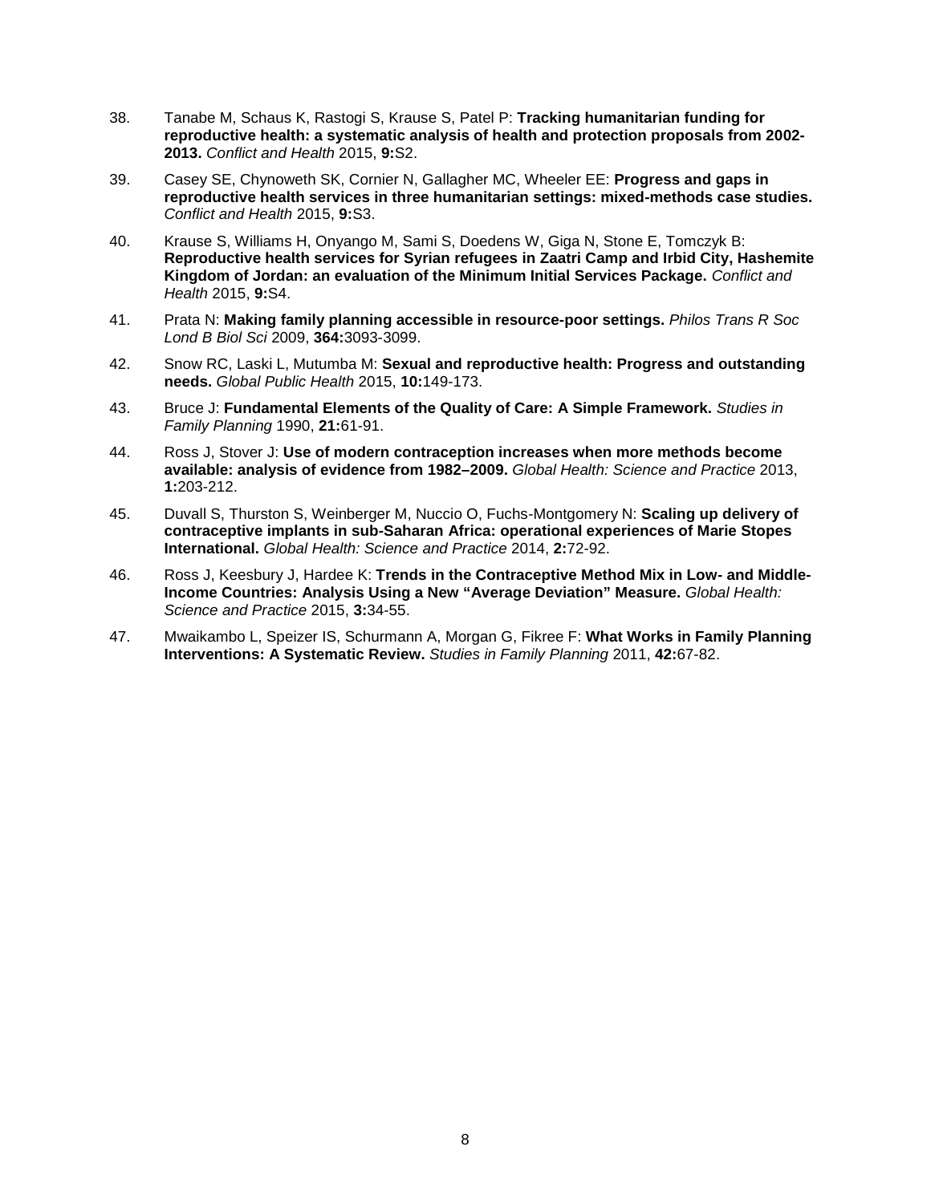38. Tanabe M, Schaus K, Rastogi S, Krause S, Patel P: **Tracking humanitarian funding for reproductive health: a systematic analysis of health and protection proposals from 2002-2013.** *Conflict and Health* 2015, **9:**S2.

39. Casey SE, Chynoweth SK, Cornier N, Gallagher MC, Wheeler EE: **Progress and gaps in reproductive health services in three humanitarian settings: mixed-methods case studies.** *Conflict and Health* 2015, **9:**S3.

40. Krause S, Williams H, Onyango M, Sami S, Doedens W, Giga N, Stone E, Tomczyk B: **Reproductive health services for Syrian refugees in Zaatri Camp and Irbid City, Hashemite Kingdom of Jordan: an evaluation of the Minimum Initial Services Package.** *Conflict and Health* 2015, **9:**S4.

41. Prata N: **Making family planning accessible in resource-poor settings.** *Philos Trans R Soc Lond B Biol Sci* 2009, **364:**3093-3099.

42. Snow RC, Laski L, Mutumba M: **Sexual and reproductive health: Progress and outstanding needs.** *Global Public Health* 2015, **10:**149-173.

43. Bruce J: **Fundamental Elements of the Quality of Care: A Simple Framework.** *Studies in Family Planning* 1990, **21:**61-91.

44. Ross J, Stover J: **Use of modern contraception increases when more methods become available: analysis of evidence from 1982–2009.** *Global Health: Science and Practice* 2013, **1:**203-212.

45. Duvall S, Thurston S, Weinberger M, Nuccio O, Fuchs-Montgomery N: **Scaling up delivery of contraceptive implants in sub-Saharan Africa: operational experiences of Marie Stopes International.** *Global Health: Science and Practice* 2014, **2:**72-92.

46. Ross J, Keesbury J, Hardee K: **Trends in the Contraceptive Method Mix in Low- and Middle-Income Countries: Analysis Using a New "Average Deviation" Measure.** *Global Health: Science and Practice* 2015, **3:**34-55.

47. Mwaikambo L, Speizer IS, Schurmann A, Morgan G, Fikree F: **What Works in Family Planning Interventions: A Systematic Review.** *Studies in Family Planning* 2011, **42:**67-82.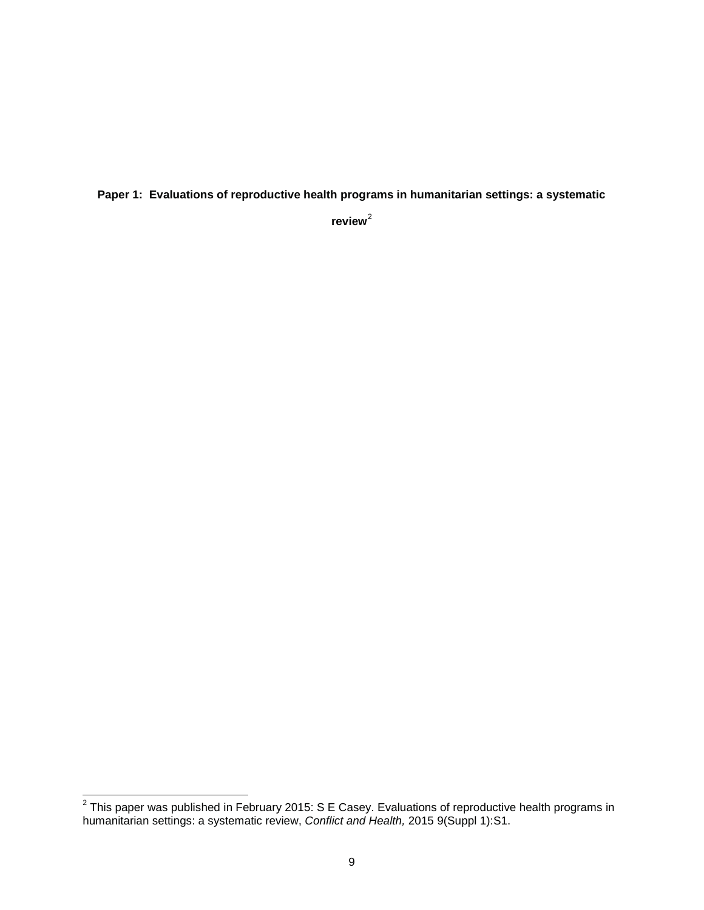**Paper 1: Evaluations of reproductive health programs in humanitarian settings: a systematic review**[2]

[2] This paper was published in February 2015: S E Casey. Evaluations of reproductive health programs in humanitarian settings: a systematic review, *Conflict and Health,* 2015 9(Suppl 1):S1.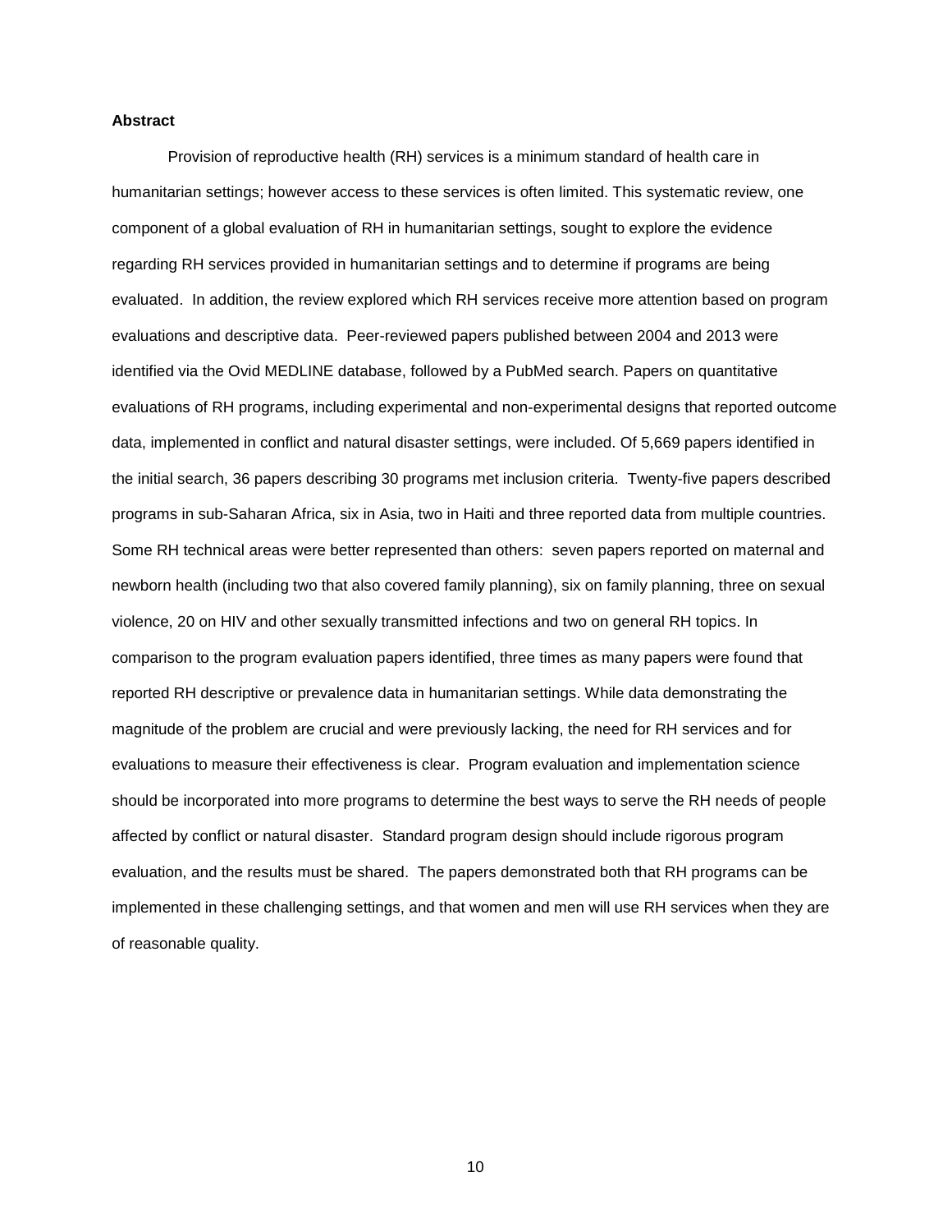**Abstract**

Provision of reproductive health (RH) services is a minimum standard of health care in humanitarian settings; however access to these services is often limited. This systematic review, one component of a global evaluation of RH in humanitarian settings, sought to explore the evidence regarding RH services provided in humanitarian settings and to determine if programs are being evaluated. In addition, the review explored which RH services receive more attention based on program evaluations and descriptive data. Peer-reviewed papers published between 2004 and 2013 were identified via the Ovid MEDLINE database, followed by a PubMed search. Papers on quantitative evaluations of RH programs, including experimental and non-experimental designs that reported outcome data, implemented in conflict and natural disaster settings, were included. Of 5,669 papers identified in the initial search, 36 papers describing 30 programs met inclusion criteria. Twenty-five papers described programs in sub-Saharan Africa, six in Asia, two in Haiti and three reported data from multiple countries. Some RH technical areas were better represented than others: seven papers reported on maternal and newborn health (including two that also covered family planning), six on family planning, three on sexual violence, 20 on HIV and other sexually transmitted infections and two on general RH topics. In comparison to the program evaluation papers identified, three times as many papers were found that reported RH descriptive or prevalence data in humanitarian settings. While data demonstrating the magnitude of the problem are crucial and were previously lacking, the need for RH services and for evaluations to measure their effectiveness is clear. Program evaluation and implementation science should be incorporated into more programs to determine the best ways to serve the RH needs of people affected by conflict or natural disaster. Standard program design should include rigorous program evaluation, and the results must be shared. The papers demonstrated both that RH programs can be implemented in these challenging settings, and that women and men will use RH services when they are of reasonable quality.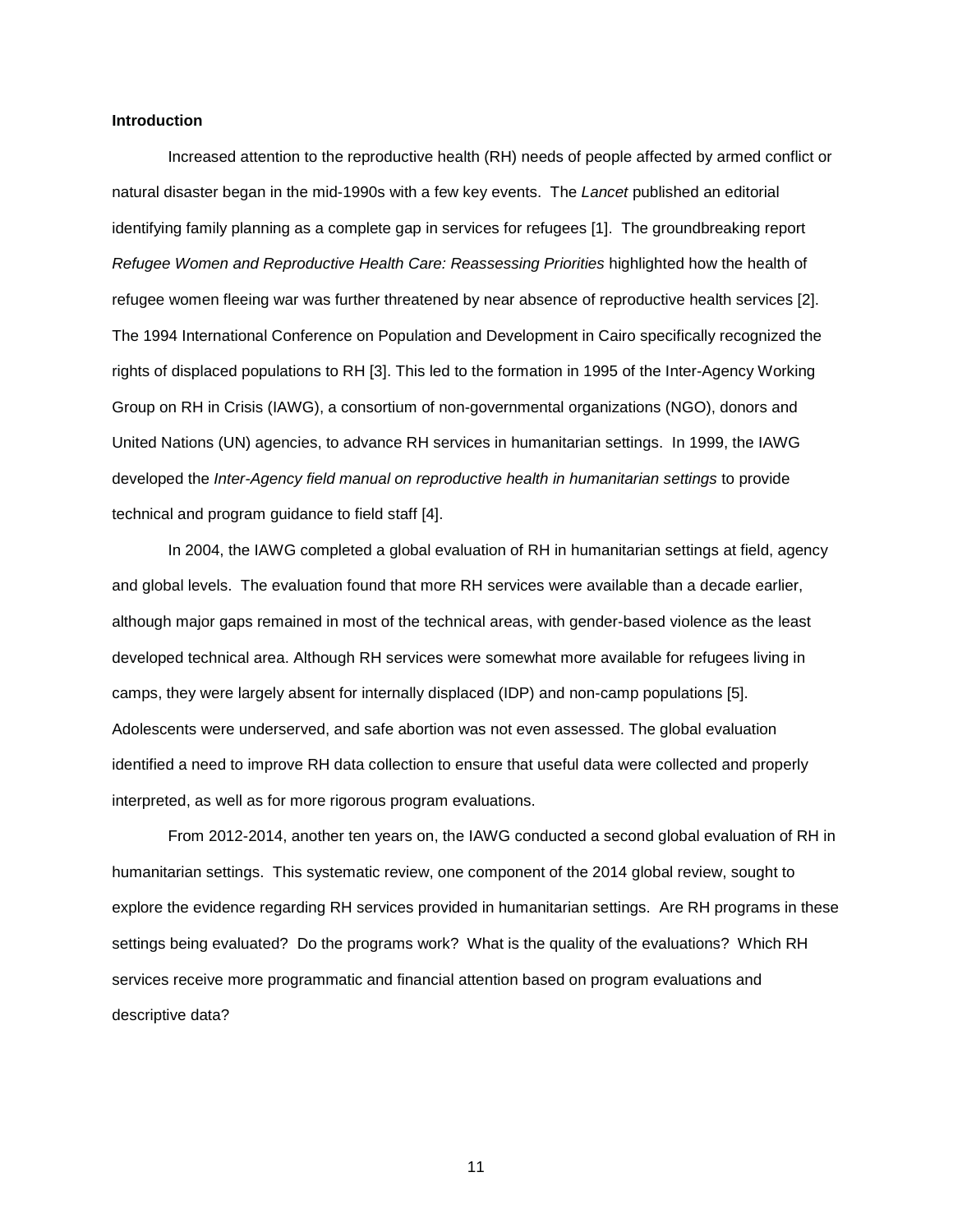**Introduction**

Increased attention to the reproductive health (RH) needs of people affected by armed conflict or natural disaster began in the mid-1990s with a few key events. The *Lancet* published an editorial identifying family planning as a complete gap in services for refugees [1]. The groundbreaking report *Refugee Women and Reproductive Health Care: Reassessing Priorities* highlighted how the health of refugee women fleeing war was further threatened by near absence of reproductive health services [2]. The 1994 International Conference on Population and Development in Cairo specifically recognized the rights of displaced populations to RH [3]. This led to the formation in 1995 of the Inter-Agency Working Group on RH in Crisis (IAWG), a consortium of non-governmental organizations (NGO), donors and United Nations (UN) agencies, to advance RH services in humanitarian settings. In 1999, the IAWG developed the *Inter-Agency field manual on reproductive health in humanitarian settings* to provide technical and program guidance to field staff [4].

In 2004, the IAWG completed a global evaluation of RH in humanitarian settings at field, agency and global levels. The evaluation found that more RH services were available than a decade earlier, although major gaps remained in most of the technical areas, with gender-based violence as the least developed technical area. Although RH services were somewhat more available for refugees living in camps, they were largely absent for internally displaced (IDP) and non-camp populations [5]. Adolescents were underserved, and safe abortion was not even assessed. The global evaluation identified a need to improve RH data collection to ensure that useful data were collected and properly interpreted, as well as for more rigorous program evaluations.

From 2012-2014, another ten years on, the IAWG conducted a second global evaluation of RH in humanitarian settings. This systematic review, one component of the 2014 global review, sought to explore the evidence regarding RH services provided in humanitarian settings. Are RH programs in these settings being evaluated? Do the programs work? What is the quality of the evaluations? Which RH services receive more programmatic and financial attention based on program evaluations and descriptive data?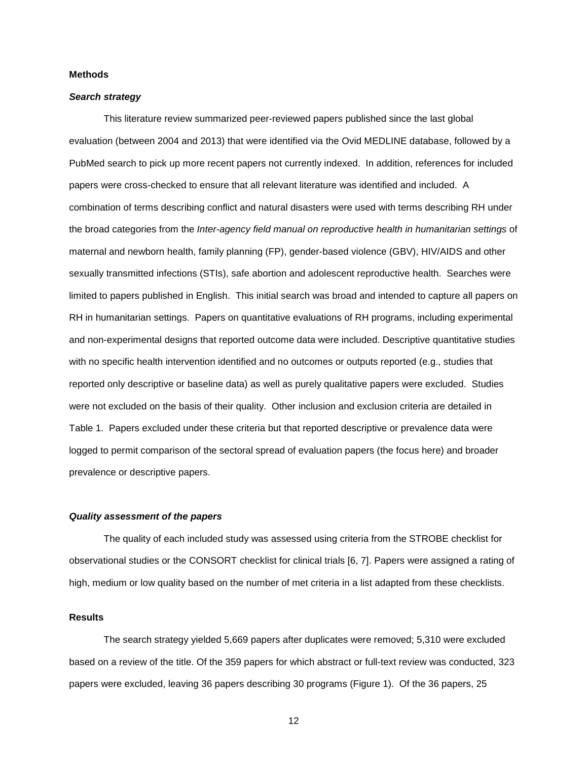## Methods

### *Search strategy*

This literature review summarized peer-reviewed papers published since the last global evaluation (between 2004 and 2013) that were identified via the Ovid MEDLINE database, followed by a PubMed search to pick up more recent papers not currently indexed. In addition, references for included papers were cross-checked to ensure that all relevant literature was identified and included. A combination of terms describing conflict and natural disasters were used with terms describing RH under the broad categories from the *Inter-agency field manual on reproductive health in humanitarian settings* of maternal and newborn health, family planning (FP), gender-based violence (GBV), HIV/AIDS and other sexually transmitted infections (STIs), safe abortion and adolescent reproductive health. Searches were limited to papers published in English. This initial search was broad and intended to capture all papers on RH in humanitarian settings. Papers on quantitative evaluations of RH programs, including experimental and non-experimental designs that reported outcome data were included. Descriptive quantitative studies with no specific health intervention identified and no outcomes or outputs reported (e.g., studies that reported only descriptive or baseline data) as well as purely qualitative papers were excluded. Studies were not excluded on the basis of their quality. Other inclusion and exclusion criteria are detailed in Table 1. Papers excluded under these criteria but that reported descriptive or prevalence data were logged to permit comparison of the sectoral spread of evaluation papers (the focus here) and broader prevalence or descriptive papers.

### *Quality assessment of the papers*

The quality of each included study was assessed using criteria from the STROBE checklist for observational studies or the CONSORT checklist for clinical trials [6, 7]. Papers were assigned a rating of high, medium or low quality based on the number of met criteria in a list adapted from these checklists.

## Results

The search strategy yielded 5,669 papers after duplicates were removed; 5,310 were excluded based on a review of the title. Of the 359 papers for which abstract or full-text review was conducted, 323 papers were excluded, leaving 36 papers describing 30 programs (Figure 1). Of the 36 papers, 25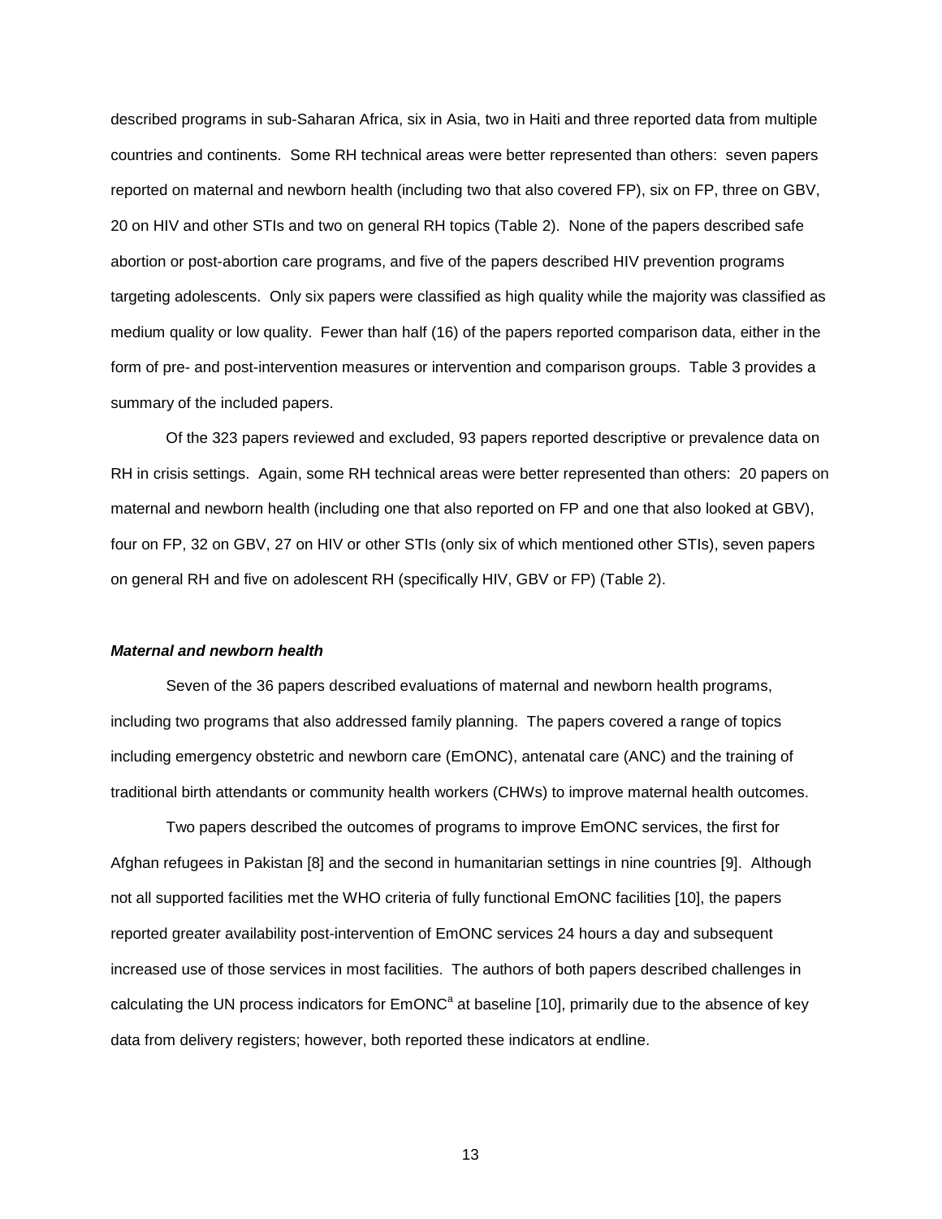described programs in sub-Saharan Africa, six in Asia, two in Haiti and three reported data from multiple countries and continents. Some RH technical areas were better represented than others: seven papers reported on maternal and newborn health (including two that also covered FP), six on FP, three on GBV, 20 on HIV and other STIs and two on general RH topics (Table 2). None of the papers described safe abortion or post-abortion care programs, and five of the papers described HIV prevention programs targeting adolescents. Only six papers were classified as high quality while the majority was classified as medium quality or low quality. Fewer than half (16) of the papers reported comparison data, either in the form of pre- and post-intervention measures or intervention and comparison groups. Table 3 provides a summary of the included papers.

Of the 323 papers reviewed and excluded, 93 papers reported descriptive or prevalence data on RH in crisis settings. Again, some RH technical areas were better represented than others: 20 papers on maternal and newborn health (including one that also reported on FP and one that also looked at GBV), four on FP, 32 on GBV, 27 on HIV or other STIs (only six of which mentioned other STIs), seven papers on general RH and five on adolescent RH (specifically HIV, GBV or FP) (Table 2).

***Maternal and newborn health***

Seven of the 36 papers described evaluations of maternal and newborn health programs, including two programs that also addressed family planning. The papers covered a range of topics including emergency obstetric and newborn care (EmONC), antenatal care (ANC) and the training of traditional birth attendants or community health workers (CHWs) to improve maternal health outcomes.

Two papers described the outcomes of programs to improve EmONC services, the first for Afghan refugees in Pakistan [8] and the second in humanitarian settings in nine countries [9]. Although not all supported facilities met the WHO criteria of fully functional EmONC facilities [10], the papers reported greater availability post-intervention of EmONC services 24 hours a day and subsequent increased use of those services in most facilities. The authors of both papers described challenges in calculating the UN process indicators for EmONC[a] at baseline [10], primarily due to the absence of key data from delivery registers; however, both reported these indicators at endline.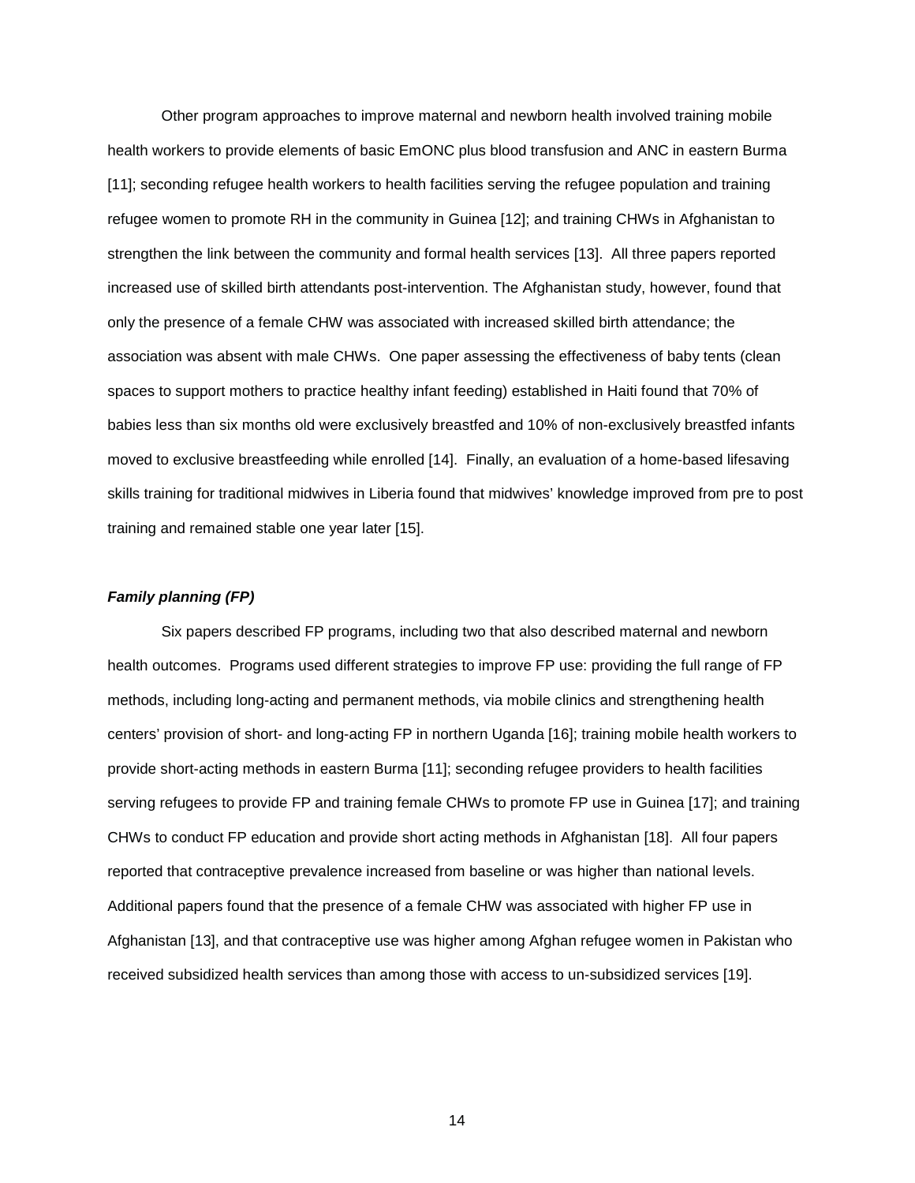Other program approaches to improve maternal and newborn health involved training mobile health workers to provide elements of basic EmONC plus blood transfusion and ANC in eastern Burma [11]; seconding refugee health workers to health facilities serving the refugee population and training refugee women to promote RH in the community in Guinea [12]; and training CHWs in Afghanistan to strengthen the link between the community and formal health services [13]. All three papers reported increased use of skilled birth attendants post-intervention. The Afghanistan study, however, found that only the presence of a female CHW was associated with increased skilled birth attendance; the association was absent with male CHWs. One paper assessing the effectiveness of baby tents (clean spaces to support mothers to practice healthy infant feeding) established in Haiti found that 70% of babies less than six months old were exclusively breastfed and 10% of non-exclusively breastfed infants moved to exclusive breastfeeding while enrolled [14]. Finally, an evaluation of a home-based lifesaving skills training for traditional midwives in Liberia found that midwives' knowledge improved from pre to post training and remained stable one year later [15].

***Family planning (FP)***

Six papers described FP programs, including two that also described maternal and newborn health outcomes. Programs used different strategies to improve FP use: providing the full range of FP methods, including long-acting and permanent methods, via mobile clinics and strengthening health centers' provision of short- and long-acting FP in northern Uganda [16]; training mobile health workers to provide short-acting methods in eastern Burma [11]; seconding refugee providers to health facilities serving refugees to provide FP and training female CHWs to promote FP use in Guinea [17]; and training CHWs to conduct FP education and provide short acting methods in Afghanistan [18]. All four papers reported that contraceptive prevalence increased from baseline or was higher than national levels. Additional papers found that the presence of a female CHW was associated with higher FP use in Afghanistan [13], and that contraceptive use was higher among Afghan refugee women in Pakistan who received subsidized health services than among those with access to un-subsidized services [19].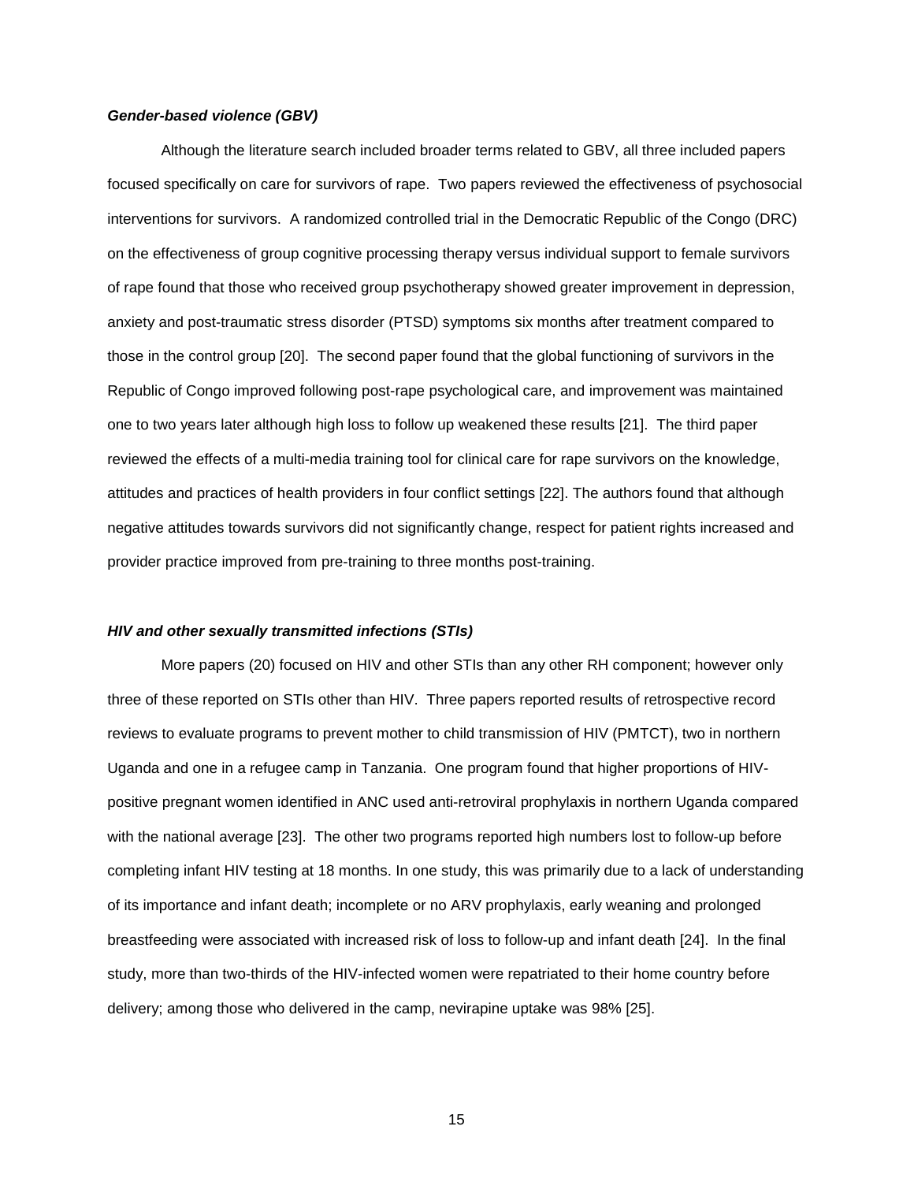### ***Gender-based violence (GBV)***

Although the literature search included broader terms related to GBV, all three included papers focused specifically on care for survivors of rape. Two papers reviewed the effectiveness of psychosocial interventions for survivors. A randomized controlled trial in the Democratic Republic of the Congo (DRC) on the effectiveness of group cognitive processing therapy versus individual support to female survivors of rape found that those who received group psychotherapy showed greater improvement in depression, anxiety and post-traumatic stress disorder (PTSD) symptoms six months after treatment compared to those in the control group [20]. The second paper found that the global functioning of survivors in the Republic of Congo improved following post-rape psychological care, and improvement was maintained one to two years later although high loss to follow up weakened these results [21]. The third paper reviewed the effects of a multi-media training tool for clinical care for rape survivors on the knowledge, attitudes and practices of health providers in four conflict settings [22]. The authors found that although negative attitudes towards survivors did not significantly change, respect for patient rights increased and provider practice improved from pre-training to three months post-training.

### ***HIV and other sexually transmitted infections (STIs)***

More papers (20) focused on HIV and other STIs than any other RH component; however only three of these reported on STIs other than HIV. Three papers reported results of retrospective record reviews to evaluate programs to prevent mother to child transmission of HIV (PMTCT), two in northern Uganda and one in a refugee camp in Tanzania. One program found that higher proportions of HIV-positive pregnant women identified in ANC used anti-retroviral prophylaxis in northern Uganda compared with the national average [23]. The other two programs reported high numbers lost to follow-up before completing infant HIV testing at 18 months. In one study, this was primarily due to a lack of understanding of its importance and infant death; incomplete or no ARV prophylaxis, early weaning and prolonged breastfeeding were associated with increased risk of loss to follow-up and infant death [24]. In the final study, more than two-thirds of the HIV-infected women were repatriated to their home country before delivery; among those who delivered in the camp, nevirapine uptake was 98% [25].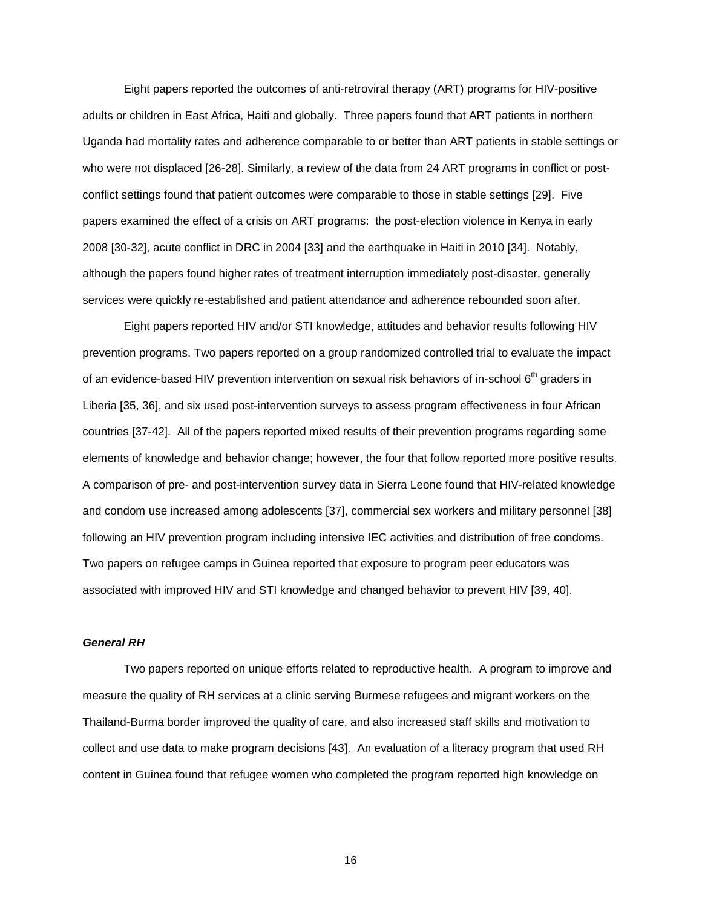Eight papers reported the outcomes of anti-retroviral therapy (ART) programs for HIV-positive adults or children in East Africa, Haiti and globally. Three papers found that ART patients in northern Uganda had mortality rates and adherence comparable to or better than ART patients in stable settings or who were not displaced [26-28]. Similarly, a review of the data from 24 ART programs in conflict or post-conflict settings found that patient outcomes were comparable to those in stable settings [29]. Five papers examined the effect of a crisis on ART programs: the post-election violence in Kenya in early 2008 [30-32], acute conflict in DRC in 2004 [33] and the earthquake in Haiti in 2010 [34]. Notably, although the papers found higher rates of treatment interruption immediately post-disaster, generally services were quickly re-established and patient attendance and adherence rebounded soon after.

Eight papers reported HIV and/or STI knowledge, attitudes and behavior results following HIV prevention programs. Two papers reported on a group randomized controlled trial to evaluate the impact of an evidence-based HIV prevention intervention on sexual risk behaviors of in-school 6th graders in Liberia [35, 36], and six used post-intervention surveys to assess program effectiveness in four African countries [37-42]. All of the papers reported mixed results of their prevention programs regarding some elements of knowledge and behavior change; however, the four that follow reported more positive results. A comparison of pre- and post-intervention survey data in Sierra Leone found that HIV-related knowledge and condom use increased among adolescents [37], commercial sex workers and military personnel [38] following an HIV prevention program including intensive IEC activities and distribution of free condoms. Two papers on refugee camps in Guinea reported that exposure to program peer educators was associated with improved HIV and STI knowledge and changed behavior to prevent HIV [39, 40].

***General RH***

Two papers reported on unique efforts related to reproductive health. A program to improve and measure the quality of RH services at a clinic serving Burmese refugees and migrant workers on the Thailand-Burma border improved the quality of care, and also increased staff skills and motivation to collect and use data to make program decisions [43]. An evaluation of a literacy program that used RH content in Guinea found that refugee women who completed the program reported high knowledge on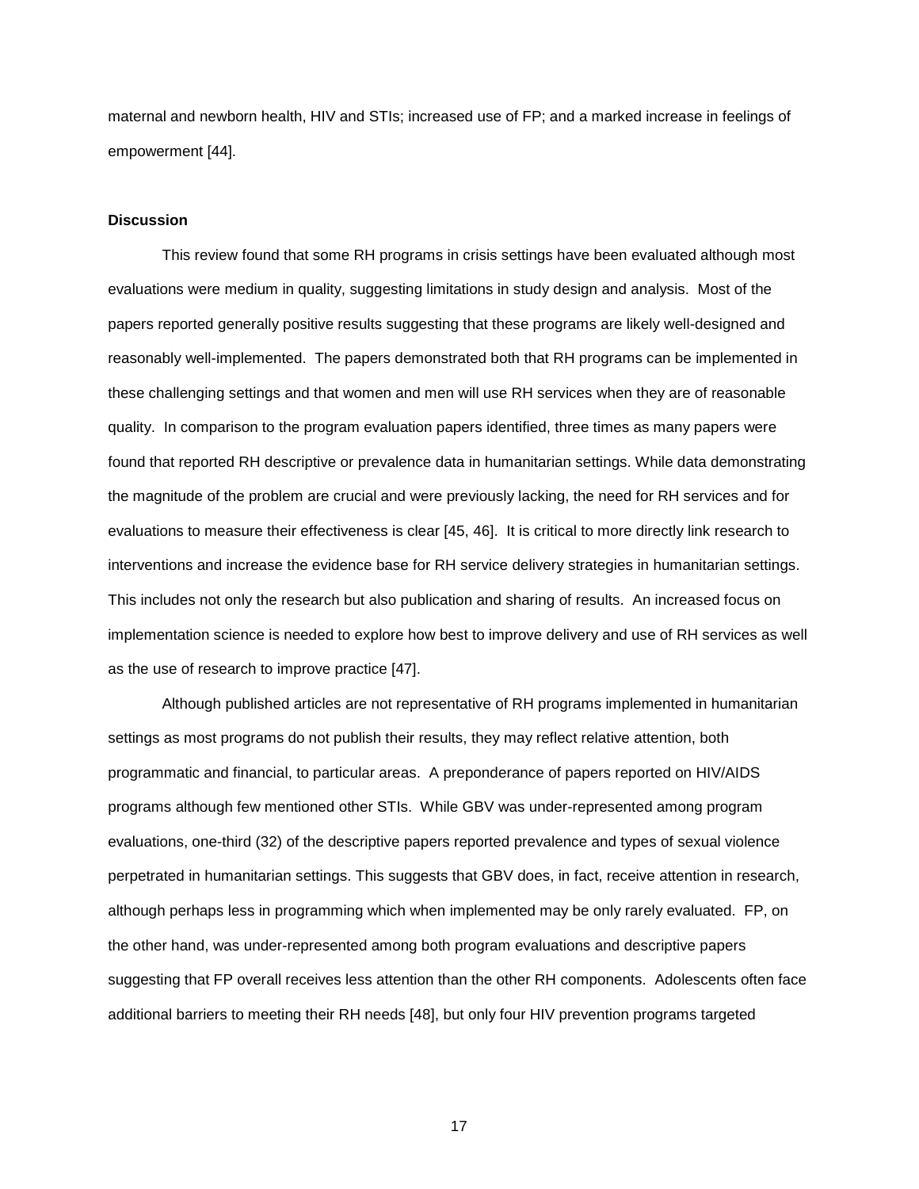maternal and newborn health, HIV and STIs; increased use of FP; and a marked increase in feelings of empowerment [44].

**Discussion**

This review found that some RH programs in crisis settings have been evaluated although most evaluations were medium in quality, suggesting limitations in study design and analysis. Most of the papers reported generally positive results suggesting that these programs are likely well-designed and reasonably well-implemented. The papers demonstrated both that RH programs can be implemented in these challenging settings and that women and men will use RH services when they are of reasonable quality. In comparison to the program evaluation papers identified, three times as many papers were found that reported RH descriptive or prevalence data in humanitarian settings. While data demonstrating the magnitude of the problem are crucial and were previously lacking, the need for RH services and for evaluations to measure their effectiveness is clear [45, 46]. It is critical to more directly link research to interventions and increase the evidence base for RH service delivery strategies in humanitarian settings. This includes not only the research but also publication and sharing of results. An increased focus on implementation science is needed to explore how best to improve delivery and use of RH services as well as the use of research to improve practice [47].

Although published articles are not representative of RH programs implemented in humanitarian settings as most programs do not publish their results, they may reflect relative attention, both programmatic and financial, to particular areas. A preponderance of papers reported on HIV/AIDS programs although few mentioned other STIs. While GBV was under-represented among program evaluations, one-third (32) of the descriptive papers reported prevalence and types of sexual violence perpetrated in humanitarian settings. This suggests that GBV does, in fact, receive attention in research, although perhaps less in programming which when implemented may be only rarely evaluated. FP, on the other hand, was under-represented among both program evaluations and descriptive papers suggesting that FP overall receives less attention than the other RH components. Adolescents often face additional barriers to meeting their RH needs [48], but only four HIV prevention programs targeted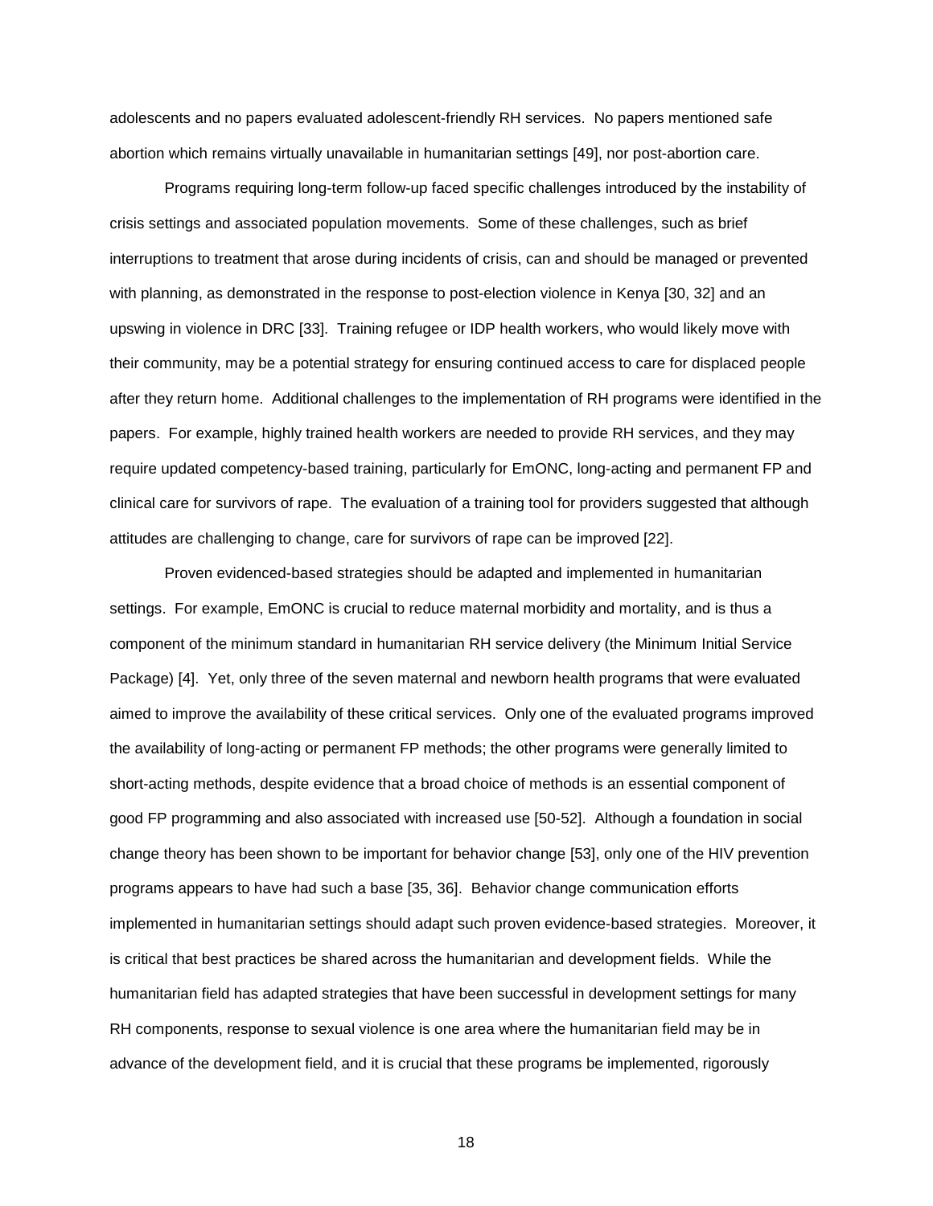adolescents and no papers evaluated adolescent-friendly RH services. No papers mentioned safe abortion which remains virtually unavailable in humanitarian settings [49], nor post-abortion care.

Programs requiring long-term follow-up faced specific challenges introduced by the instability of crisis settings and associated population movements. Some of these challenges, such as brief interruptions to treatment that arose during incidents of crisis, can and should be managed or prevented with planning, as demonstrated in the response to post-election violence in Kenya [30, 32] and an upswing in violence in DRC [33]. Training refugee or IDP health workers, who would likely move with their community, may be a potential strategy for ensuring continued access to care for displaced people after they return home. Additional challenges to the implementation of RH programs were identified in the papers. For example, highly trained health workers are needed to provide RH services, and they may require updated competency-based training, particularly for EmONC, long-acting and permanent FP and clinical care for survivors of rape. The evaluation of a training tool for providers suggested that although attitudes are challenging to change, care for survivors of rape can be improved [22].

Proven evidenced-based strategies should be adapted and implemented in humanitarian settings. For example, EmONC is crucial to reduce maternal morbidity and mortality, and is thus a component of the minimum standard in humanitarian RH service delivery (the Minimum Initial Service Package) [4]. Yet, only three of the seven maternal and newborn health programs that were evaluated aimed to improve the availability of these critical services. Only one of the evaluated programs improved the availability of long-acting or permanent FP methods; the other programs were generally limited to short-acting methods, despite evidence that a broad choice of methods is an essential component of good FP programming and also associated with increased use [50-52]. Although a foundation in social change theory has been shown to be important for behavior change [53], only one of the HIV prevention programs appears to have had such a base [35, 36]. Behavior change communication efforts implemented in humanitarian settings should adapt such proven evidence-based strategies. Moreover, it is critical that best practices be shared across the humanitarian and development fields. While the humanitarian field has adapted strategies that have been successful in development settings for many RH components, response to sexual violence is one area where the humanitarian field may be in advance of the development field, and it is crucial that these programs be implemented, rigorously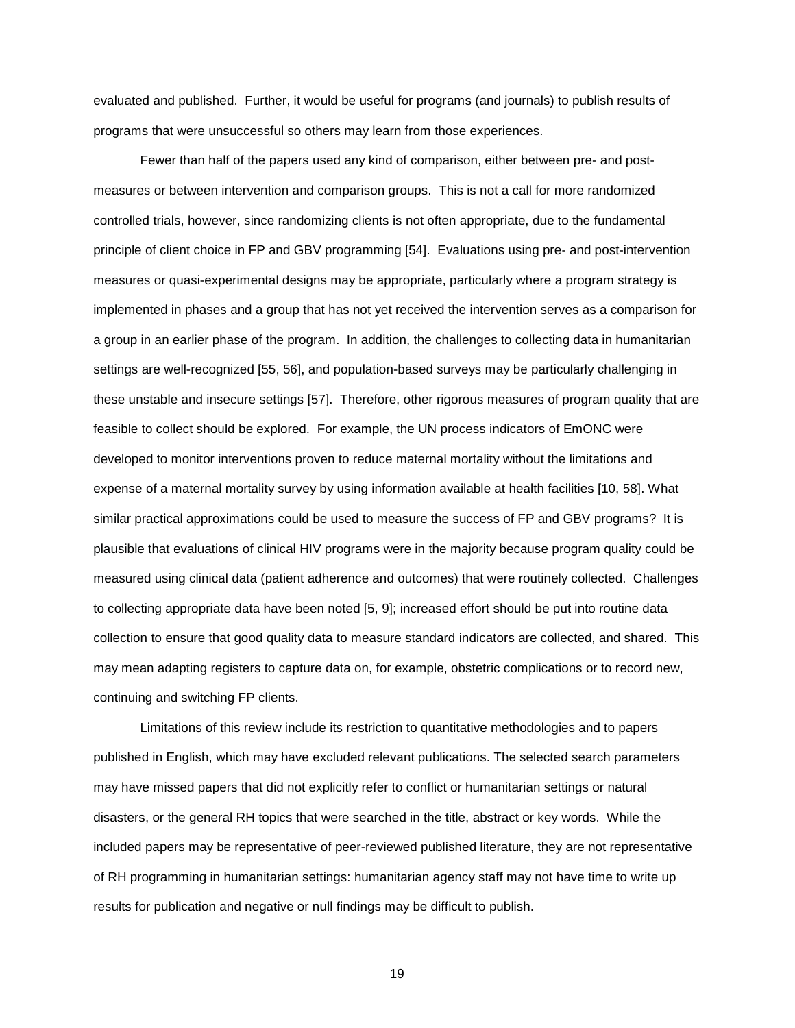evaluated and published. Further, it would be useful for programs (and journals) to publish results of programs that were unsuccessful so others may learn from those experiences.

Fewer than half of the papers used any kind of comparison, either between pre- and post-measures or between intervention and comparison groups. This is not a call for more randomized controlled trials, however, since randomizing clients is not often appropriate, due to the fundamental principle of client choice in FP and GBV programming [54]. Evaluations using pre- and post-intervention measures or quasi-experimental designs may be appropriate, particularly where a program strategy is implemented in phases and a group that has not yet received the intervention serves as a comparison for a group in an earlier phase of the program. In addition, the challenges to collecting data in humanitarian settings are well-recognized [55, 56], and population-based surveys may be particularly challenging in these unstable and insecure settings [57]. Therefore, other rigorous measures of program quality that are feasible to collect should be explored. For example, the UN process indicators of EmONC were developed to monitor interventions proven to reduce maternal mortality without the limitations and expense of a maternal mortality survey by using information available at health facilities [10, 58]. What similar practical approximations could be used to measure the success of FP and GBV programs? It is plausible that evaluations of clinical HIV programs were in the majority because program quality could be measured using clinical data (patient adherence and outcomes) that were routinely collected. Challenges to collecting appropriate data have been noted [5, 9]; increased effort should be put into routine data collection to ensure that good quality data to measure standard indicators are collected, and shared. This may mean adapting registers to capture data on, for example, obstetric complications or to record new, continuing and switching FP clients.

Limitations of this review include its restriction to quantitative methodologies and to papers published in English, which may have excluded relevant publications. The selected search parameters may have missed papers that did not explicitly refer to conflict or humanitarian settings or natural disasters, or the general RH topics that were searched in the title, abstract or key words. While the included papers may be representative of peer-reviewed published literature, they are not representative of RH programming in humanitarian settings: humanitarian agency staff may not have time to write up results for publication and negative or null findings may be difficult to publish.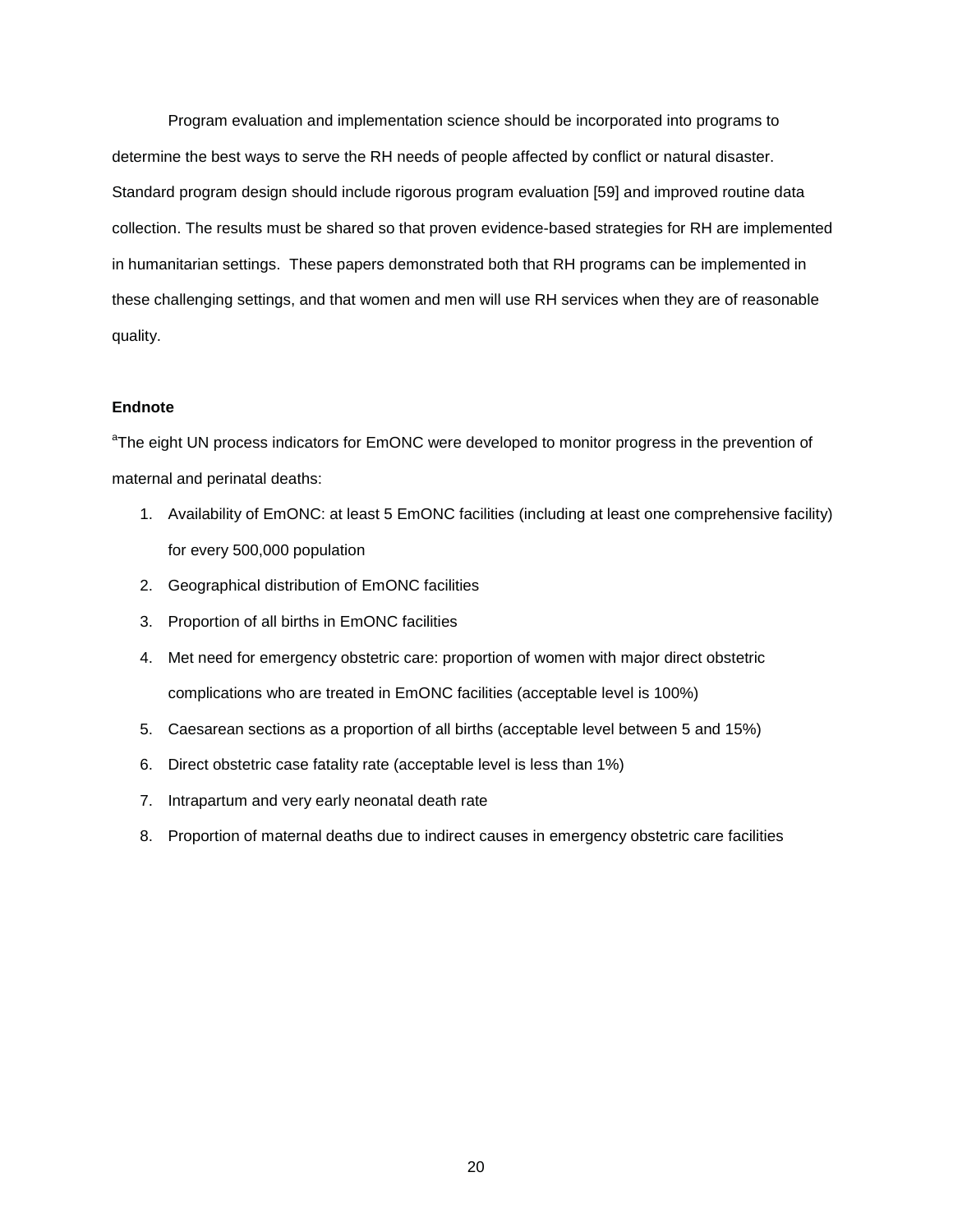Program evaluation and implementation science should be incorporated into programs to determine the best ways to serve the RH needs of people affected by conflict or natural disaster. Standard program design should include rigorous program evaluation [59] and improved routine data collection. The results must be shared so that proven evidence-based strategies for RH are implemented in humanitarian settings. These papers demonstrated both that RH programs can be implemented in these challenging settings, and that women and men will use RH services when they are of reasonable quality.

**Endnote**

[a]The eight UN process indicators for EmONC were developed to monitor progress in the prevention of maternal and perinatal deaths:

1. Availability of EmONC: at least 5 EmONC facilities (including at least one comprehensive facility) for every 500,000 population
2. Geographical distribution of EmONC facilities
3. Proportion of all births in EmONC facilities
4. Met need for emergency obstetric care: proportion of women with major direct obstetric complications who are treated in EmONC facilities (acceptable level is 100%)
5. Caesarean sections as a proportion of all births (acceptable level between 5 and 15%)
6. Direct obstetric case fatality rate (acceptable level is less than 1%)
7. Intrapartum and very early neonatal death rate
8. Proportion of maternal deaths due to indirect causes in emergency obstetric care facilities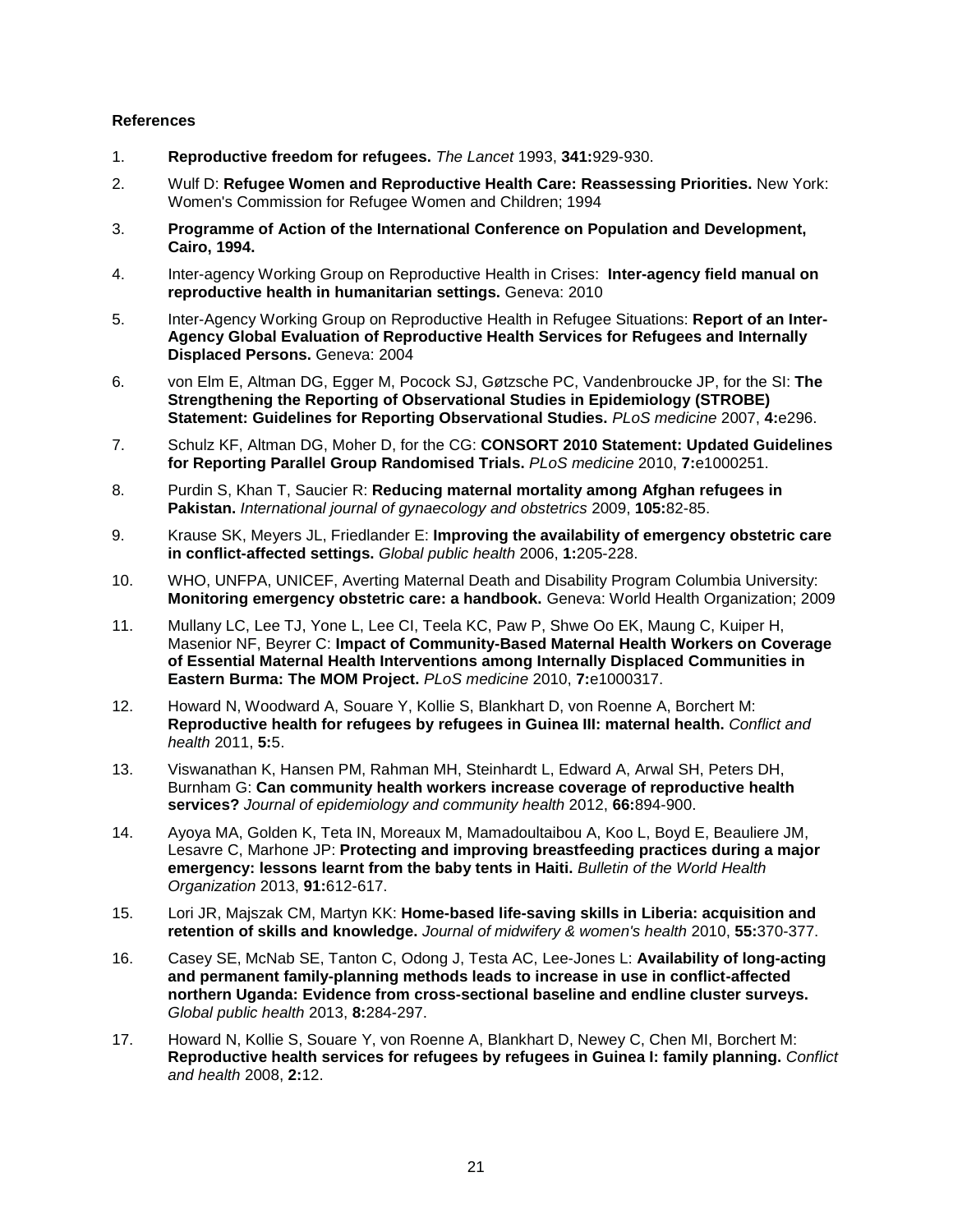**References**

1. **Reproductive freedom for refugees.** *The Lancet* 1993, **341:**929-930.

2. Wulf D: **Refugee Women and Reproductive Health Care: Reassessing Priorities.** New York: Women's Commission for Refugee Women and Children; 1994

3. **Programme of Action of the International Conference on Population and Development, Cairo, 1994.**

4. Inter-agency Working Group on Reproductive Health in Crises: **Inter-agency field manual on reproductive health in humanitarian settings.** Geneva: 2010

5. Inter-Agency Working Group on Reproductive Health in Refugee Situations: **Report of an Inter-Agency Global Evaluation of Reproductive Health Services for Refugees and Internally Displaced Persons.** Geneva: 2004

6. von Elm E, Altman DG, Egger M, Pocock SJ, Gøtzsche PC, Vandenbroucke JP, for the SI: **The Strengthening the Reporting of Observational Studies in Epidemiology (STROBE) Statement: Guidelines for Reporting Observational Studies.** *PLoS medicine* 2007, **4:**e296.

7. Schulz KF, Altman DG, Moher D, for the CG: **CONSORT 2010 Statement: Updated Guidelines for Reporting Parallel Group Randomised Trials.** *PLoS medicine* 2010, **7:**e1000251.

8. Purdin S, Khan T, Saucier R: **Reducing maternal mortality among Afghan refugees in Pakistan.** *International journal of gynaecology and obstetrics* 2009, **105:**82-85.

9. Krause SK, Meyers JL, Friedlander E: **Improving the availability of emergency obstetric care in conflict-affected settings.** *Global public health* 2006, **1:**205-228.

10. WHO, UNFPA, UNICEF, Averting Maternal Death and Disability Program Columbia University: **Monitoring emergency obstetric care: a handbook.** Geneva: World Health Organization; 2009

11. Mullany LC, Lee TJ, Yone L, Lee CI, Teela KC, Paw P, Shwe Oo EK, Maung C, Kuiper H, Masenior NF, Beyrer C: **Impact of Community-Based Maternal Health Workers on Coverage of Essential Maternal Health Interventions among Internally Displaced Communities in Eastern Burma: The MOM Project.** *PLoS medicine* 2010, **7:**e1000317.

12. Howard N, Woodward A, Souare Y, Kollie S, Blankhart D, von Roenne A, Borchert M: **Reproductive health for refugees by refugees in Guinea III: maternal health.** *Conflict and health* 2011, **5:**5.

13. Viswanathan K, Hansen PM, Rahman MH, Steinhardt L, Edward A, Arwal SH, Peters DH, Burnham G: **Can community health workers increase coverage of reproductive health services?** *Journal of epidemiology and community health* 2012, **66:**894-900.

14. Ayoya MA, Golden K, Teta IN, Moreaux M, Mamadoultaibou A, Koo L, Boyd E, Beauliere JM, Lesavre C, Marhone JP: **Protecting and improving breastfeeding practices during a major emergency: lessons learnt from the baby tents in Haiti.** *Bulletin of the World Health Organization* 2013, **91:**612-617.

15. Lori JR, Majszak CM, Martyn KK: **Home-based life-saving skills in Liberia: acquisition and retention of skills and knowledge.** *Journal of midwifery & women's health* 2010, **55:**370-377.

16. Casey SE, McNab SE, Tanton C, Odong J, Testa AC, Lee-Jones L: **Availability of long-acting and permanent family-planning methods leads to increase in use in conflict-affected northern Uganda: Evidence from cross-sectional baseline and endline cluster surveys.** *Global public health* 2013, **8:**284-297.

17. Howard N, Kollie S, Souare Y, von Roenne A, Blankhart D, Newey C, Chen MI, Borchert M: **Reproductive health services for refugees by refugees in Guinea I: family planning.** *Conflict and health* 2008, **2:**12.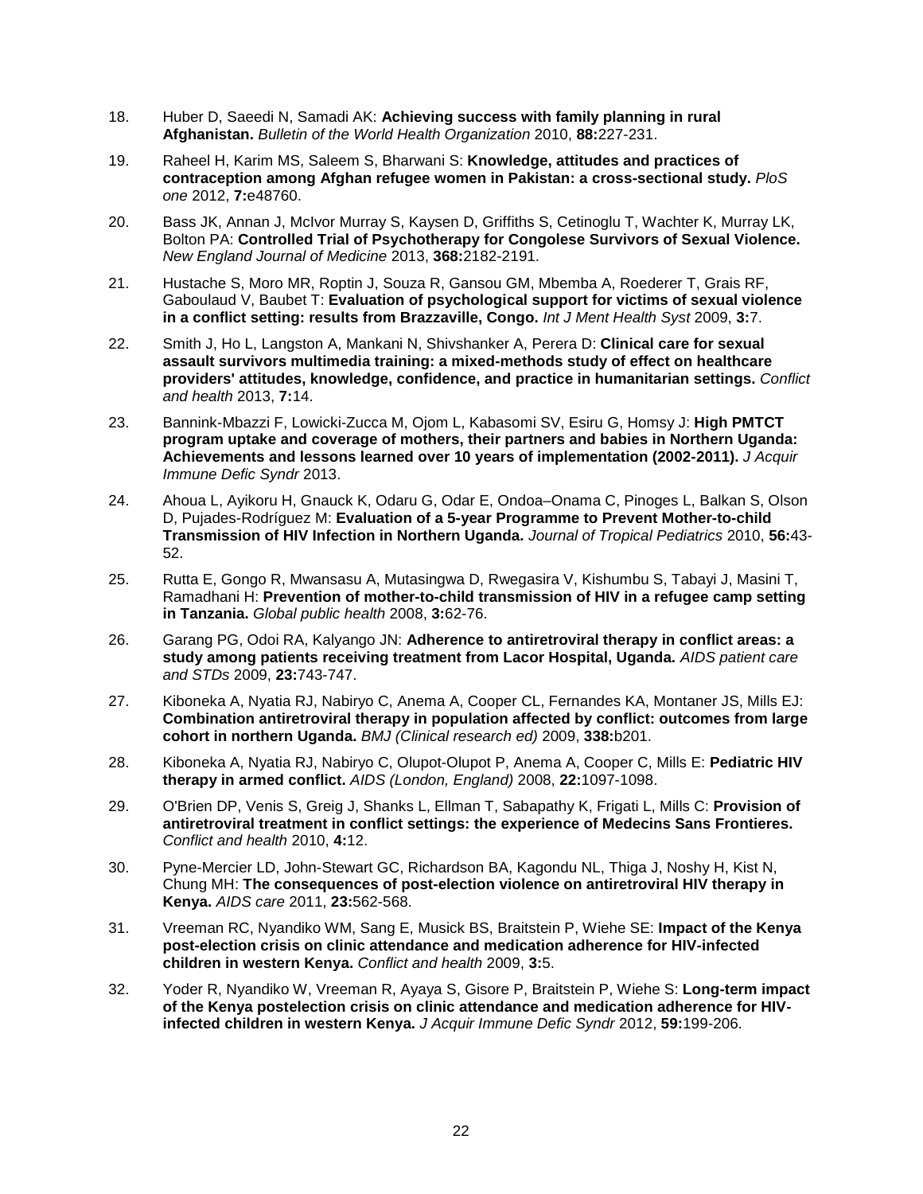18. Huber D, Saeedi N, Samadi AK: **Achieving success with family planning in rural Afghanistan.** *Bulletin of the World Health Organization* 2010, **88:**227-231.

19. Raheel H, Karim MS, Saleem S, Bharwani S: **Knowledge, attitudes and practices of contraception among Afghan refugee women in Pakistan: a cross-sectional study.** *PloS one* 2012, **7:**e48760.

20. Bass JK, Annan J, McIvor Murray S, Kaysen D, Griffiths S, Cetinoglu T, Wachter K, Murray LK, Bolton PA: **Controlled Trial of Psychotherapy for Congolese Survivors of Sexual Violence.** *New England Journal of Medicine* 2013, **368:**2182-2191.

21. Hustache S, Moro MR, Roptin J, Souza R, Gansou GM, Mbemba A, Roederer T, Grais RF, Gaboulaud V, Baubet T: **Evaluation of psychological support for victims of sexual violence in a conflict setting: results from Brazzaville, Congo.** *Int J Ment Health Syst* 2009, **3:**7.

22. Smith J, Ho L, Langston A, Mankani N, Shivshanker A, Perera D: **Clinical care for sexual assault survivors multimedia training: a mixed-methods study of effect on healthcare providers' attitudes, knowledge, confidence, and practice in humanitarian settings.** *Conflict and health* 2013, **7:**14.

23. Bannink-Mbazzi F, Lowicki-Zucca M, Ojom L, Kabasomi SV, Esiru G, Homsy J: **High PMTCT program uptake and coverage of mothers, their partners and babies in Northern Uganda: Achievements and lessons learned over 10 years of implementation (2002-2011).** *J Acquir Immune Defic Syndr* 2013.

24. Ahoua L, Ayikoru H, Gnauck K, Odaru G, Odar E, Ondoa–Onama C, Pinoges L, Balkan S, Olson D, Pujades-Rodríguez M: **Evaluation of a 5-year Programme to Prevent Mother-to-child Transmission of HIV Infection in Northern Uganda.** *Journal of Tropical Pediatrics* 2010, **56:**43-52.

25. Rutta E, Gongo R, Mwansasu A, Mutasingwa D, Rwegasira V, Kishumbu S, Tabayi J, Masini T, Ramadhani H: **Prevention of mother-to-child transmission of HIV in a refugee camp setting in Tanzania.** *Global public health* 2008, **3:**62-76.

26. Garang PG, Odoi RA, Kalyango JN: **Adherence to antiretroviral therapy in conflict areas: a study among patients receiving treatment from Lacor Hospital, Uganda.** *AIDS patient care and STDs* 2009, **23:**743-747.

27. Kiboneka A, Nyatia RJ, Nabiryo C, Anema A, Cooper CL, Fernandes KA, Montaner JS, Mills EJ: **Combination antiretroviral therapy in population affected by conflict: outcomes from large cohort in northern Uganda.** *BMJ (Clinical research ed)* 2009, **338:**b201.

28. Kiboneka A, Nyatia RJ, Nabiryo C, Olupot-Olupot P, Anema A, Cooper C, Mills E: **Pediatric HIV therapy in armed conflict.** *AIDS (London, England)* 2008, **22:**1097-1098.

29. O'Brien DP, Venis S, Greig J, Shanks L, Ellman T, Sabapathy K, Frigati L, Mills C: **Provision of antiretroviral treatment in conflict settings: the experience of Medecins Sans Frontieres.** *Conflict and health* 2010, **4:**12.

30. Pyne-Mercier LD, John-Stewart GC, Richardson BA, Kagondu NL, Thiga J, Noshy H, Kist N, Chung MH: **The consequences of post-election violence on antiretroviral HIV therapy in Kenya.** *AIDS care* 2011, **23:**562-568.

31. Vreeman RC, Nyandiko WM, Sang E, Musick BS, Braitstein P, Wiehe SE: **Impact of the Kenya post-election crisis on clinic attendance and medication adherence for HIV-infected children in western Kenya.** *Conflict and health* 2009, **3:**5.

32. Yoder R, Nyandiko W, Vreeman R, Ayaya S, Gisore P, Braitstein P, Wiehe S: **Long-term impact of the Kenya postelection crisis on clinic attendance and medication adherence for HIV-infected children in western Kenya.** *J Acquir Immune Defic Syndr* 2012, **59:**199-206.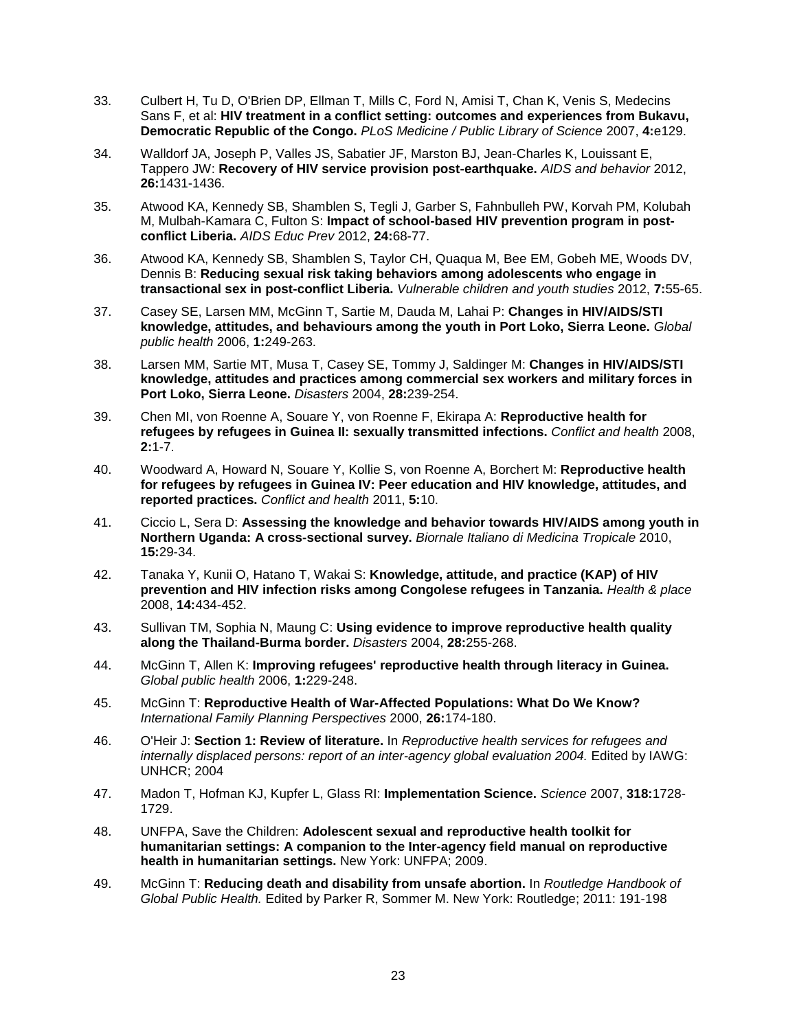33. Culbert H, Tu D, O'Brien DP, Ellman T, Mills C, Ford N, Amisi T, Chan K, Venis S, Medecins Sans F, et al: **HIV treatment in a conflict setting: outcomes and experiences from Bukavu, Democratic Republic of the Congo.** *PLoS Medicine / Public Library of Science* 2007, **4:**e129.

34. Walldorf JA, Joseph P, Valles JS, Sabatier JF, Marston BJ, Jean-Charles K, Louissant E, Tappero JW: **Recovery of HIV service provision post-earthquake.** *AIDS and behavior* 2012, **26:**1431-1436.

35. Atwood KA, Kennedy SB, Shamblen S, Tegli J, Garber S, Fahnbulleh PW, Korvah PM, Kolubah M, Mulbah-Kamara C, Fulton S: **Impact of school-based HIV prevention program in post-conflict Liberia.** *AIDS Educ Prev* 2012, **24:**68-77.

36. Atwood KA, Kennedy SB, Shamblen S, Taylor CH, Quaqua M, Bee EM, Gobeh ME, Woods DV, Dennis B: **Reducing sexual risk taking behaviors among adolescents who engage in transactional sex in post-conflict Liberia.** *Vulnerable children and youth studies* 2012, **7:**55-65.

37. Casey SE, Larsen MM, McGinn T, Sartie M, Dauda M, Lahai P: **Changes in HIV/AIDS/STI knowledge, attitudes, and behaviours among the youth in Port Loko, Sierra Leone.** *Global public health* 2006, **1:**249-263.

38. Larsen MM, Sartie MT, Musa T, Casey SE, Tommy J, Saldinger M: **Changes in HIV/AIDS/STI knowledge, attitudes and practices among commercial sex workers and military forces in Port Loko, Sierra Leone.** *Disasters* 2004, **28:**239-254.

39. Chen MI, von Roenne A, Souare Y, von Roenne F, Ekirapa A: **Reproductive health for refugees by refugees in Guinea II: sexually transmitted infections.** *Conflict and health* 2008, **2:**1-7.

40. Woodward A, Howard N, Souare Y, Kollie S, von Roenne A, Borchert M: **Reproductive health for refugees by refugees in Guinea IV: Peer education and HIV knowledge, attitudes, and reported practices.** *Conflict and health* 2011, **5:**10.

41. Ciccio L, Sera D: **Assessing the knowledge and behavior towards HIV/AIDS among youth in Northern Uganda: A cross-sectional survey.** *Biornale Italiano di Medicina Tropicale* 2010, **15:**29-34.

42. Tanaka Y, Kunii O, Hatano T, Wakai S: **Knowledge, attitude, and practice (KAP) of HIV prevention and HIV infection risks among Congolese refugees in Tanzania.** *Health & place* 2008, **14:**434-452.

43. Sullivan TM, Sophia N, Maung C: **Using evidence to improve reproductive health quality along the Thailand-Burma border.** *Disasters* 2004, **28:**255-268.

44. McGinn T, Allen K: **Improving refugees' reproductive health through literacy in Guinea.** *Global public health* 2006, **1:**229-248.

45. McGinn T: **Reproductive Health of War-Affected Populations: What Do We Know?** *International Family Planning Perspectives* 2000, **26:**174-180.

46. O'Heir J: **Section 1: Review of literature.** In *Reproductive health services for refugees and internally displaced persons: report of an inter-agency global evaluation 2004.* Edited by IAWG: UNHCR; 2004

47. Madon T, Hofman KJ, Kupfer L, Glass RI: **Implementation Science.** *Science* 2007, **318:**1728-1729.

48. UNFPA, Save the Children: **Adolescent sexual and reproductive health toolkit for humanitarian settings: A companion to the Inter-agency field manual on reproductive health in humanitarian settings.** New York: UNFPA; 2009.

49. McGinn T: **Reducing death and disability from unsafe abortion.** In *Routledge Handbook of Global Public Health.* Edited by Parker R, Sommer M. New York: Routledge; 2011: 191-198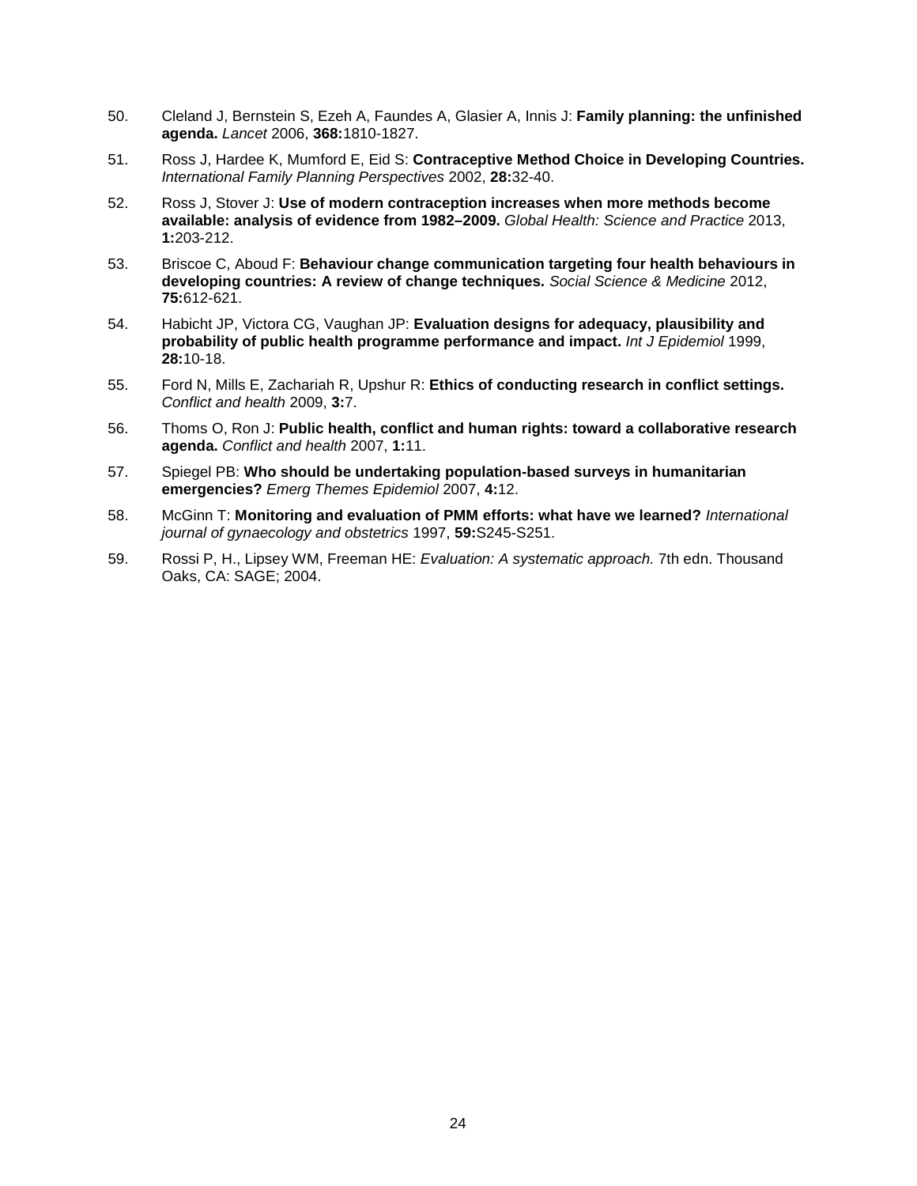50. Cleland J, Bernstein S, Ezeh A, Faundes A, Glasier A, Innis J: **Family planning: the unfinished agenda.** *Lancet* 2006, **368:**1810-1827.

51. Ross J, Hardee K, Mumford E, Eid S: **Contraceptive Method Choice in Developing Countries.** *International Family Planning Perspectives* 2002, **28:**32-40.

52. Ross J, Stover J: **Use of modern contraception increases when more methods become available: analysis of evidence from 1982–2009.** *Global Health: Science and Practice* 2013, **1:**203-212.

53. Briscoe C, Aboud F: **Behaviour change communication targeting four health behaviours in developing countries: A review of change techniques.** *Social Science & Medicine* 2012, **75:**612-621.

54. Habicht JP, Victora CG, Vaughan JP: **Evaluation designs for adequacy, plausibility and probability of public health programme performance and impact.** *Int J Epidemiol* 1999, **28:**10-18.

55. Ford N, Mills E, Zachariah R, Upshur R: **Ethics of conducting research in conflict settings.** *Conflict and health* 2009, **3:**7.

56. Thoms O, Ron J: **Public health, conflict and human rights: toward a collaborative research agenda.** *Conflict and health* 2007, **1:**11.

57. Spiegel PB: **Who should be undertaking population-based surveys in humanitarian emergencies?** *Emerg Themes Epidemiol* 2007, **4:**12.

58. McGinn T: **Monitoring and evaluation of PMM efforts: what have we learned?** *International journal of gynaecology and obstetrics* 1997, **59:**S245-S251.

59. Rossi P, H., Lipsey WM, Freeman HE: *Evaluation: A systematic approach.* 7th edn. Thousand Oaks, CA: SAGE; 2004.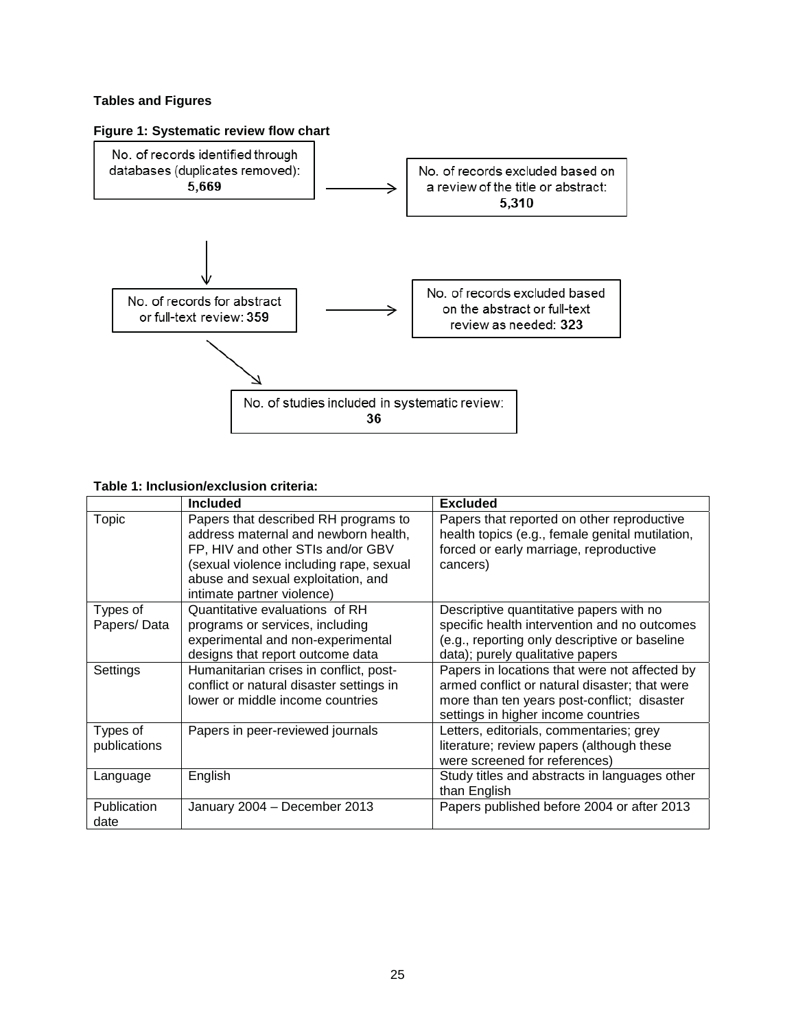**Tables and Figures**

**Figure 1: Systematic review flow chart**

No. of records identified through databases (duplicates removed): **5,669**

No. of records excluded based on a review of the title or abstract: **5,310**

No. of records for abstract or full-text review: **359**

No. of records excluded based on the abstract or full-text review as needed: **323**

No. of studies included in systematic review: **36**

**Table 1: Inclusion/exclusion criteria:**

| | **Included** | **Excluded** |
|---|---|---|
| Topic | Papers that described RH programs to address maternal and newborn health, FP, HIV and other STIs and/or GBV (sexual violence including rape, sexual abuse and sexual exploitation, and intimate partner violence) | Papers that reported on other reproductive health topics (e.g., female genital mutilation, forced or early marriage, reproductive cancers) |
| Types of Papers/ Data | Quantitative evaluations of RH programs or services, including experimental and non-experimental designs that report outcome data | Descriptive quantitative papers with no specific health intervention and no outcomes (e.g., reporting only descriptive or baseline data); purely qualitative papers |
| Settings | Humanitarian crises in conflict, post-conflict or natural disaster settings in lower or middle income countries | Papers in locations that were not affected by armed conflict or natural disaster; that were more than ten years post-conflict; disaster settings in higher income countries |
| Types of publications | Papers in peer-reviewed journals | Letters, editorials, commentaries; grey literature; review papers (although these were screened for references) |
| Language | English | Study titles and abstracts in languages other than English |
| Publication date | January 2004 – December 2013 | Papers published before 2004 or after 2013 |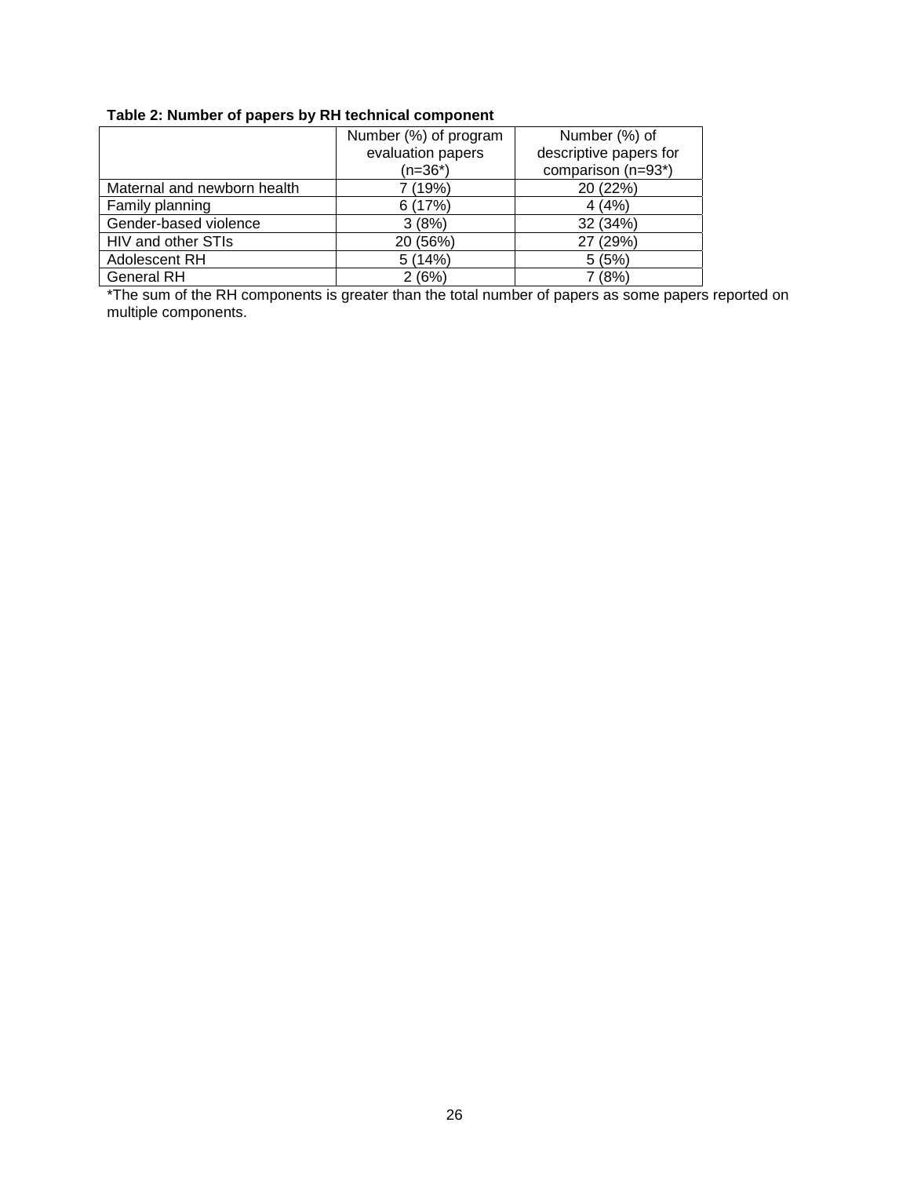**Table 2: Number of papers by RH technical component**

| | Number (%) of program evaluation papers (n=36*) | Number (%) of descriptive papers for comparison (n=93*) |
|---|---|---|
| Maternal and newborn health | 7 (19%) | 20 (22%) |
| Family planning | 6 (17%) | 4 (4%) |
| Gender-based violence | 3 (8%) | 32 (34%) |
| HIV and other STIs | 20 (56%) | 27 (29%) |
| Adolescent RH | 5 (14%) | 5 (5%) |
| General RH | 2 (6%) | 7 (8%) |

*The sum of the RH components is greater than the total number of papers as some papers reported on multiple components.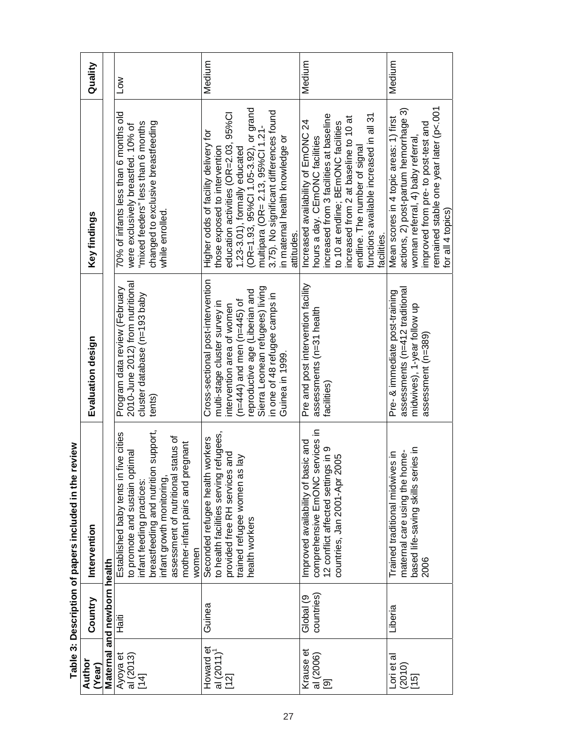**Table 3: Description of papers included in the review**

| Author (Year) | Country | Intervention | Evaluation design | Key findings | Quality |
|---|---|---|---|---|---|
| **Maternal and newborn health** | | | | | |
| Ayoya et al (2013) [14] | Haiti | Established baby tents in five cities to promote and sustain optimal infant feeding practices: breastfeeding and nutrition support, infant growth monitoring, assessment of nutritional status of mother-infant pairs and pregnant women | Program data review (February 2010-June 2012) from nutritional cluster database (n=193 baby tents) | 70% of infants less than 6 months old were exclusively breastfed. 10% of "mixed feeders" less than 6 months changed to exclusive breastfeeding while enrolled. | Low |
| Howard et al (2011)[1] [12] | Guinea | Seconded refugee health workers to health facilities serving refugees, provided free RH services and trained refugee women as lay health workers | Cross-sectional post-intervention multi-stage cluster survey in intervention area of women (n=444) and men (n=445) of reproductive age (Liberian and Sierra Leonean refugees) living in one of 48 refugee camps in Guinea in 1999. | Higher odds of facility delivery for those exposed to intervention education activities (OR=2.03, 95%CI 1.23-3.01), formally educated (OR=1.93, 95%CI 1.05-3.92), or grand multipara (OR= 2.13, 95%CI 1.21-3.75). No significant differences found in maternal health knowledge or attitudes. | Medium |
| Krause et al (2006) [9] | Global (9 countries) | Improved availability of basic and comprehensive EmONC services in 12 conflict affected settings in 9 countries, Jan 2001-Apr 2005 | Pre and post intervention facility assessments (n=31 health facilities) | Increased availability of EmONC 24 hours a day. CEmONC facilities increased from 3 facilities at baseline to 10 at endline; BEmONC facilities increased from 2 at baseline to 10 at endline. The number of signal functions available increased in all 31 facilities. | Medium |
| Lori et al (2010) [15] | Liberia | Trained traditional midwives in maternal care using the home-based life-saving skills series in 2006 | Pre- & immediate post-training assessments (n=412 traditional midwives), 1-year follow up assessment (n=389) | Mean scores in 4 topic areas: 1) first actions, 2) post-partum hemorrhage 3) woman referral, 4) baby referral, improved from pre- to post-test and remained stable one year later ($p<.001$ for all 4 topics) | Medium |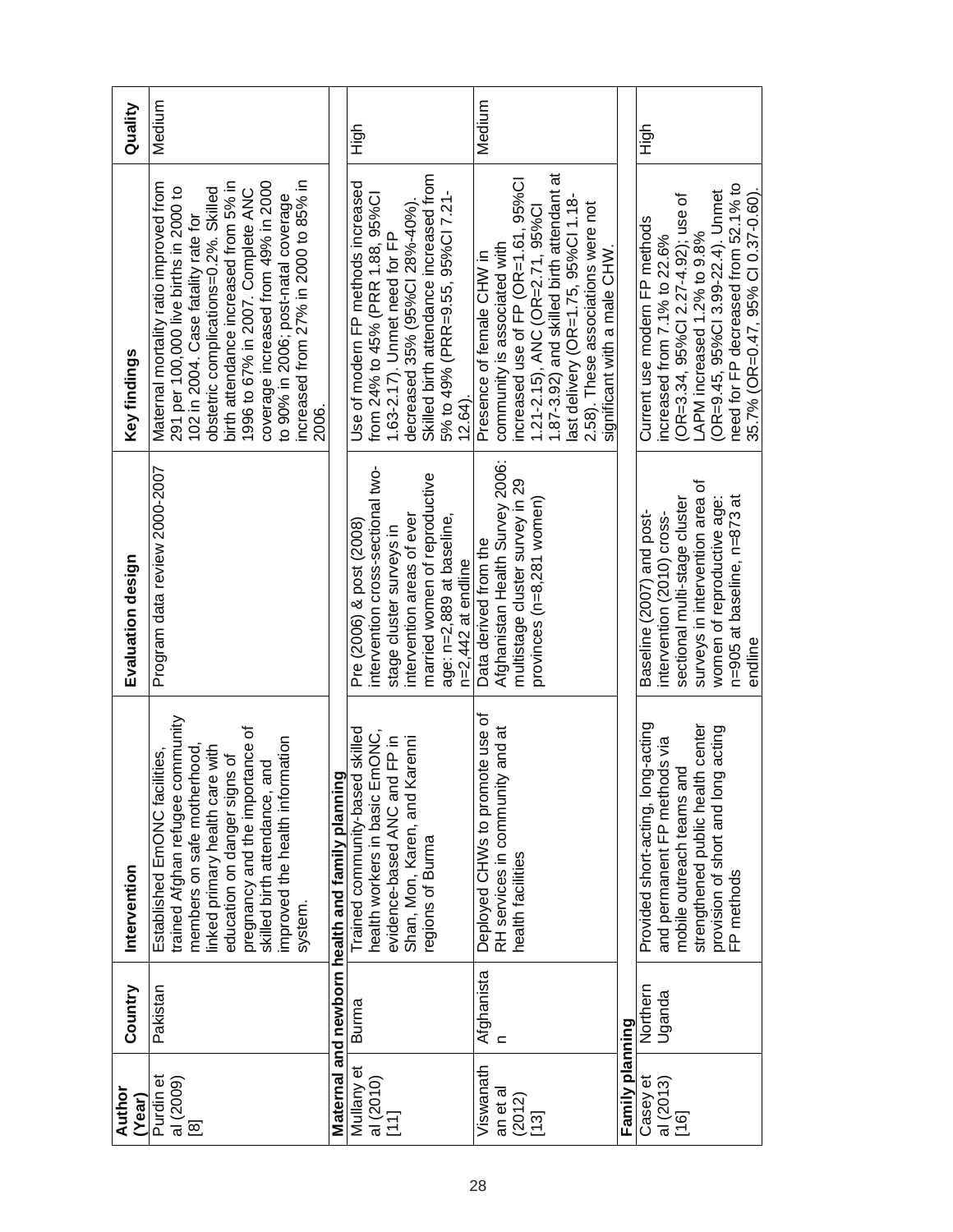| Author (Year) | Country | Intervention | Evaluation design | Key findings | Quality |
|---|---|---|---|---|---|
| Purdin et al (2009) [8] | Pakistan | Established EmONC facilities, trained Afghan refugee community members on safe motherhood, linked primary health care with education on danger signs of pregnancy and the importance of skilled birth attendance, and improved the health information system. | Program data review 2000-2007 | Maternal mortality ratio improved from 291 per 100,000 live births in 2000 to 102 in 2004. Case fatality rate for obstetric complications=0.2%. Skilled birth attendance increased from 5% in 1996 to 67% in 2007. Complete ANC coverage increased from 49% in 2000 to 90% in 2006; post-natal coverage increased from 27% in 2000 to 85% in 2006. | Medium |
| **Maternal and newborn health and family planning** | | | | | |
| Mullany et al (2010) [11] | Burma | Trained community-based skilled health workers in basic EmONC, evidence-based ANC and FP in Shan, Mon, Karen, and Karenni regions of Burma | Pre (2006) & post (2008) intervention cross-sectional two-stage cluster surveys in intervention areas of ever married women of reproductive age: n=2,889 at baseline, n=2,442 at endline | Use of modern FP methods increased from 24% to 45% (PRR 1.88, 95%CI 1.63-2.17). Unmet need for FP decreased 35% (95%CI 28%-40%). Skilled birth attendance increased from 5% to 49% (PRR=9.55, 95%CI 7.21-12.64). | High |
| Viswanathan et al (2012) [13] | Afghanistan | Deployed CHWs to promote use of RH services in community and at health facilities | Data derived from the Afghanistan Health Survey 2006: multistage cluster survey in 29 provinces (n=8,281 women) | Presence of female CHW in community is associated with increased use of FP (OR=1.61, 95%CI 1.21-2.15), ANC (OR=2.71, 95%CI 1.87-3.92) and skilled birth attendant at last delivery (OR=1.75, 95%CI 1.18-2.58). These associations were not significant with a male CHW. | Medium |
| **Family planning** | | | | | |
| Casey et al (2013) [16] | Northern Uganda | Provided short-acting, long-acting and permanent FP methods via mobile outreach teams and strengthened public health center provision of short and long acting FP methods | Baseline (2007) and post-intervention (2010) cross-sectional multi-stage cluster surveys in intervention area of women of reproductive age: n=905 at baseline, n=873 at endline | Current use modern FP methods increased from 7.1% to 22.6% (OR=3.34, 95%CI 2.27-4.92); use of LAPM increased 1.2% to 9.8% (OR=9.45, 95%CI 3.99-22.4). Unmet need for FP decreased from 52.1% to 35.7% (OR=0.47, 95% CI 0.37-0.60). | High |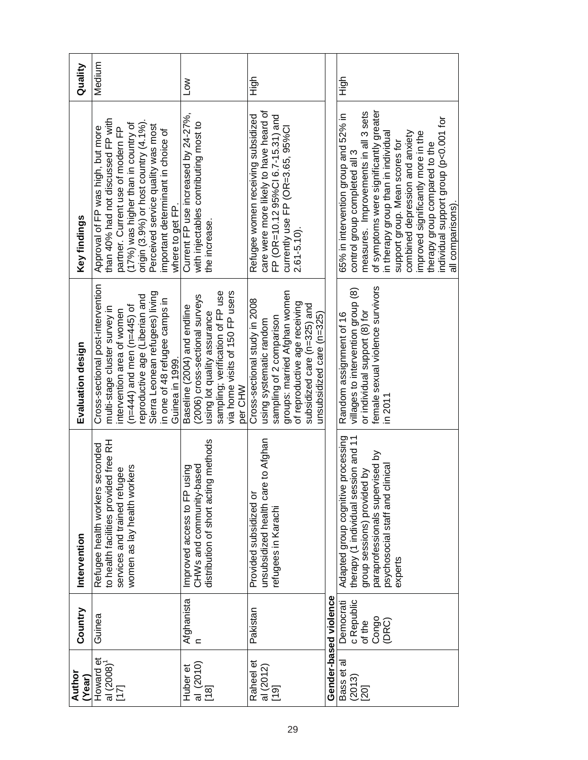| Author (Year) | Country | Intervention | Evaluation design | Key findings | Quality |
|---|---|---|---|---|---|
| Howard et al (2008)[1] [17] | Guinea | Refugee health workers seconded to health facilities provided free RH services and trained refugee women as lay health workers | Cross-sectional post-intervention multi-stage cluster survey in intervention area of women (n=444) and men (n=445) of reproductive age (Liberian and Sierra Leonean refugees) living in one of 48 refugee camps in Guinea in 1999. | Approval of FP was high, but more than 40% had not discussed FP with partner. Current use of modern FP (17%) was higher than in country of origin (3.9%) or host country (4.1%). Perceived service quality was most important determinant in choice of where to get FP. | Medium |
| Huber et al (2010) [18] | Afghanistan | Improved access to FP using CHWs and community-based distribution of short acting methods | Baseline (2004) and endline (2006) cross-sectional surveys using lot quality assurance sampling; verification of FP use via home visits of 150 FP users per CHW | Current FP use increased by 24-27%, with injectables contributing most to the increase. | Low |
| Raheel et al (2012) [19] | Pakistan | Provided subsidized or unsubsidized health care to Afghan refugees in Karachi | Cross-sectional study in 2008 using systematic random sampling of 2 comparison groups: married Afghan women of reproductive age receiving subsidized care (n=325) and unsubsidized care (n=325) | Refugee women receiving subsidized care were more likely to have heard of FP (OR=10.12 95%CI 6.7-15.31) and currently use FP (OR=3.65, 95%CI 2.61-5.10). | High |
| **Gender-based violence** | | | | | |
| Bass et al (2013) [20] | Democratic Republic of the Congo (DRC) | Adapted group cognitive processing therapy (1 individual session and 11 group sessions) provided by paraprofessionals supervised by psychosocial staff and clinical experts | Random assignment of 16 villages to intervention group (8) or individual support (8) for female sexual violence survivors in 2011 | 65% in intervention group and 52% in control group completed all 3 measures. Improvements in all 3 sets of symptoms were significantly greater in therapy group than in individual support group. Mean scores for combined depression and anxiety improved significantly more in the therapy group compared to the individual support group (p<0.001 for all comparisons). | High |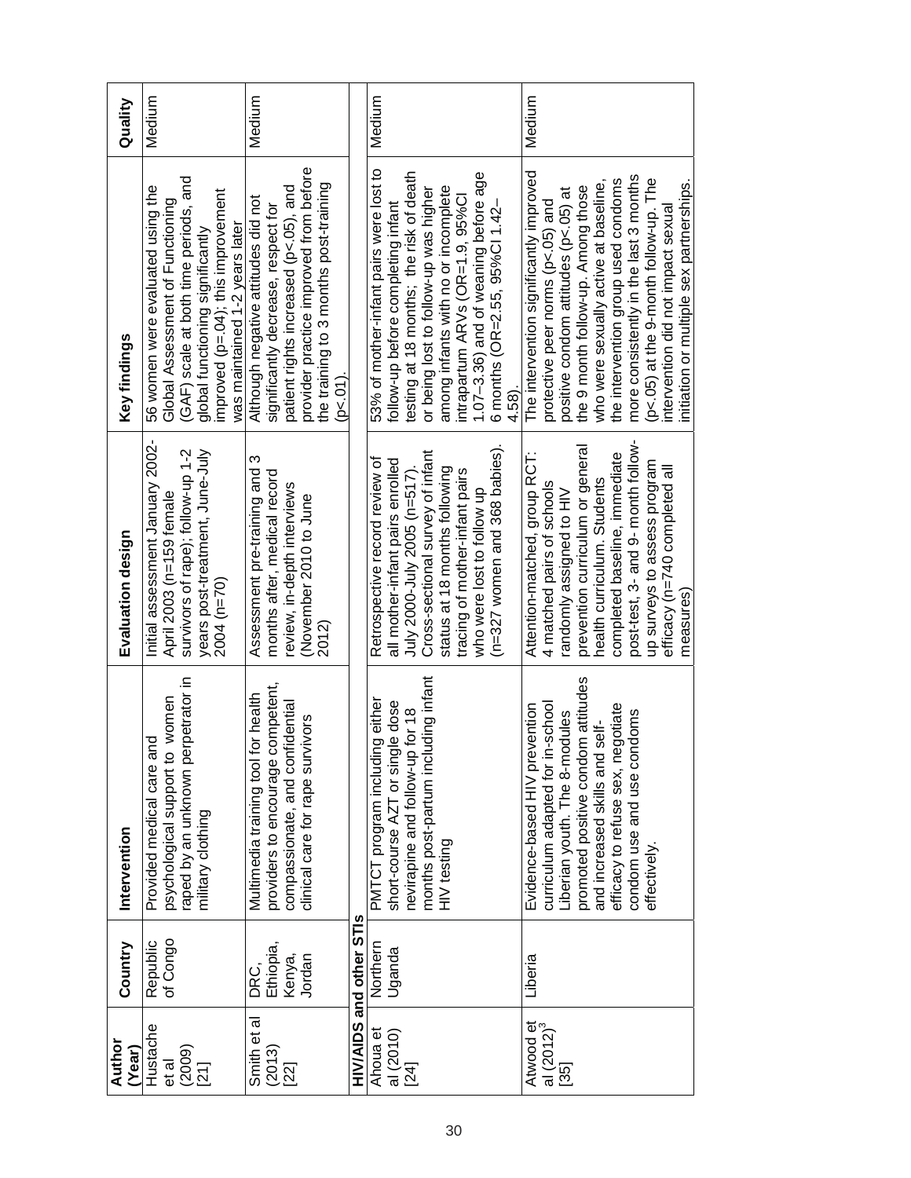| Author (Year) | Country | Intervention | Evaluation design | Key findings | Quality |
|---|---|---|---|---|---|
| Hustache et al (2009) [21] | Republic of Congo | Provided medical care and psychological support to women raped by an unknown perpetrator in military clothing | Initial assessment January 2002-April 2003 (n=159 female survivors of rape); follow-up 1-2 years post-treatment, June-July 2004 (n=70) | 56 women were evaluated using the Global Assessment of Functioning (GAF) scale at both time periods, and global functioning significantly improved (p=.04); this improvement was maintained 1-2 years later | Medium |
| Smith et al (2013) [22] | DRC, Ethiopia, Kenya, Jordan | Multimedia training tool for health providers to encourage competent, compassionate, and confidential clinical care for rape survivors | Assessment pre-training and 3 months after, medical record review, in-depth interviews (November 2010 to June 2012) | Although negative attitudes did not significantly decrease, respect for patient rights increased (p<.05), and provider practice improved from before the training to 3 months post-training (p<.01). | Medium |
| **HIV/AIDS and other STIs** | | | | | |
| Ahoua et al (2010) [24] | Northern Uganda | PMTCT program including either short-course AZT or single dose nevirapine and follow-up for 18 months post-partum including infant HIV testing | Retrospective record review of all mother-infant pairs enrolled July 2000-July 2005 (n=517). Cross-sectional survey of infant status at 18 months following tracing of mother-infant pairs who were lost to follow up (n=327 women and 368 babies). | 53% of mother-infant pairs were lost to follow-up before completing infant testing at 18 months; the risk of death or being lost to follow-up was higher among infants with no or incomplete intrapartum ARVs (OR=1.9, 95%CI 1.07–3.36) and of weaning before age 6 months (OR=2.55, 95%CI 1.42–4.58). | Medium |
| Atwood et al (2012)[3] [35] | Liberia | Evidence-based HIV prevention curriculum adapted for in-school Liberian youth. The 8-modules promoted positive condom attitudes and increased skills and self-efficacy to refuse sex, negotiate condom use and use condoms effectively. | Attention-matched, group RCT: 4 matched pairs of schools randomly assigned to HIV prevention curriculum or general health curriculum. Students completed baseline, immediate post-test, 3- and 9- month follow-up surveys to assess program efficacy (n=740 completed all measures) | The intervention significantly improved protective peer norms (p<.05) and positive condom attitudes (p<.05) at the 9 month follow-up. Among those who were sexually active at baseline, the intervention group used condoms more consistently in the last 3 months (p<.05) at the 9-month follow-up. The intervention did not impact sexual initiation or multiple sex partnerships. | Medium |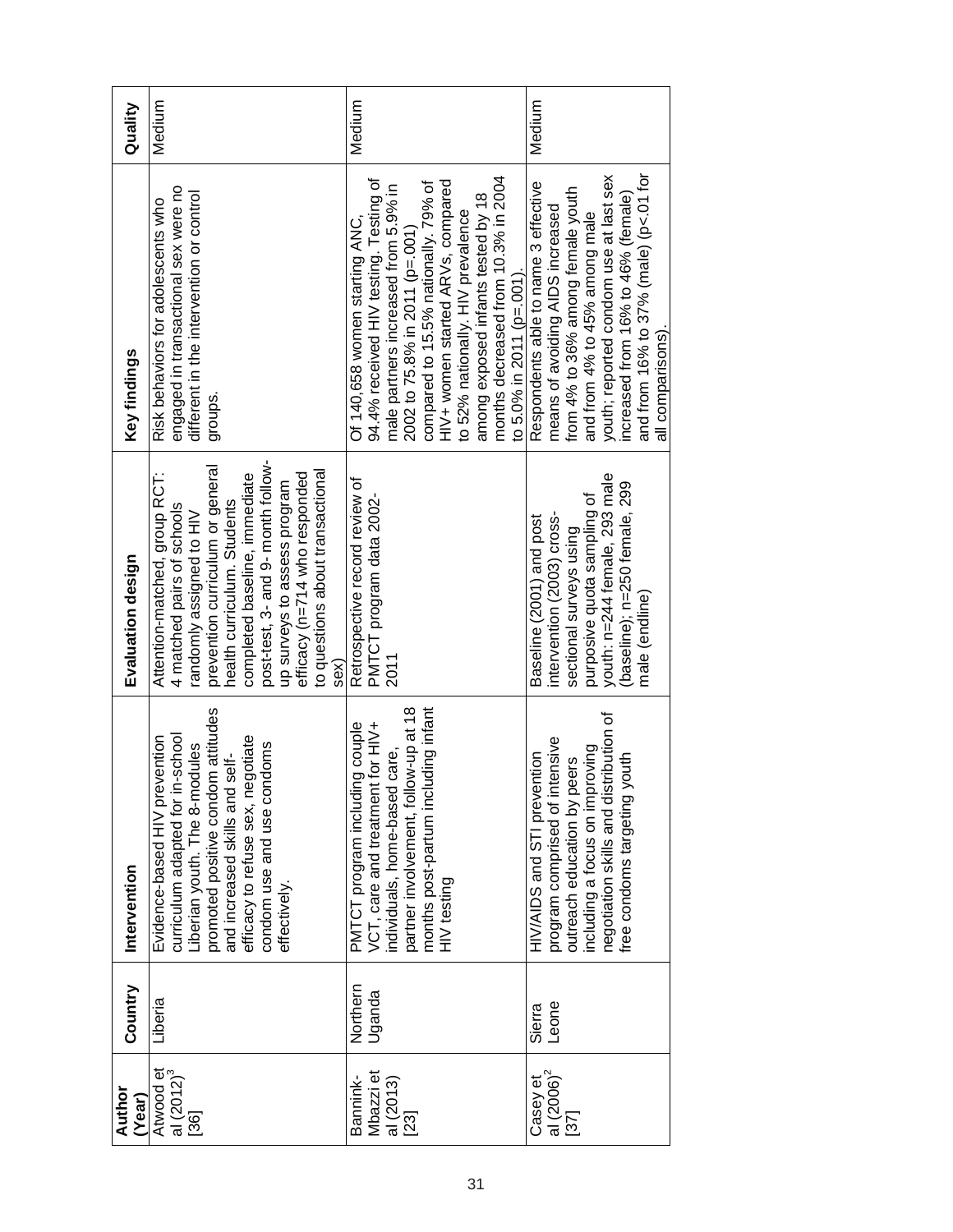| Author (Year) | Country | Intervention | Evaluation design | Key findings | Quality |
|---|---|---|---|---|---|
| Atwood et al (2012)[3] [36] | Liberia | Evidence-based HIV prevention curriculum adapted for in-school Liberian youth. The 8-modules promoted positive condom attitudes and increased skills and self-efficacy to refuse sex, negotiate condom use and use condoms effectively. | Attention-matched, group RCT: 4 matched pairs of schools randomly assigned to HIV prevention curriculum or general health curriculum. Students completed baseline, immediate post-test, 3- and 9- month follow-up surveys to assess program efficacy (n=714 who responded to questions about transactional sex) | Risk behaviors for adolescents who engaged in transactional sex were no different in the intervention or control groups. | Medium |
| Bannink-Mbazzi et al (2013) [23] | Northern Uganda | PMTCT program including couple VCT, care and treatment for HIV+ individuals, home-based care, partner involvement, follow-up at 18 months post-partum including infant HIV testing | Retrospective record review of PMTCT program data 2002-2011 | Of 140,658 women starting ANC, 94.4% received HIV testing. Testing of male partners increased from 5.9% in 2002 to 75.8% in 2011 (p=.001) compared to 15.5% nationally. 79% of HIV+ women started ARVs, compared to 52% nationally. HIV prevalence among exposed infants tested by 18 months decreased from 10.3% in 2004 to 5.0% in 2011 (p=.001). | Medium |
| Casey et al (2006)[2] [37] | Sierra Leone | HIV/AIDS and STI prevention program comprised of intensive outreach education by peers including a focus on improving negotiation skills and distribution of free condoms targeting youth | Baseline (2001) and post intervention (2003) cross-sectional surveys using purposive quota sampling of youth: n=244 female, 293 male (baseline); n=250 female, 299 male (endline) | Respondents able to name 3 effective means of avoiding AIDS increased from 4% to 36% among female youth and from 4% to 45% among male youth; reported condom use at last sex increased from 16% to 46% (female) and from 16% to 37% (male) ($p<.01$ for all comparisons). | Medium |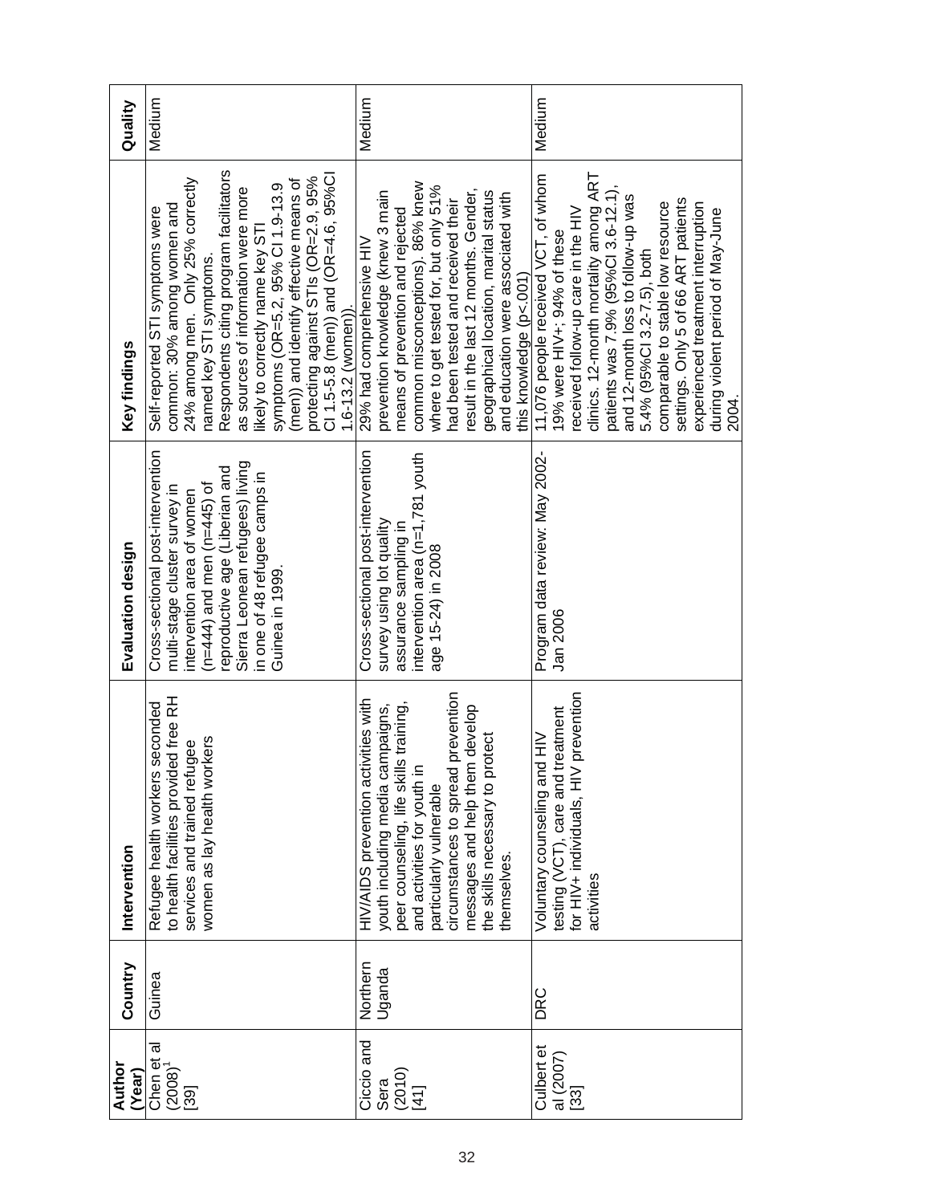| Author (Year) | Country | Intervention | Evaluation design | Key findings | Quality |
|---|---|---|---|---|---|
| Chen et al (2008)[1] [39] | Guinea | Refugee health workers seconded to health facilities provided free RH services and trained refugee women as lay health workers | Cross-sectional post-intervention multi-stage cluster survey in intervention area of women (n=444) and men (n=445) of reproductive age (Liberian and Sierra Leonean refugees) living in one of 48 refugee camps in Guinea in 1999. | Self-reported STI symptoms were common: 30% among women and 24% among men. Only 25% correctly named key STI symptoms. Respondents citing program facilitators as sources of information were more likely to correctly name key STI symptoms (OR=5.2, 95% CI 1.9-13.9 (men)) and identify effective means of protecting against STIs (OR=2.9, 95% CI 1.5-5.8 (men)) and (OR=4.6, 95%CI 1.6-13.2 (women)). | Medium |
| Ciccio and Sera (2010) [41] | Northern Uganda | HIV/AIDS prevention activities with youth including media campaigns, peer counseling, life skills training, and activities for youth in particularly vulnerable circumstances to spread prevention messages and help them develop the skills necessary to protect themselves. | Cross-sectional post-intervention survey using lot quality assurance sampling in intervention area (n=1,781 youth age 15-24) in 2008 | 29% had comprehensive HIV prevention knowledge (knew 3 main means of prevention and rejected common misconceptions). 86% knew where to get tested for, but only 51% had been tested and received their result in the last 12 months. Gender, geographical location, marital status and education were associated with this knowledge (p<.001) | Medium |
| Culbert et al (2007) [33] | DRC | Voluntary counseling and HIV testing (VCT), care and treatment for HIV+ individuals, HIV prevention activities | Program data review: May 2002-Jan 2006 | 11,076 people received VCT, of whom 19% were HIV+; 94% of these received follow-up care in the HIV clinics. 12-month mortality among ART patients was 7.9% (95%CI 3.6-12.1), and 12-month loss to follow-up was 5.4% (95%CI 3.2-7.5), both comparable to stable low resource settings. Only 5 of 66 ART patients experienced treatment interruption during violent period of May-June 2004. | Medium |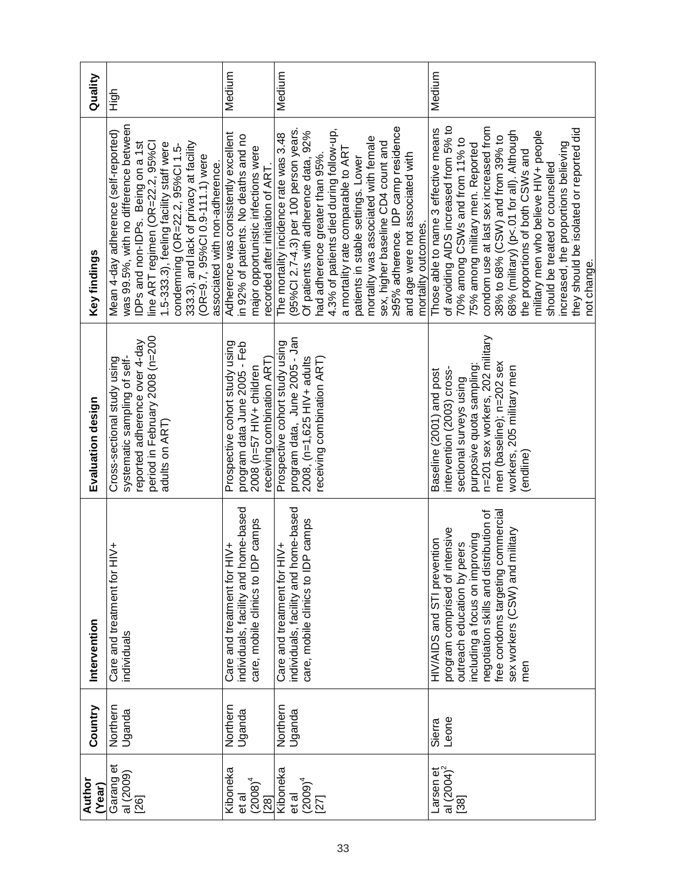| Author (Year) | Country | Intervention | Evaluation design | Key findings | Quality |
|---|---|---|---|---|---|
| Garang et al (2009) [26] | Northern Uganda | Care and treatment for HIV+ individuals | Cross-sectional study using systematic sampling of self-reported adherence over 4-day period in February 2008 (n=200 adults on ART) | Mean 4-day adherence (self-reported) was 99.5%, with no difference between IDPs and non-IDPs. Being on a 1st line ART regimen (OR=22.2, 95%CI 1.5-333.3), feeling facility staff were condemning (OR=22.2, 95%CI 1.5-333.3), and lack of privacy at facility (OR=9.7, 95%CI 0.9-111.1) were associated with non-adherence. | High |
| Kiboneka et al (2008)[4] [28] | Northern Uganda | Care and treatment for HIV+ individuals, facility and home-based care, mobile clinics to IDP camps | Prospective cohort study using program data June 2005 - Feb 2008 (n=57 HIV+ children receiving combination ART) | Adherence was consistently excellent in 92% of patients. No deaths and no major opportunistic infections were recorded after initiation of ART. | Medium |
| Kiboneka et al (2009)[4] [27] | Northern Uganda | Care and treatment for HIV+ individuals, facility and home-based care, mobile clinics to IDP camps | Prospective cohort study using program data, June 2005 - Jan 2008, (n=1,625 HIV+ adults receiving combination ART) | The mortality incidence rate was 3.48 (95%CI 2.7-4.3) per 100 person years. Of patients with adherence data, 92% had adherence greater than 95%. 4.3% of patients died during follow-up, a mortality rate comparable to ART patients in stable settings. Lower mortality was associated with female sex, higher baseline CD4 count and ≥95% adherence. IDP camp residence and age were not associated with mortality outcomes. | Medium |
| Larsen et al (2004)[2] [38] | Sierra Leone | HIV/AIDS and STI prevention program comprised of intensive outreach education by peers including a focus on improving negotiation skills and distribution of free condoms targeting commercial sex workers (CSW) and military men | Baseline (2001) and post intervention (2003) cross-sectional surveys using purposive quota sampling; n=201 sex workers, 202 military men (baseline); n=202 sex workers, 205 military men (endline) | Those able to name 3 effective means of avoiding AIDS increased from 5% to 70% among CSWs and from 11% to 75% among military men. Reported condom use at last sex increased from 38% to 68% (CSW) and from 39% to 68% (military) (p<.01 for all). Although the proportions of both CSWs and military men who believe HIV+ people should be treated or counselled increased, the proportions believing they should be isolated or reported did not change. | Medium |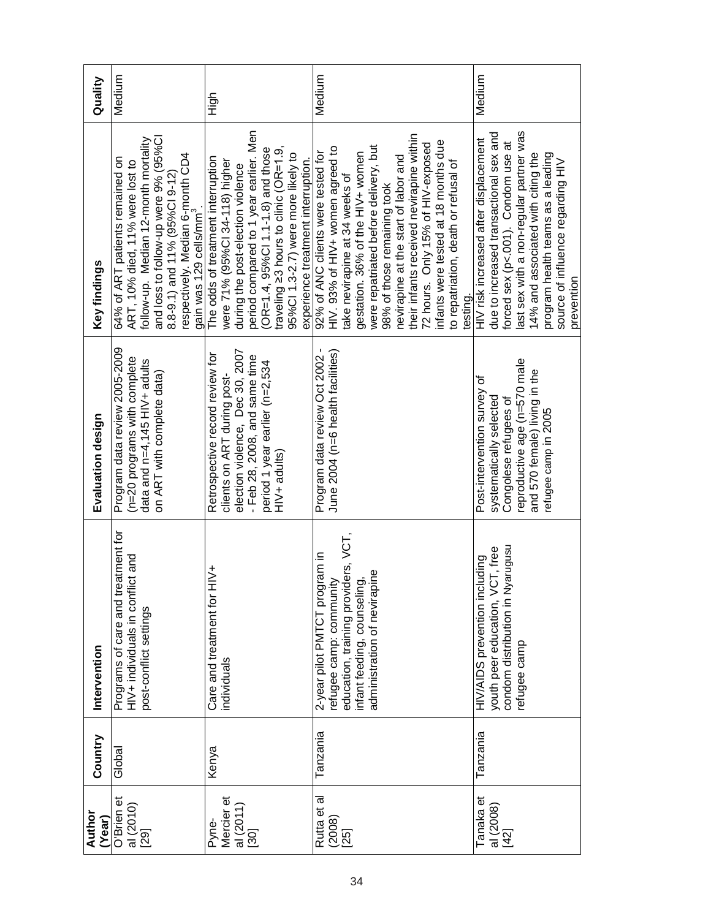| Author (Year) | Country | Intervention | Evaluation design | Key findings | Quality |
|---|---|---|---|---|---|
| O'Brien et al (2010) [29] | Global | Programs of care and treatment for HIV+ individuals in conflict and post-conflict settings | Program data review 2005-2009 (n=20 programs with complete data and n=4,145 HIV+ adults on ART with complete data) | 64% of ART patients remained on ART, 10% died, 11% were lost to follow-up. Median 12-month mortality and loss to follow-up were 9% (95%CI 8.8-9.1) and 11% (95%CI 9-12) respectively. Median 6-month CD4 gain was 129 cells/mm$^3$. | Medium |
| Pyne-Mercier et al (2011) [30] | Kenya | Care and treatment for HIV+ individuals | Retrospective record review for clients on ART during post-election violence, Dec 30, 2007 - Feb 28, 2008, and same time period 1 year earlier (n=2,534 HIV+ adults) | The odds of treatment interruption were 71% (95%CI 34-118) higher during the post-election violence period compared to 1 year earlier. Men (OR=1.4, 95%CI 1.1-1.8) and those traveling ≥3 hours to clinic (OR=1.9, 95%CI 1.3-2.7) were more likely to experience treatment interruption. | High |
| Rutta et al (2008) [25] | Tanzania | 2-year pilot PMTCT program in refugee camp: community education, training providers, VCT, infant feeding, counseling, administration of nevirapine | Program data review Oct 2002 - June 2004 (n=6 health facilities) | 92% of ANC clients were tested for HIV. 93% of HIV+ women agreed to take nevirapine at 34 weeks of gestation. 36% of the HIV+ women were repatriated before delivery, but 98% of those remaining took nevirapine at the start of labor and their infants received nevirapine within 72 hours. Only 15% of HIV-exposed infants were tested at 18 months due to repatriation, death or refusal of testing. | Medium |
| Tanaka et al (2008) [42] | Tanzania | HIV/AIDS prevention including youth peer education, VCT, free condom distribution in Nyarugusu refugee camp | Post-intervention survey of systematically selected Congolese refugees of reproductive age (n=570 male and 570 female) living in the refugee camp in 2005 | HIV risk increased after displacement due to increased transactional sex and forced sex (p<.001). Condom use at last sex with a non-regular partner was 14% and associated with citing the program health teams as a leading source of influence regarding HIV prevention | Medium |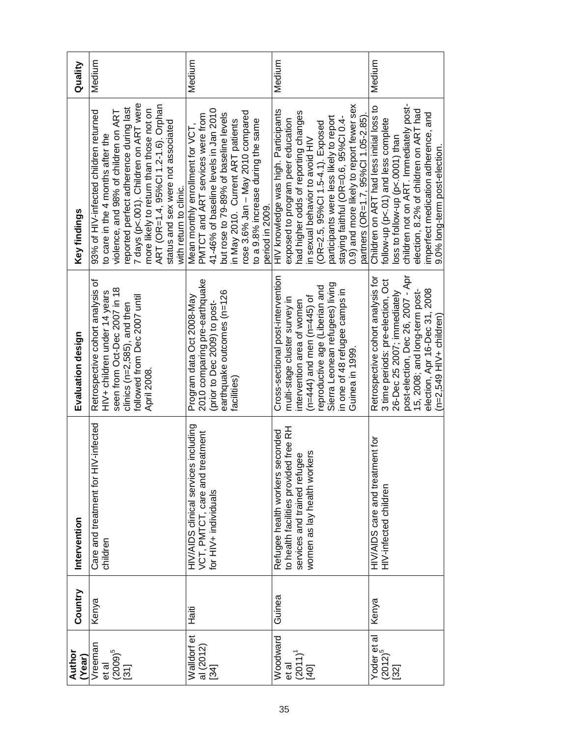| Author (Year) | Country | Intervention | Evaluation design | Key findings | Quality |
|---|---|---|---|---|---|
| Vreeman et al (2009)[5] [31] | Kenya | Care and treatment for HIV-infected children | Retrospective cohort analysis of HIV+ children under 14 years seen from Oct-Dec 2007 in 18 clinics (n=2,585), and then followed from Dec 2007 until April 2008. | 93% of HIV-infected children returned to care in the 4 months after the violence, and 98% of children on ART reported perfect adherence during last 7 days (p<.001). Children on ART were more likely to return than those not on ART (OR=1.4, 95%CI 1.2-1.6). Orphan status and sex were not associated with return to clinic. | Medium |
| Walldorf et al (2012) [34] | Haiti | HIV/AIDS clinical services including VCT, PMTCT, care and treatment for HIV+ individuals | Program data Oct 2008-May 2010 comparing pre-earthquake (prior to Dec 2009) to post-earthquake outcomes (n=126 facilities) | Mean monthly enrollment for VCT, PMTCT and ART services were from 41-46% of baseline levels in Jan 2010 but rose to 79-89% of baseline levels in May 2010. Current ART patients rose 3.6% Jan – May 2010 compared to a 9.8% increase during the same period in 2009. | Medium |
| Woodward et al (2011)[1] [40] | Guinea | Refugee health workers seconded to health facilities provided free RH services and trained refugee women as lay health workers | Cross-sectional post-intervention multi-stage cluster survey in intervention area of women (n=444) and men (n=445) of reproductive age (Liberian and Sierra Leonean refugees) living in one of 48 refugee camps in Guinea in 1999. | HIV knowledge was high. Participants exposed to program peer education had higher odds of reporting changes in sexual behavior to avoid HIV (OR=2.5, 95%CI 1.5-4.1). Exposed participants were less likely to report staying faithful (OR=0.6, 95%CI 0.4-0.9) and more likely to report fewer sex partners (OR=1.7, 95%CI 1.05-2.85). | Medium |
| Yoder et al (2012)[5] [32] | Kenya | HIV/AIDS care and treatment for HIV-infected children | Retrospective cohort analysis for 3 time periods: pre-election, Oct 26-Dec 25 2007; immediately post-election, Dec 26, 2007 - Apr 15, 2008; and long-term post-election, Apr 16-Dec 31, 2008 (n=2,549 HIV+ children) | Children on ART had less initial loss to follow-up (p<.01) and less complete loss to follow-up (p<.0001) than children not on ART. Immediately post-election, 8.2% of children on ART had imperfect medication adherence, and 9.0% long-term post-election. | Medium |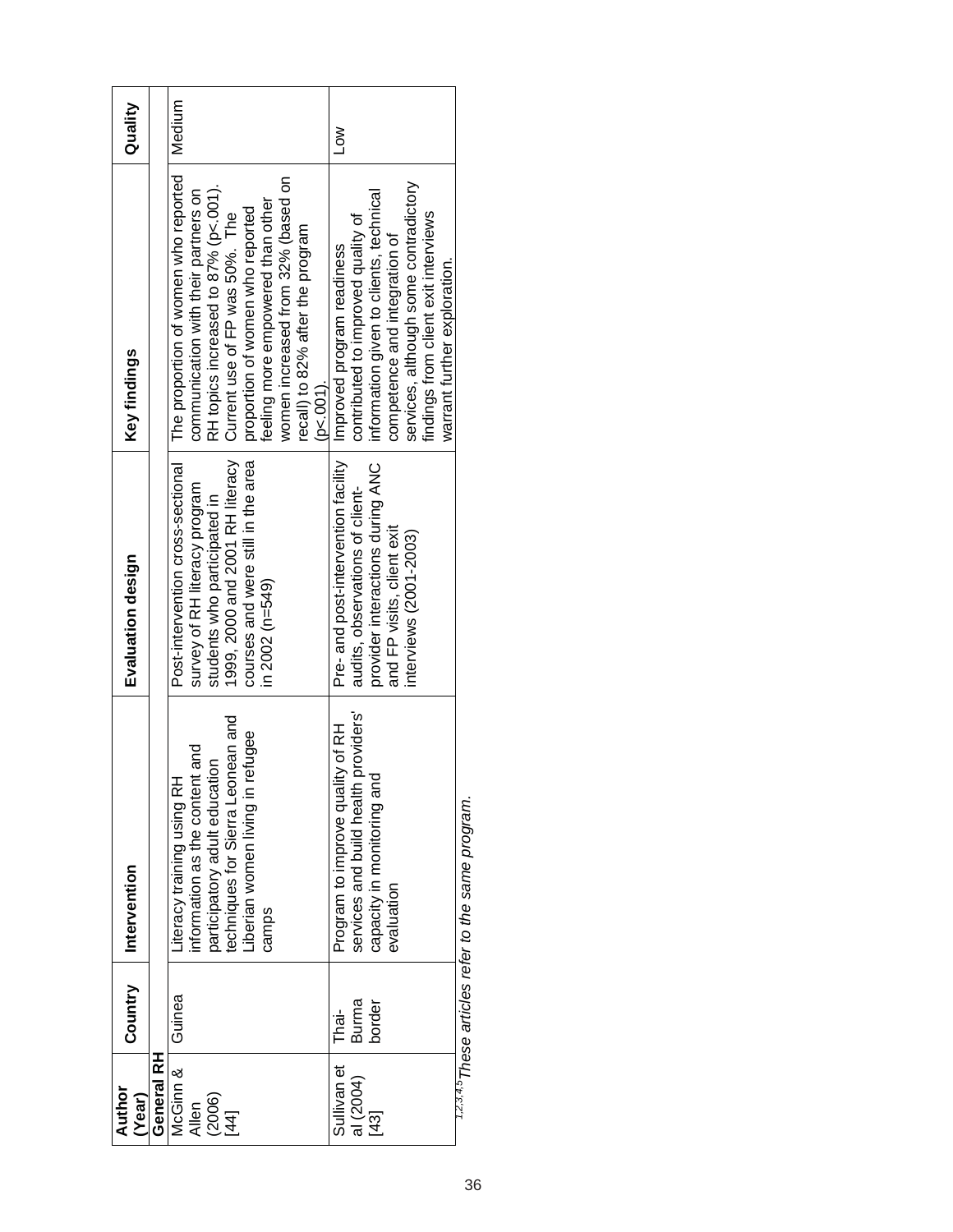| Author (Year) | Country | Intervention | Evaluation design | Key findings | Quality |
|---|---|---|---|---|---|
| **General RH** | | | | | |
| McGinn & Allen (2006) [44] | Guinea | Literacy training using RH information as the content and participatory adult education techniques for Sierra Leonean and Liberian women living in refugee camps | Post-intervention cross-sectional survey of RH literacy program students who participated in 1999, 2000 and 2001 RH literacy courses and were still in the area in 2002 (n=549) | The proportion of women who reported communication with their partners on RH topics increased to 87% ($p<.001$). Current use of FP was 50%. The proportion of women who reported feeling more empowered than other women increased from 32% (based on recall) to 82% after the program ($p<.001$). | Medium |
| Sullivan et al (2004) [43] | Thai-Burma border | Program to improve quality of RH services and build health providers' capacity in monitoring and evaluation | Pre- and post-intervention facility audits, observations of client-provider interactions during ANC and FP visits, client exit interviews (2001-2003) | Improved program readiness contributed to improved quality of information given to clients, technical competence and integration of services, although some contradictory findings from client exit interviews warrant further exploration. | Low |

*[1,2,3,4,5] These articles refer to the same program.*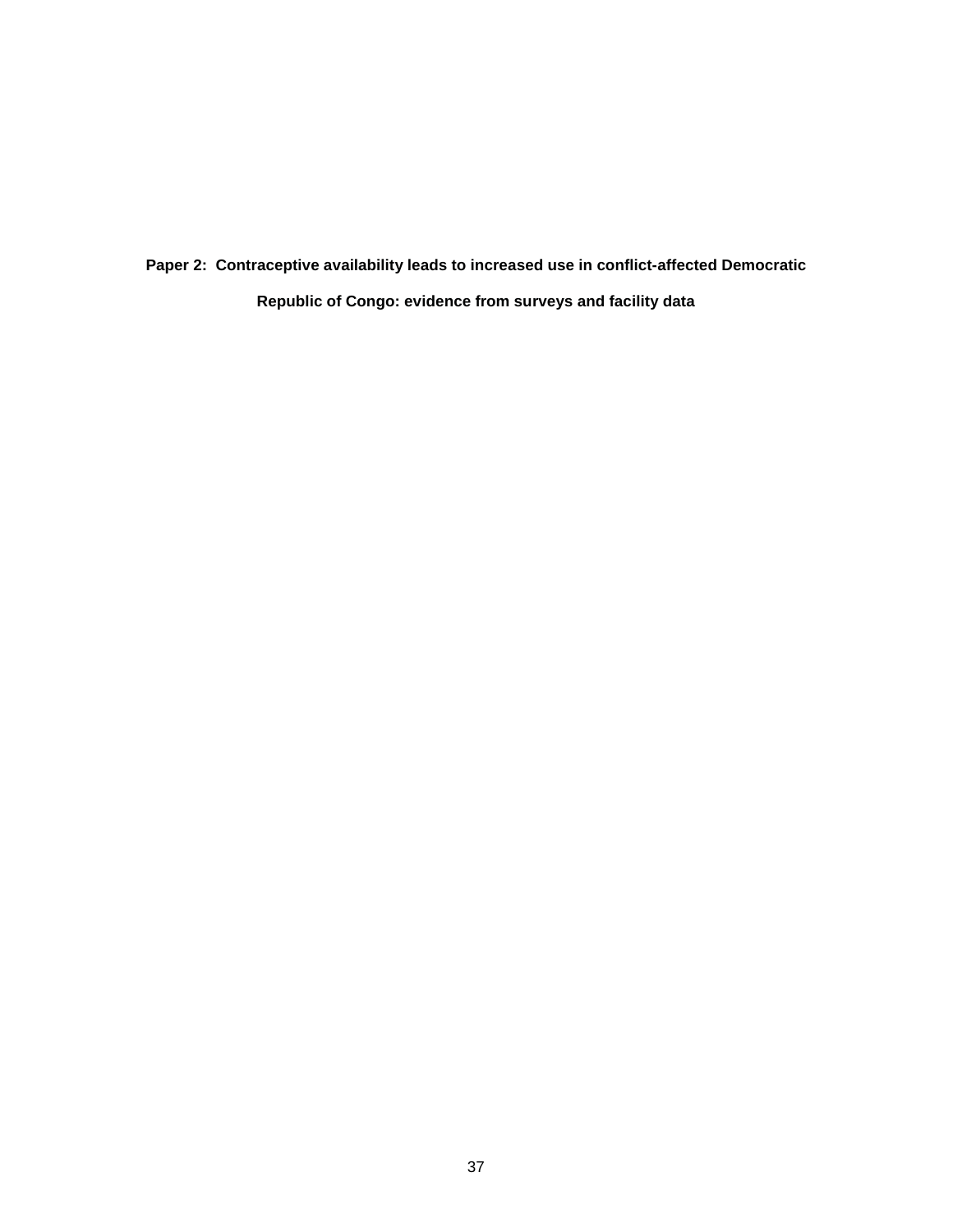# Paper 2: Contraceptive availability leads to increased use in conflict-affected Democratic Republic of Congo: evidence from surveys and facility data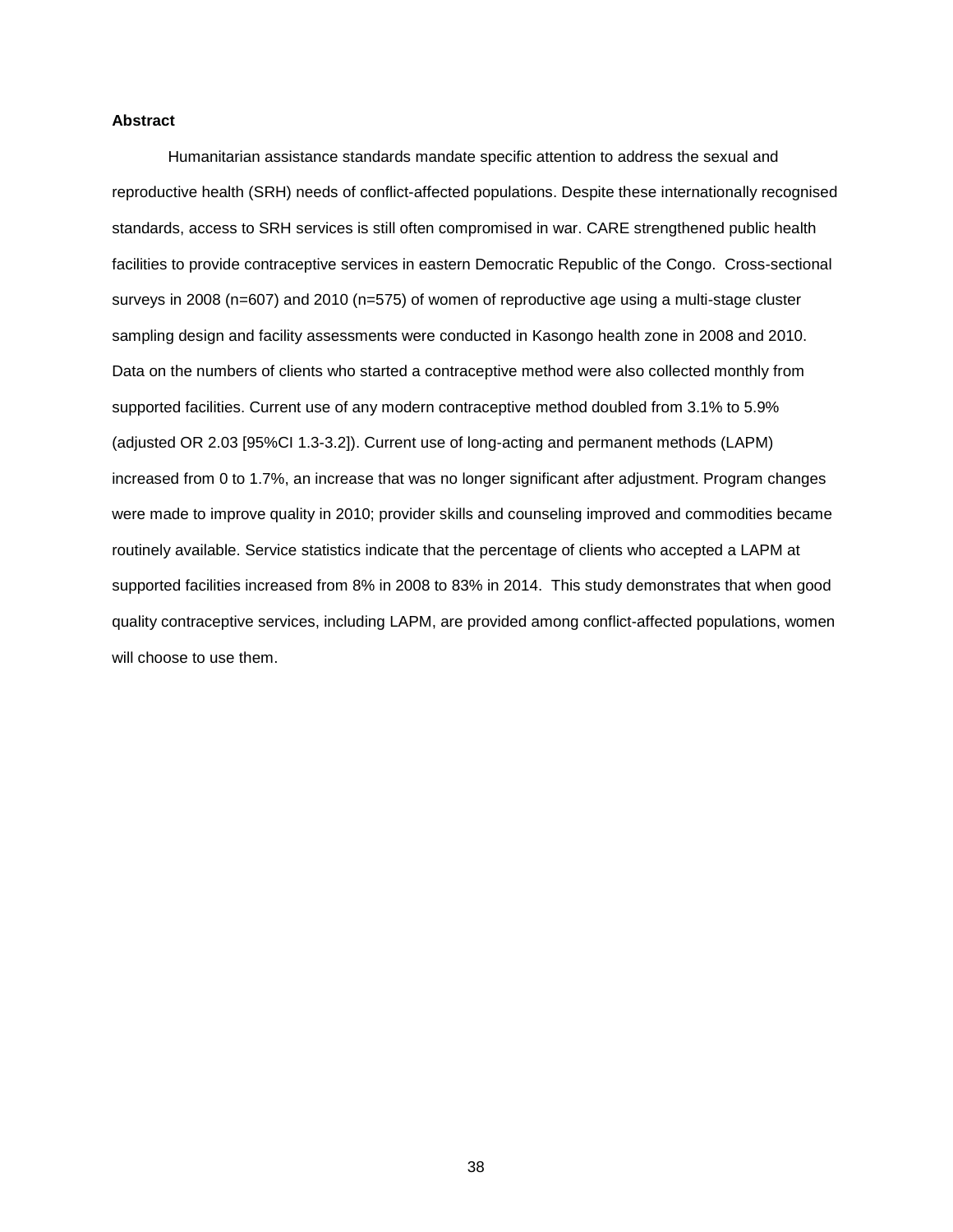**Abstract**

Humanitarian assistance standards mandate specific attention to address the sexual and reproductive health (SRH) needs of conflict-affected populations. Despite these internationally recognised standards, access to SRH services is still often compromised in war. CARE strengthened public health facilities to provide contraceptive services in eastern Democratic Republic of the Congo. Cross-sectional surveys in 2008 (n=607) and 2010 (n=575) of women of reproductive age using a multi-stage cluster sampling design and facility assessments were conducted in Kasongo health zone in 2008 and 2010. Data on the numbers of clients who started a contraceptive method were also collected monthly from supported facilities. Current use of any modern contraceptive method doubled from 3.1% to 5.9% (adjusted OR 2.03 [95%CI 1.3-3.2]). Current use of long-acting and permanent methods (LAPM) increased from 0 to 1.7%, an increase that was no longer significant after adjustment. Program changes were made to improve quality in 2010; provider skills and counseling improved and commodities became routinely available. Service statistics indicate that the percentage of clients who accepted a LAPM at supported facilities increased from 8% in 2008 to 83% in 2014. This study demonstrates that when good quality contraceptive services, including LAPM, are provided among conflict-affected populations, women will choose to use them.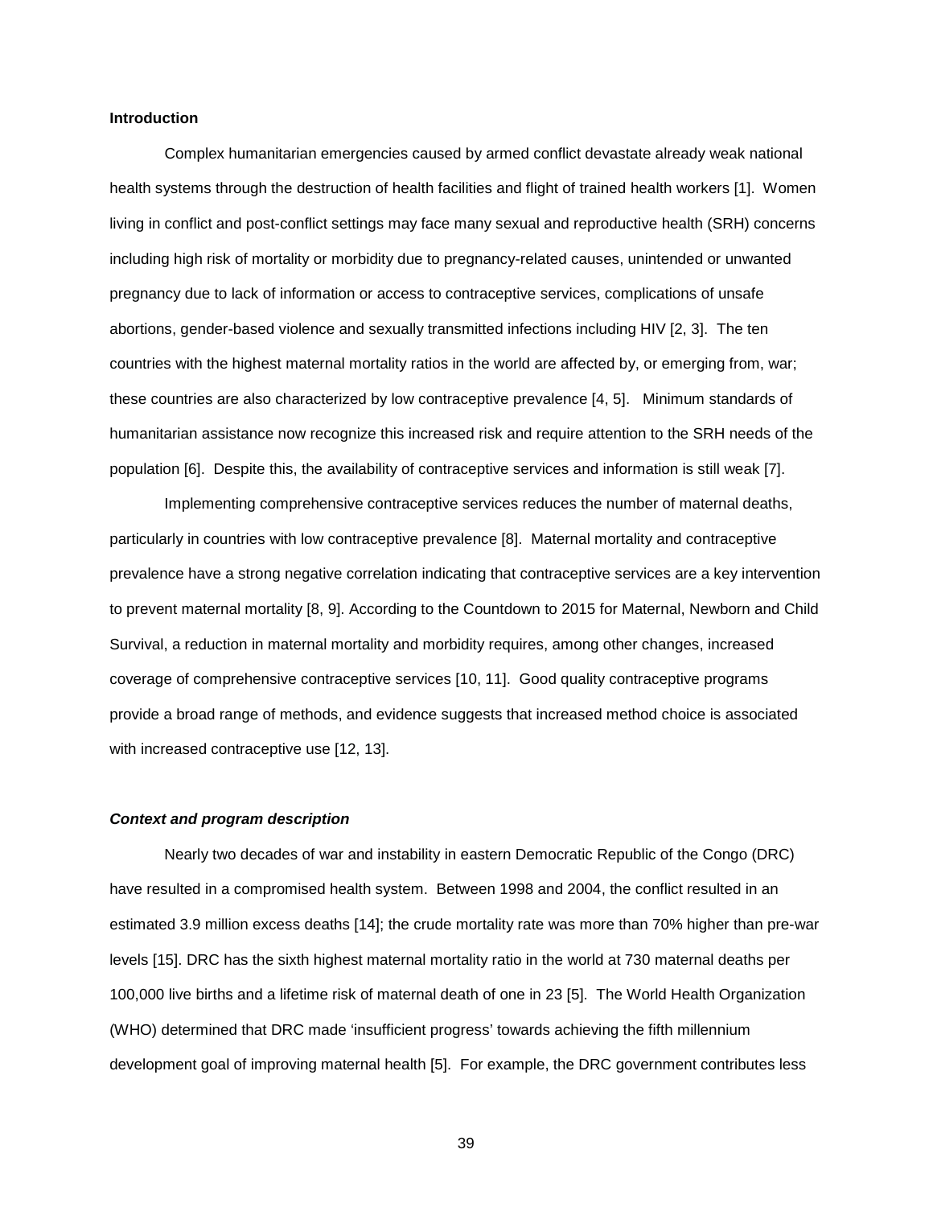**Introduction**

Complex humanitarian emergencies caused by armed conflict devastate already weak national health systems through the destruction of health facilities and flight of trained health workers [1]. Women living in conflict and post-conflict settings may face many sexual and reproductive health (SRH) concerns including high risk of mortality or morbidity due to pregnancy-related causes, unintended or unwanted pregnancy due to lack of information or access to contraceptive services, complications of unsafe abortions, gender-based violence and sexually transmitted infections including HIV [2, 3]. The ten countries with the highest maternal mortality ratios in the world are affected by, or emerging from, war; these countries are also characterized by low contraceptive prevalence [4, 5]. Minimum standards of humanitarian assistance now recognize this increased risk and require attention to the SRH needs of the population [6]. Despite this, the availability of contraceptive services and information is still weak [7].

Implementing comprehensive contraceptive services reduces the number of maternal deaths, particularly in countries with low contraceptive prevalence [8]. Maternal mortality and contraceptive prevalence have a strong negative correlation indicating that contraceptive services are a key intervention to prevent maternal mortality [8, 9]. According to the Countdown to 2015 for Maternal, Newborn and Child Survival, a reduction in maternal mortality and morbidity requires, among other changes, increased coverage of comprehensive contraceptive services [10, 11]. Good quality contraceptive programs provide a broad range of methods, and evidence suggests that increased method choice is associated with increased contraceptive use [12, 13].

***Context and program description***

Nearly two decades of war and instability in eastern Democratic Republic of the Congo (DRC) have resulted in a compromised health system. Between 1998 and 2004, the conflict resulted in an estimated 3.9 million excess deaths [14]; the crude mortality rate was more than 70% higher than pre-war levels [15]. DRC has the sixth highest maternal mortality ratio in the world at 730 maternal deaths per 100,000 live births and a lifetime risk of maternal death of one in 23 [5]. The World Health Organization (WHO) determined that DRC made 'insufficient progress' towards achieving the fifth millennium development goal of improving maternal health [5]. For example, the DRC government contributes less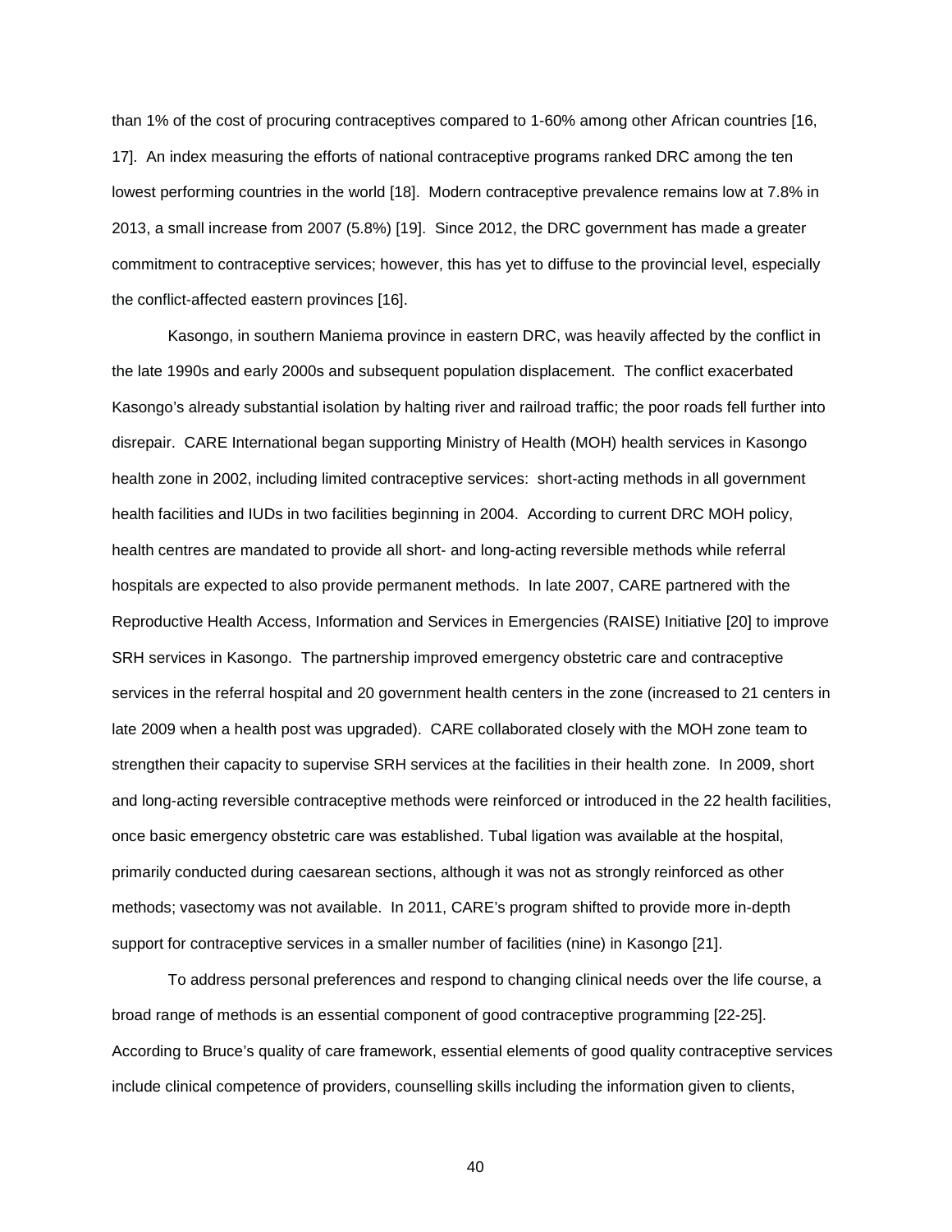than 1% of the cost of procuring contraceptives compared to 1-60% among other African countries [16, 17]. An index measuring the efforts of national contraceptive programs ranked DRC among the ten lowest performing countries in the world [18]. Modern contraceptive prevalence remains low at 7.8% in 2013, a small increase from 2007 (5.8%) [19]. Since 2012, the DRC government has made a greater commitment to contraceptive services; however, this has yet to diffuse to the provincial level, especially the conflict-affected eastern provinces [16].

Kasongo, in southern Maniema province in eastern DRC, was heavily affected by the conflict in the late 1990s and early 2000s and subsequent population displacement. The conflict exacerbated Kasongo's already substantial isolation by halting river and railroad traffic; the poor roads fell further into disrepair. CARE International began supporting Ministry of Health (MOH) health services in Kasongo health zone in 2002, including limited contraceptive services: short-acting methods in all government health facilities and IUDs in two facilities beginning in 2004. According to current DRC MOH policy, health centres are mandated to provide all short- and long-acting reversible methods while referral hospitals are expected to also provide permanent methods. In late 2007, CARE partnered with the Reproductive Health Access, Information and Services in Emergencies (RAISE) Initiative [20] to improve SRH services in Kasongo. The partnership improved emergency obstetric care and contraceptive services in the referral hospital and 20 government health centers in the zone (increased to 21 centers in late 2009 when a health post was upgraded). CARE collaborated closely with the MOH zone team to strengthen their capacity to supervise SRH services at the facilities in their health zone. In 2009, short and long-acting reversible contraceptive methods were reinforced or introduced in the 22 health facilities, once basic emergency obstetric care was established. Tubal ligation was available at the hospital, primarily conducted during caesarean sections, although it was not as strongly reinforced as other methods; vasectomy was not available. In 2011, CARE's program shifted to provide more in-depth support for contraceptive services in a smaller number of facilities (nine) in Kasongo [21].

To address personal preferences and respond to changing clinical needs over the life course, a broad range of methods is an essential component of good contraceptive programming [22-25]. According to Bruce's quality of care framework, essential elements of good quality contraceptive services include clinical competence of providers, counselling skills including the information given to clients,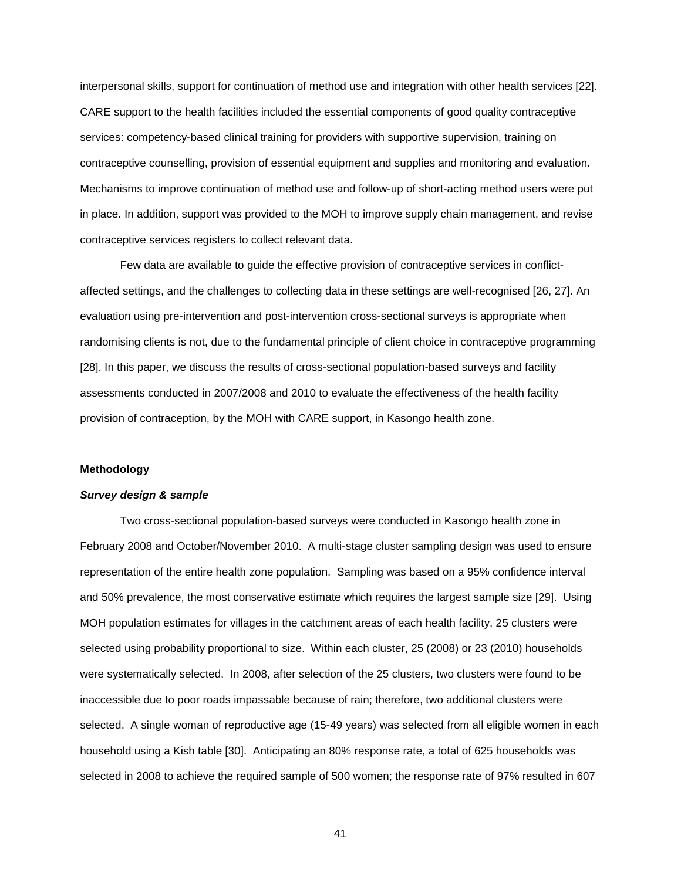interpersonal skills, support for continuation of method use and integration with other health services [22]. CARE support to the health facilities included the essential components of good quality contraceptive services: competency-based clinical training for providers with supportive supervision, training on contraceptive counselling, provision of essential equipment and supplies and monitoring and evaluation. Mechanisms to improve continuation of method use and follow-up of short-acting method users were put in place. In addition, support was provided to the MOH to improve supply chain management, and revise contraceptive services registers to collect relevant data.

Few data are available to guide the effective provision of contraceptive services in conflict-affected settings, and the challenges to collecting data in these settings are well-recognised [26, 27]. An evaluation using pre-intervention and post-intervention cross-sectional surveys is appropriate when randomising clients is not, due to the fundamental principle of client choice in contraceptive programming [28]. In this paper, we discuss the results of cross-sectional population-based surveys and facility assessments conducted in 2007/2008 and 2010 to evaluate the effectiveness of the health facility provision of contraception, by the MOH with CARE support, in Kasongo health zone.

## Methodology

### *Survey design & sample*

Two cross-sectional population-based surveys were conducted in Kasongo health zone in February 2008 and October/November 2010. A multi-stage cluster sampling design was used to ensure representation of the entire health zone population. Sampling was based on a 95% confidence interval and 50% prevalence, the most conservative estimate which requires the largest sample size [29]. Using MOH population estimates for villages in the catchment areas of each health facility, 25 clusters were selected using probability proportional to size. Within each cluster, 25 (2008) or 23 (2010) households were systematically selected. In 2008, after selection of the 25 clusters, two clusters were found to be inaccessible due to poor roads impassable because of rain; therefore, two additional clusters were selected. A single woman of reproductive age (15-49 years) was selected from all eligible women in each household using a Kish table [30]. Anticipating an 80% response rate, a total of 625 households was selected in 2008 to achieve the required sample of 500 women; the response rate of 97% resulted in 607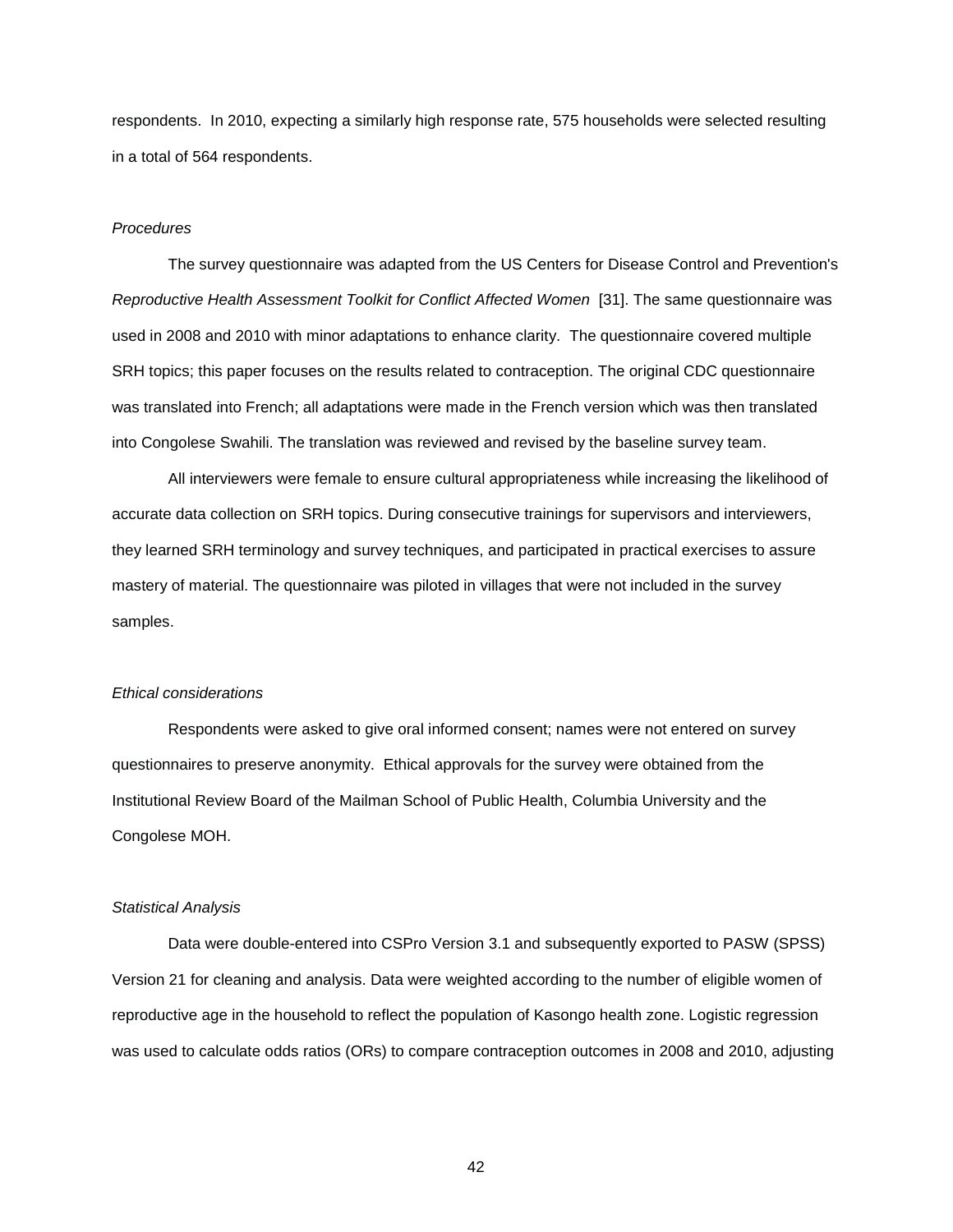respondents. In 2010, expecting a similarly high response rate, 575 households were selected resulting in a total of 564 respondents.

*Procedures*

The survey questionnaire was adapted from the US Centers for Disease Control and Prevention's *Reproductive Health Assessment Toolkit for Conflict Affected Women* [31]. The same questionnaire was used in 2008 and 2010 with minor adaptations to enhance clarity. The questionnaire covered multiple SRH topics; this paper focuses on the results related to contraception. The original CDC questionnaire was translated into French; all adaptations were made in the French version which was then translated into Congolese Swahili. The translation was reviewed and revised by the baseline survey team.

All interviewers were female to ensure cultural appropriateness while increasing the likelihood of accurate data collection on SRH topics. During consecutive trainings for supervisors and interviewers, they learned SRH terminology and survey techniques, and participated in practical exercises to assure mastery of material. The questionnaire was piloted in villages that were not included in the survey samples.

*Ethical considerations*

Respondents were asked to give oral informed consent; names were not entered on survey questionnaires to preserve anonymity. Ethical approvals for the survey were obtained from the Institutional Review Board of the Mailman School of Public Health, Columbia University and the Congolese MOH.

*Statistical Analysis*

Data were double-entered into CSPro Version 3.1 and subsequently exported to PASW (SPSS) Version 21 for cleaning and analysis. Data were weighted according to the number of eligible women of reproductive age in the household to reflect the population of Kasongo health zone. Logistic regression was used to calculate odds ratios (ORs) to compare contraception outcomes in 2008 and 2010, adjusting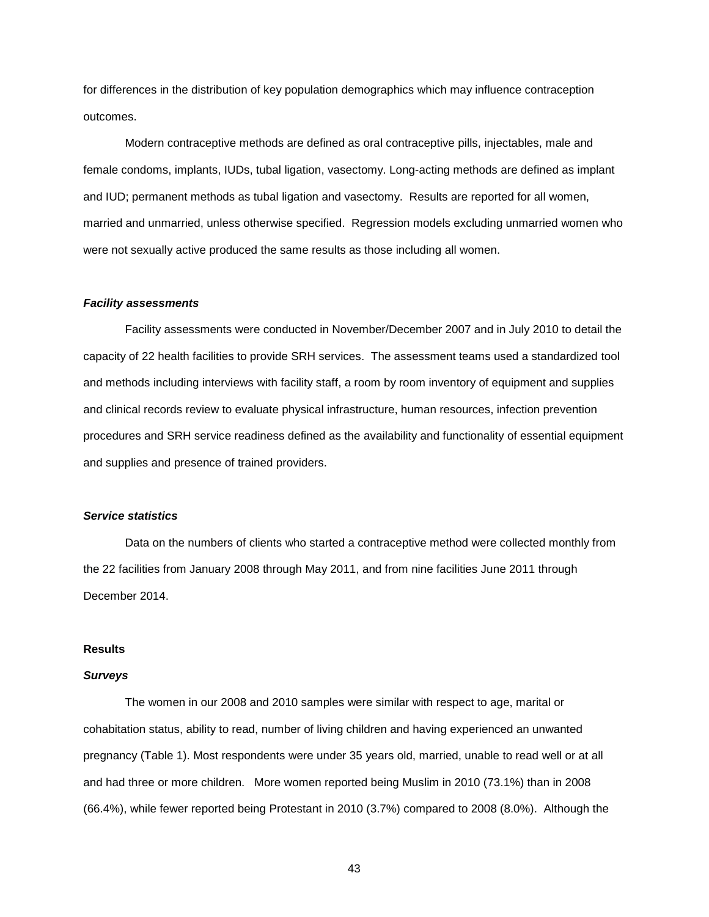for differences in the distribution of key population demographics which may influence contraception outcomes.

Modern contraceptive methods are defined as oral contraceptive pills, injectables, male and female condoms, implants, IUDs, tubal ligation, vasectomy. Long-acting methods are defined as implant and IUD; permanent methods as tubal ligation and vasectomy. Results are reported for all women, married and unmarried, unless otherwise specified. Regression models excluding unmarried women who were not sexually active produced the same results as those including all women.

### *Facility assessments*

Facility assessments were conducted in November/December 2007 and in July 2010 to detail the capacity of 22 health facilities to provide SRH services. The assessment teams used a standardized tool and methods including interviews with facility staff, a room by room inventory of equipment and supplies and clinical records review to evaluate physical infrastructure, human resources, infection prevention procedures and SRH service readiness defined as the availability and functionality of essential equipment and supplies and presence of trained providers.

### *Service statistics*

Data on the numbers of clients who started a contraceptive method were collected monthly from the 22 facilities from January 2008 through May 2011, and from nine facilities June 2011 through December 2014.

## Results

### *Surveys*

The women in our 2008 and 2010 samples were similar with respect to age, marital or cohabitation status, ability to read, number of living children and having experienced an unwanted pregnancy (Table 1). Most respondents were under 35 years old, married, unable to read well or at all and had three or more children. More women reported being Muslim in 2010 (73.1%) than in 2008 (66.4%), while fewer reported being Protestant in 2010 (3.7%) compared to 2008 (8.0%). Although the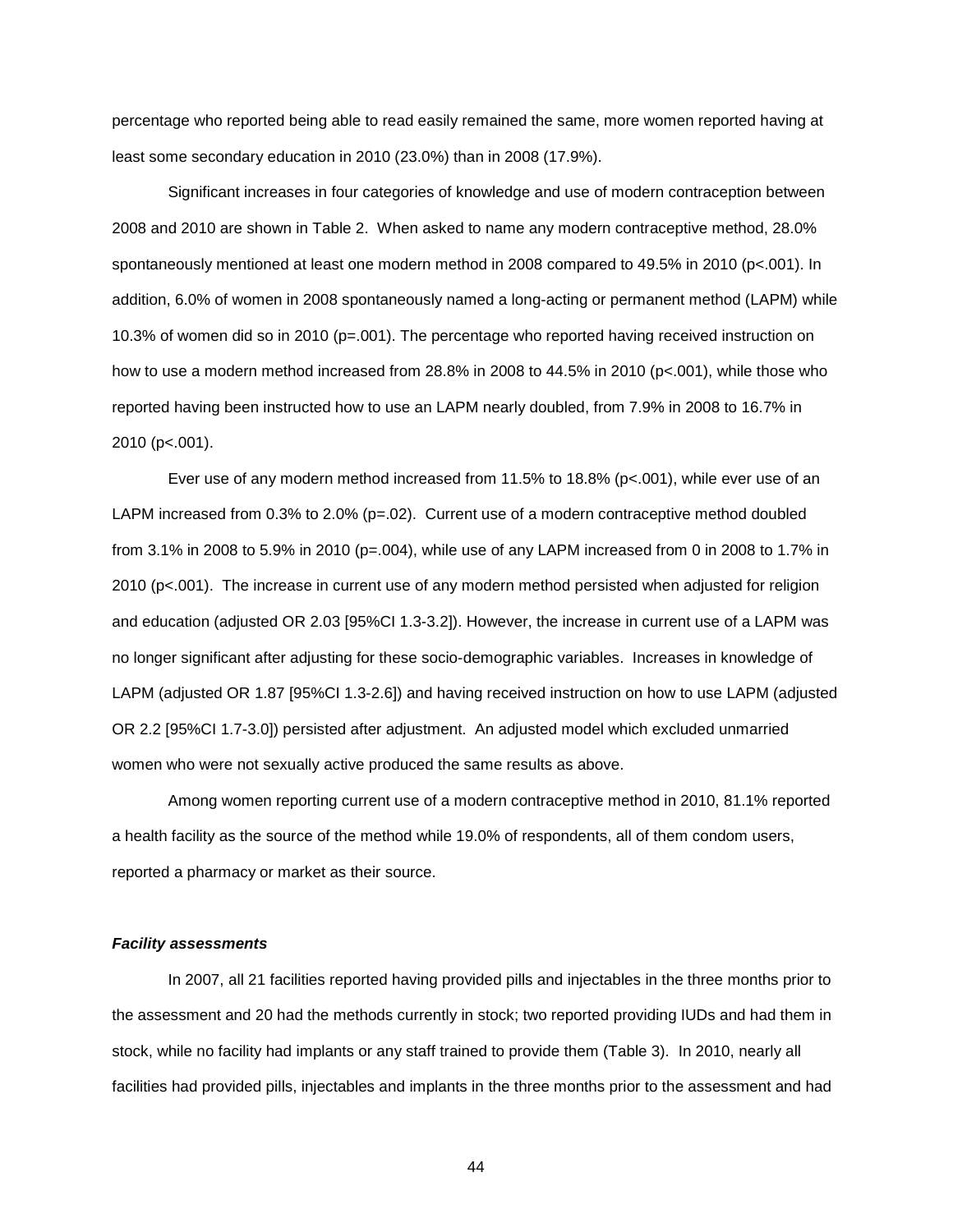percentage who reported being able to read easily remained the same, more women reported having at least some secondary education in 2010 (23.0%) than in 2008 (17.9%).

Significant increases in four categories of knowledge and use of modern contraception between 2008 and 2010 are shown in Table 2. When asked to name any modern contraceptive method, 28.0% spontaneously mentioned at least one modern method in 2008 compared to 49.5% in 2010 ($p<.001$). In addition, 6.0% of women in 2008 spontaneously named a long-acting or permanent method (LAPM) while 10.3% of women did so in 2010 ($p=.001$). The percentage who reported having received instruction on how to use a modern method increased from 28.8% in 2008 to 44.5% in 2010 ($p<.001$), while those who reported having been instructed how to use an LAPM nearly doubled, from 7.9% in 2008 to 16.7% in 2010 ($p<.001$).

Ever use of any modern method increased from 11.5% to 18.8% ($p<.001$), while ever use of an LAPM increased from 0.3% to 2.0% ($p=.02$). Current use of a modern contraceptive method doubled from 3.1% in 2008 to 5.9% in 2010 ($p=.004$), while use of any LAPM increased from 0 in 2008 to 1.7% in 2010 ($p<.001$). The increase in current use of any modern method persisted when adjusted for religion and education (adjusted OR 2.03 [95%CI 1.3-3.2]). However, the increase in current use of a LAPM was no longer significant after adjusting for these socio-demographic variables. Increases in knowledge of LAPM (adjusted OR 1.87 [95%CI 1.3-2.6]) and having received instruction on how to use LAPM (adjusted OR 2.2 [95%CI 1.7-3.0]) persisted after adjustment. An adjusted model which excluded unmarried women who were not sexually active produced the same results as above.

Among women reporting current use of a modern contraceptive method in 2010, 81.1% reported a health facility as the source of the method while 19.0% of respondents, all of them condom users, reported a pharmacy or market as their source.

#### ***Facility assessments***

In 2007, all 21 facilities reported having provided pills and injectables in the three months prior to the assessment and 20 had the methods currently in stock; two reported providing IUDs and had them in stock, while no facility had implants or any staff trained to provide them (Table 3). In 2010, nearly all facilities had provided pills, injectables and implants in the three months prior to the assessment and had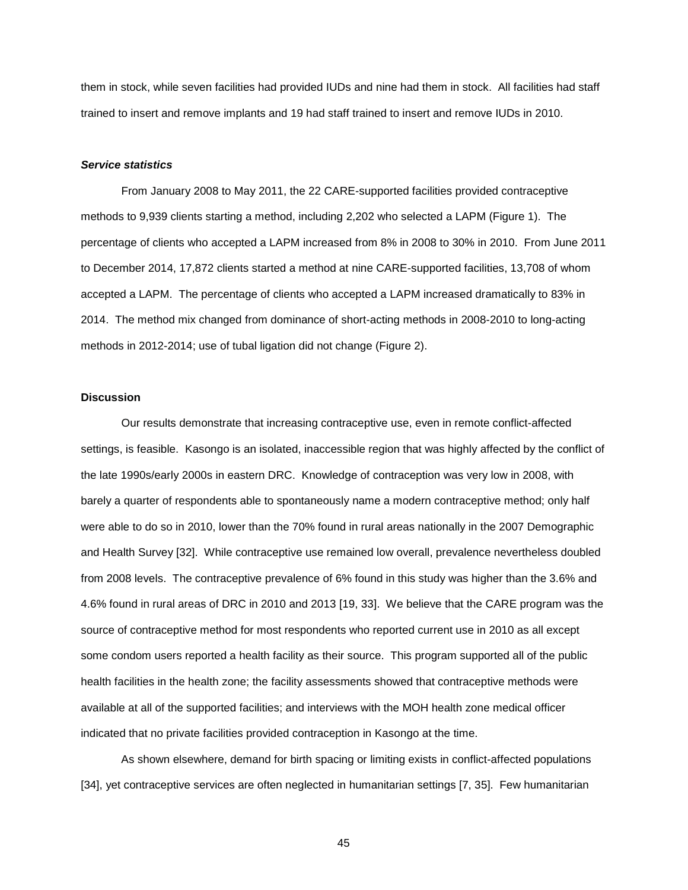them in stock, while seven facilities had provided IUDs and nine had them in stock. All facilities had staff trained to insert and remove implants and 19 had staff trained to insert and remove IUDs in 2010.

***Service statistics***

From January 2008 to May 2011, the 22 CARE-supported facilities provided contraceptive methods to 9,939 clients starting a method, including 2,202 who selected a LAPM (Figure 1). The percentage of clients who accepted a LAPM increased from 8% in 2008 to 30% in 2010. From June 2011 to December 2014, 17,872 clients started a method at nine CARE-supported facilities, 13,708 of whom accepted a LAPM. The percentage of clients who accepted a LAPM increased dramatically to 83% in 2014. The method mix changed from dominance of short-acting methods in 2008-2010 to long-acting methods in 2012-2014; use of tubal ligation did not change (Figure 2).

**Discussion**

Our results demonstrate that increasing contraceptive use, even in remote conflict-affected settings, is feasible. Kasongo is an isolated, inaccessible region that was highly affected by the conflict of the late 1990s/early 2000s in eastern DRC. Knowledge of contraception was very low in 2008, with barely a quarter of respondents able to spontaneously name a modern contraceptive method; only half were able to do so in 2010, lower than the 70% found in rural areas nationally in the 2007 Demographic and Health Survey [32]. While contraceptive use remained low overall, prevalence nevertheless doubled from 2008 levels. The contraceptive prevalence of 6% found in this study was higher than the 3.6% and 4.6% found in rural areas of DRC in 2010 and 2013 [19, 33]. We believe that the CARE program was the source of contraceptive method for most respondents who reported current use in 2010 as all except some condom users reported a health facility as their source. This program supported all of the public health facilities in the health zone; the facility assessments showed that contraceptive methods were available at all of the supported facilities; and interviews with the MOH health zone medical officer indicated that no private facilities provided contraception in Kasongo at the time.

As shown elsewhere, demand for birth spacing or limiting exists in conflict-affected populations [34], yet contraceptive services are often neglected in humanitarian settings [7, 35]. Few humanitarian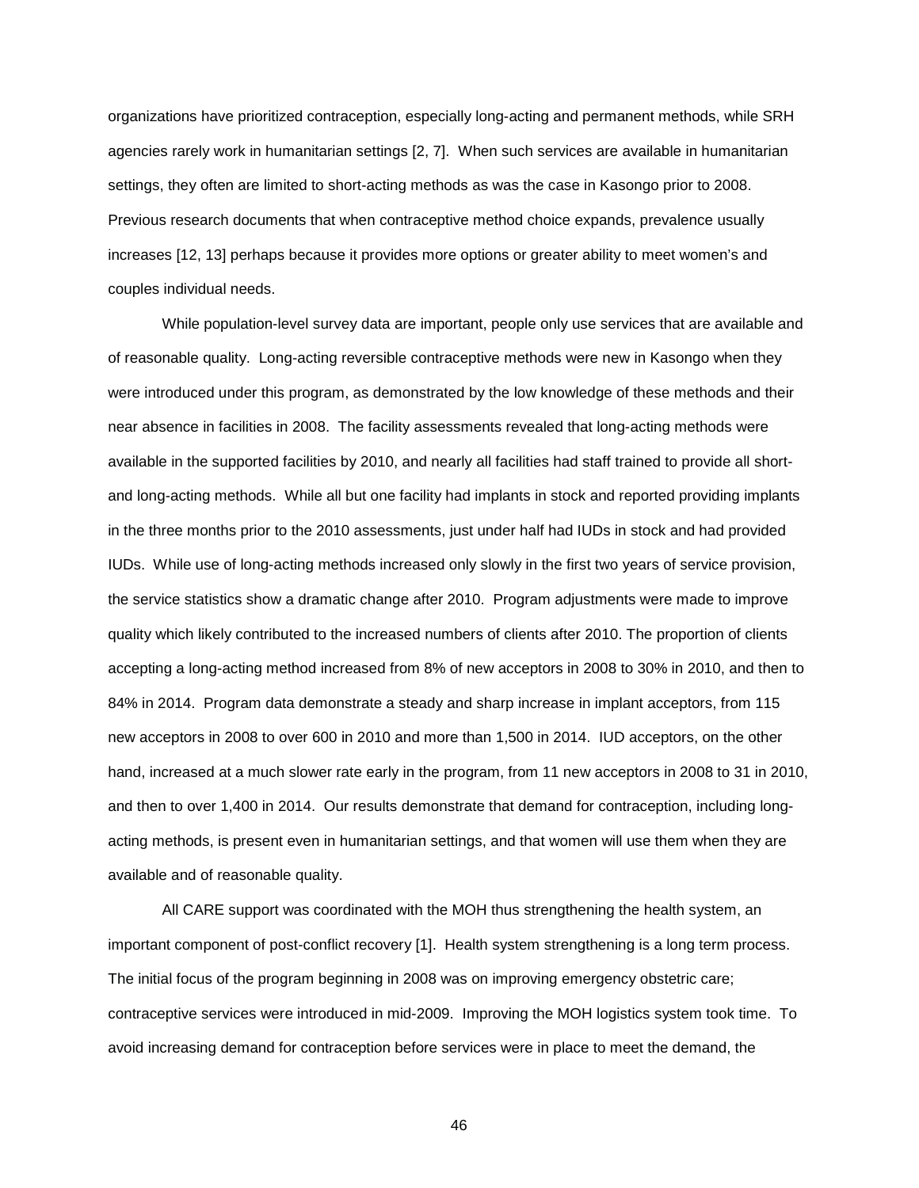organizations have prioritized contraception, especially long-acting and permanent methods, while SRH agencies rarely work in humanitarian settings [2, 7]. When such services are available in humanitarian settings, they often are limited to short-acting methods as was the case in Kasongo prior to 2008. Previous research documents that when contraceptive method choice expands, prevalence usually increases [12, 13] perhaps because it provides more options or greater ability to meet women's and couples individual needs.

While population-level survey data are important, people only use services that are available and of reasonable quality. Long-acting reversible contraceptive methods were new in Kasongo when they were introduced under this program, as demonstrated by the low knowledge of these methods and their near absence in facilities in 2008. The facility assessments revealed that long-acting methods were available in the supported facilities by 2010, and nearly all facilities had staff trained to provide all short- and long-acting methods. While all but one facility had implants in stock and reported providing implants in the three months prior to the 2010 assessments, just under half had IUDs in stock and had provided IUDs. While use of long-acting methods increased only slowly in the first two years of service provision, the service statistics show a dramatic change after 2010. Program adjustments were made to improve quality which likely contributed to the increased numbers of clients after 2010. The proportion of clients accepting a long-acting method increased from 8% of new acceptors in 2008 to 30% in 2010, and then to 84% in 2014. Program data demonstrate a steady and sharp increase in implant acceptors, from 115 new acceptors in 2008 to over 600 in 2010 and more than 1,500 in 2014. IUD acceptors, on the other hand, increased at a much slower rate early in the program, from 11 new acceptors in 2008 to 31 in 2010, and then to over 1,400 in 2014. Our results demonstrate that demand for contraception, including long-acting methods, is present even in humanitarian settings, and that women will use them when they are available and of reasonable quality.

All CARE support was coordinated with the MOH thus strengthening the health system, an important component of post-conflict recovery [1]. Health system strengthening is a long term process. The initial focus of the program beginning in 2008 was on improving emergency obstetric care; contraceptive services were introduced in mid-2009. Improving the MOH logistics system took time. To avoid increasing demand for contraception before services were in place to meet the demand, the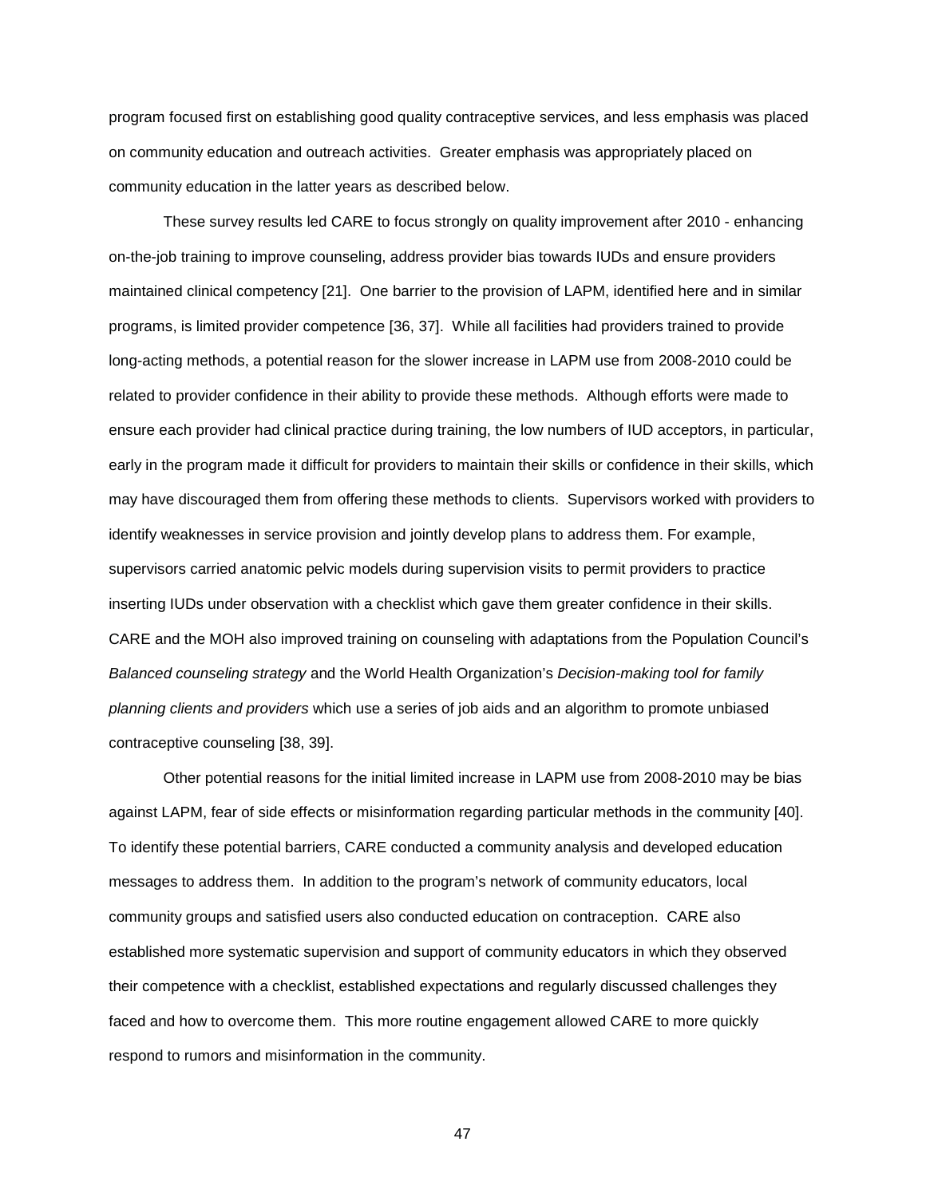program focused first on establishing good quality contraceptive services, and less emphasis was placed on community education and outreach activities. Greater emphasis was appropriately placed on community education in the latter years as described below.

These survey results led CARE to focus strongly on quality improvement after 2010 - enhancing on-the-job training to improve counseling, address provider bias towards IUDs and ensure providers maintained clinical competency [21]. One barrier to the provision of LAPM, identified here and in similar programs, is limited provider competence [36, 37]. While all facilities had providers trained to provide long-acting methods, a potential reason for the slower increase in LAPM use from 2008-2010 could be related to provider confidence in their ability to provide these methods. Although efforts were made to ensure each provider had clinical practice during training, the low numbers of IUD acceptors, in particular, early in the program made it difficult for providers to maintain their skills or confidence in their skills, which may have discouraged them from offering these methods to clients. Supervisors worked with providers to identify weaknesses in service provision and jointly develop plans to address them. For example, supervisors carried anatomic pelvic models during supervision visits to permit providers to practice inserting IUDs under observation with a checklist which gave them greater confidence in their skills. CARE and the MOH also improved training on counseling with adaptations from the Population Council's *Balanced counseling strategy* and the World Health Organization's *Decision-making tool for family planning clients and providers* which use a series of job aids and an algorithm to promote unbiased contraceptive counseling [38, 39].

Other potential reasons for the initial limited increase in LAPM use from 2008-2010 may be bias against LAPM, fear of side effects or misinformation regarding particular methods in the community [40]. To identify these potential barriers, CARE conducted a community analysis and developed education messages to address them. In addition to the program's network of community educators, local community groups and satisfied users also conducted education on contraception. CARE also established more systematic supervision and support of community educators in which they observed their competence with a checklist, established expectations and regularly discussed challenges they faced and how to overcome them. This more routine engagement allowed CARE to more quickly respond to rumors and misinformation in the community.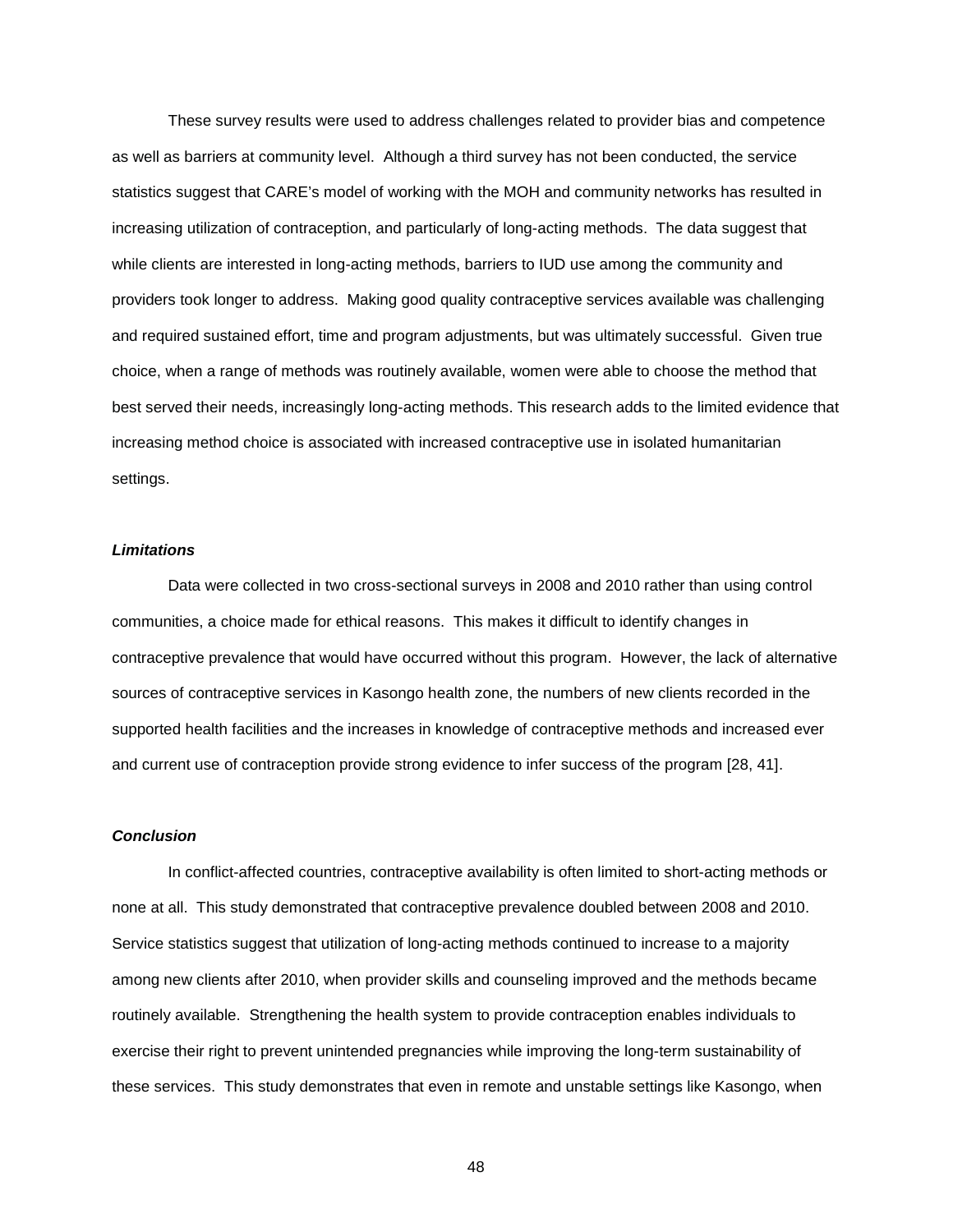These survey results were used to address challenges related to provider bias and competence as well as barriers at community level. Although a third survey has not been conducted, the service statistics suggest that CARE's model of working with the MOH and community networks has resulted in increasing utilization of contraception, and particularly of long-acting methods. The data suggest that while clients are interested in long-acting methods, barriers to IUD use among the community and providers took longer to address. Making good quality contraceptive services available was challenging and required sustained effort, time and program adjustments, but was ultimately successful. Given true choice, when a range of methods was routinely available, women were able to choose the method that best served their needs, increasingly long-acting methods. This research adds to the limited evidence that increasing method choice is associated with increased contraceptive use in isolated humanitarian settings.

### *Limitations*

Data were collected in two cross-sectional surveys in 2008 and 2010 rather than using control communities, a choice made for ethical reasons. This makes it difficult to identify changes in contraceptive prevalence that would have occurred without this program. However, the lack of alternative sources of contraceptive services in Kasongo health zone, the numbers of new clients recorded in the supported health facilities and the increases in knowledge of contraceptive methods and increased ever and current use of contraception provide strong evidence to infer success of the program [28, 41].

### *Conclusion*

In conflict-affected countries, contraceptive availability is often limited to short-acting methods or none at all. This study demonstrated that contraceptive prevalence doubled between 2008 and 2010. Service statistics suggest that utilization of long-acting methods continued to increase to a majority among new clients after 2010, when provider skills and counseling improved and the methods became routinely available. Strengthening the health system to provide contraception enables individuals to exercise their right to prevent unintended pregnancies while improving the long-term sustainability of these services. This study demonstrates that even in remote and unstable settings like Kasongo, when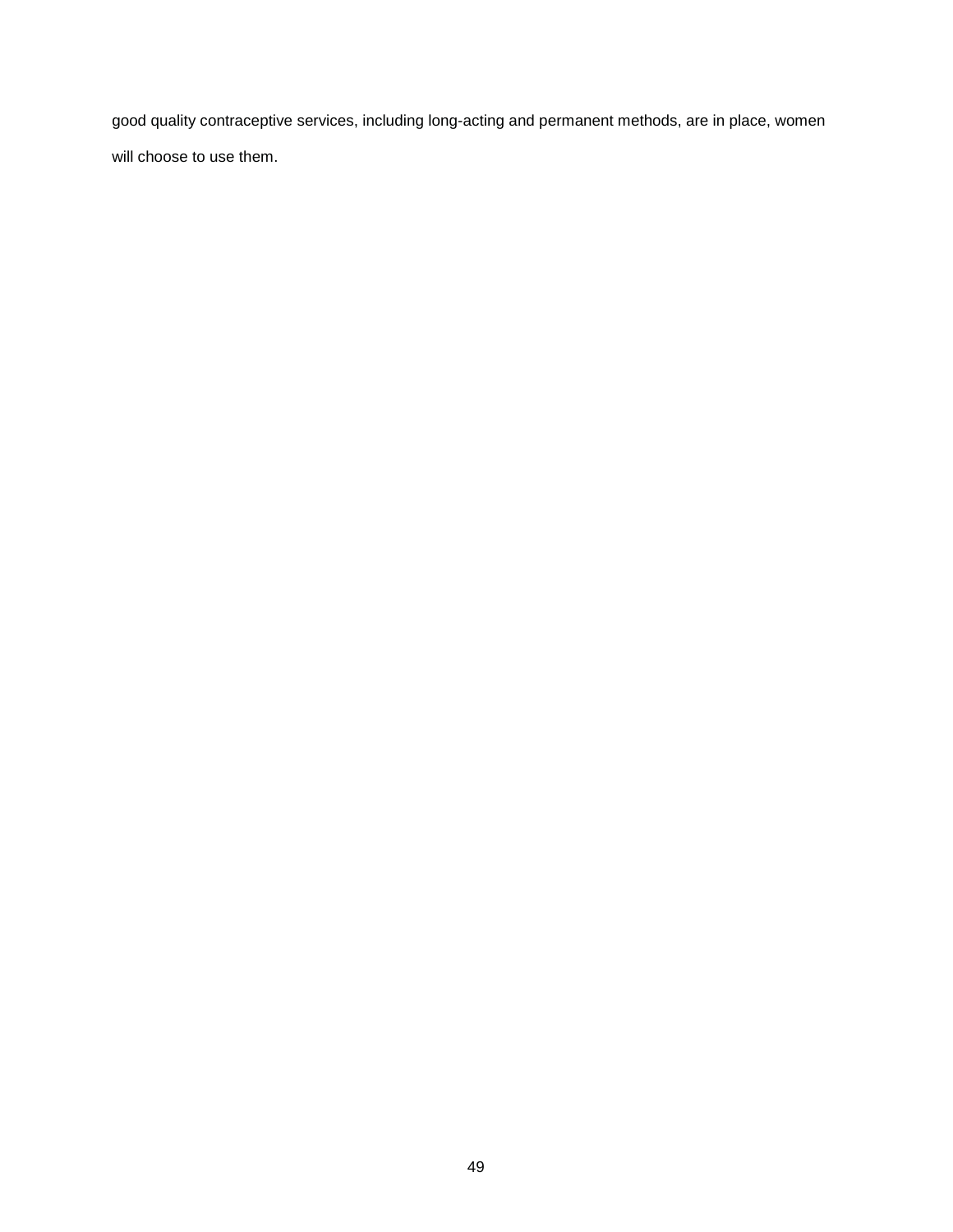good quality contraceptive services, including long-acting and permanent methods, are in place, women will choose to use them.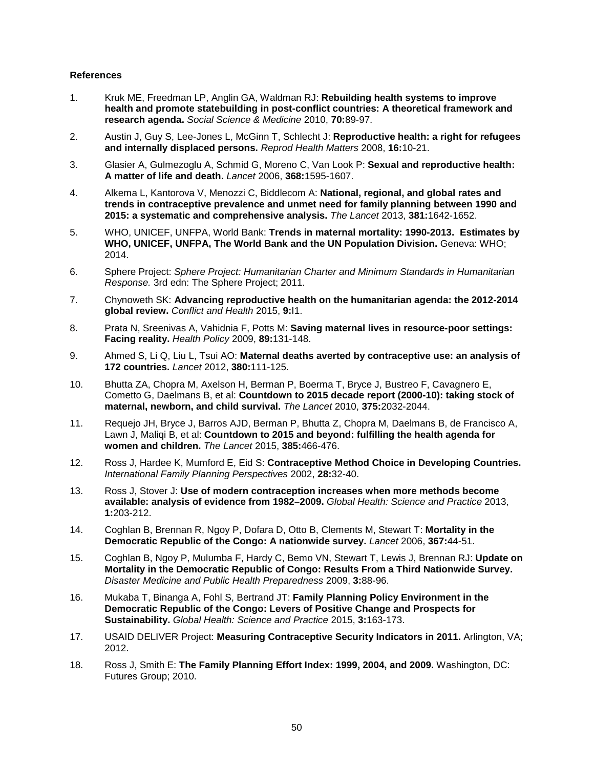**References**

1. Kruk ME, Freedman LP, Anglin GA, Waldman RJ: **Rebuilding health systems to improve health and promote statebuilding in post-conflict countries: A theoretical framework and research agenda.** *Social Science & Medicine* 2010, **70:**89-97.

2. Austin J, Guy S, Lee-Jones L, McGinn T, Schlecht J: **Reproductive health: a right for refugees and internally displaced persons.** *Reprod Health Matters* 2008, **16:**10-21.

3. Glasier A, Gulmezoglu A, Schmid G, Moreno C, Van Look P: **Sexual and reproductive health: A matter of life and death.** *Lancet* 2006, **368:**1595-1607.

4. Alkema L, Kantorova V, Menozzi C, Biddlecom A: **National, regional, and global rates and trends in contraceptive prevalence and unmet need for family planning between 1990 and 2015: a systematic and comprehensive analysis.** *The Lancet* 2013, **381:**1642-1652.

5. WHO, UNICEF, UNFPA, World Bank: **Trends in maternal mortality: 1990-2013. Estimates by WHO, UNICEF, UNFPA, The World Bank and the UN Population Division.** Geneva: WHO; 2014.

6. Sphere Project: *Sphere Project: Humanitarian Charter and Minimum Standards in Humanitarian Response.* 3rd edn: The Sphere Project; 2011.

7. Chynoweth SK: **Advancing reproductive health on the humanitarian agenda: the 2012-2014 global review.** *Conflict and Health* 2015, **9:**I1.

8. Prata N, Sreenivas A, Vahidnia F, Potts M: **Saving maternal lives in resource-poor settings: Facing reality.** *Health Policy* 2009, **89:**131-148.

9. Ahmed S, Li Q, Liu L, Tsui AO: **Maternal deaths averted by contraceptive use: an analysis of 172 countries.** *Lancet* 2012, **380:**111-125.

10. Bhutta ZA, Chopra M, Axelson H, Berman P, Boerma T, Bryce J, Bustreo F, Cavagnero E, Cometto G, Daelmans B, et al: **Countdown to 2015 decade report (2000-10): taking stock of maternal, newborn, and child survival.** *The Lancet* 2010, **375:**2032-2044.

11. Requejo JH, Bryce J, Barros AJD, Berman P, Bhutta Z, Chopra M, Daelmans B, de Francisco A, Lawn J, Maliqi B, et al: **Countdown to 2015 and beyond: fulfilling the health agenda for women and children.** *The Lancet* 2015, **385:**466-476.

12. Ross J, Hardee K, Mumford E, Eid S: **Contraceptive Method Choice in Developing Countries.** *International Family Planning Perspectives* 2002, **28:**32-40.

13. Ross J, Stover J: **Use of modern contraception increases when more methods become available: analysis of evidence from 1982–2009.** *Global Health: Science and Practice* 2013, **1:**203-212.

14. Coghlan B, Brennan R, Ngoy P, Dofara D, Otto B, Clements M, Stewart T: **Mortality in the Democratic Republic of the Congo: A nationwide survey.** *Lancet* 2006, **367:**44-51.

15. Coghlan B, Ngoy P, Mulumba F, Hardy C, Bemo VN, Stewart T, Lewis J, Brennan RJ: **Update on Mortality in the Democratic Republic of Congo: Results From a Third Nationwide Survey.** *Disaster Medicine and Public Health Preparedness* 2009, **3:**88-96.

16. Mukaba T, Binanga A, Fohl S, Bertrand JT: **Family Planning Policy Environment in the Democratic Republic of the Congo: Levers of Positive Change and Prospects for Sustainability.** *Global Health: Science and Practice* 2015, **3:**163-173.

17. USAID DELIVER Project: **Measuring Contraceptive Security Indicators in 2011.** Arlington, VA; 2012.

18. Ross J, Smith E: **The Family Planning Effort Index: 1999, 2004, and 2009.** Washington, DC: Futures Group; 2010.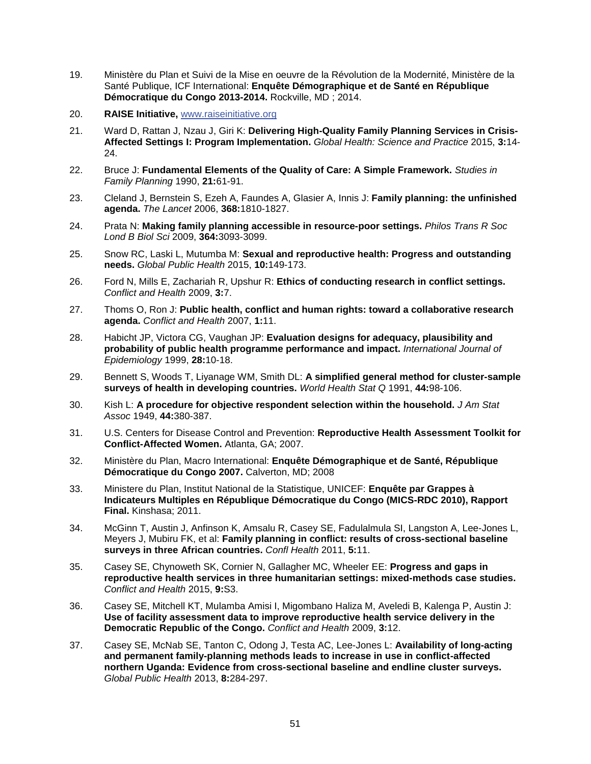19. Ministère du Plan et Suivi de la Mise en oeuvre de la Révolution de la Modernité, Ministère de la Santé Publique, ICF International: **Enquête Démographique et de Santé en République Démocratique du Congo 2013-2014.** Rockville, MD ; 2014.

20. **RAISE Initiative,** www.raiseinitiative.org

21. Ward D, Rattan J, Nzau J, Giri K: **Delivering High-Quality Family Planning Services in Crisis-Affected Settings I: Program Implementation.** *Global Health: Science and Practice* 2015, **3:**14-24.

22. Bruce J: **Fundamental Elements of the Quality of Care: A Simple Framework.** *Studies in Family Planning* 1990, **21:**61-91.

23. Cleland J, Bernstein S, Ezeh A, Faundes A, Glasier A, Innis J: **Family planning: the unfinished agenda.** *The Lancet* 2006, **368:**1810-1827.

24. Prata N: **Making family planning accessible in resource-poor settings.** *Philos Trans R Soc Lond B Biol Sci* 2009, **364:**3093-3099.

25. Snow RC, Laski L, Mutumba M: **Sexual and reproductive health: Progress and outstanding needs.** *Global Public Health* 2015, **10:**149-173.

26. Ford N, Mills E, Zachariah R, Upshur R: **Ethics of conducting research in conflict settings.** *Conflict and Health* 2009, **3:**7.

27. Thoms O, Ron J: **Public health, conflict and human rights: toward a collaborative research agenda.** *Conflict and Health* 2007, **1:**11.

28. Habicht JP, Victora CG, Vaughan JP: **Evaluation designs for adequacy, plausibility and probability of public health programme performance and impact.** *International Journal of Epidemiology* 1999, **28:**10-18.

29. Bennett S, Woods T, Liyanage WM, Smith DL: **A simplified general method for cluster-sample surveys of health in developing countries.** *World Health Stat Q* 1991, **44:**98-106.

30. Kish L: **A procedure for objective respondent selection within the household.** *J Am Stat Assoc* 1949, **44:**380-387.

31. U.S. Centers for Disease Control and Prevention: **Reproductive Health Assessment Toolkit for Conflict-Affected Women.** Atlanta, GA; 2007.

32. Ministère du Plan, Macro International: **Enquête Démographique et de Santé, République Démocratique du Congo 2007.** Calverton, MD; 2008

33. Ministere du Plan, Institut National de la Statistique, UNICEF: **Enquête par Grappes à Indicateurs Multiples en République Démocratique du Congo (MICS-RDC 2010), Rapport Final.** Kinshasa; 2011.

34. McGinn T, Austin J, Anfinson K, Amsalu R, Casey SE, Fadulalmula SI, Langston A, Lee-Jones L, Meyers J, Mubiru FK, et al: **Family planning in conflict: results of cross-sectional baseline surveys in three African countries.** *Confl Health* 2011, **5:**11.

35. Casey SE, Chynoweth SK, Cornier N, Gallagher MC, Wheeler EE: **Progress and gaps in reproductive health services in three humanitarian settings: mixed-methods case studies.** *Conflict and Health* 2015, **9:**S3.

36. Casey SE, Mitchell KT, Mulamba Amisi I, Migombano Haliza M, Aveledi B, Kalenga P, Austin J: **Use of facility assessment data to improve reproductive health service delivery in the Democratic Republic of the Congo.** *Conflict and Health* 2009, **3:**12.

37. Casey SE, McNab SE, Tanton C, Odong J, Testa AC, Lee-Jones L: **Availability of long-acting and permanent family-planning methods leads to increase in use in conflict-affected northern Uganda: Evidence from cross-sectional baseline and endline cluster surveys.** *Global Public Health* 2013, **8:**284-297.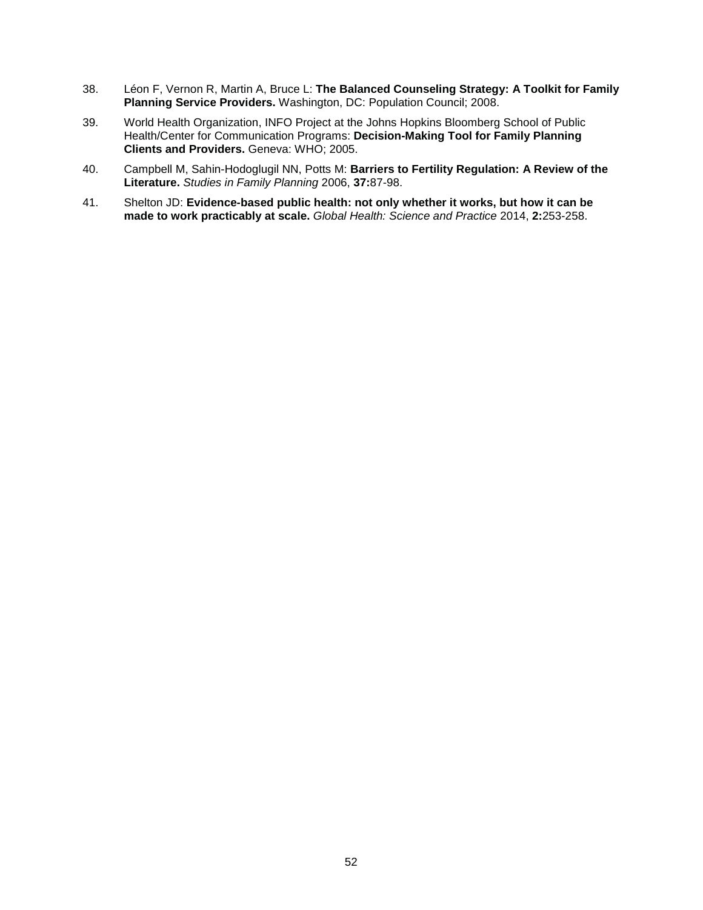38. Léon F, Vernon R, Martin A, Bruce L: **The Balanced Counseling Strategy: A Toolkit for Family Planning Service Providers.** Washington, DC: Population Council; 2008.

39. World Health Organization, INFO Project at the Johns Hopkins Bloomberg School of Public Health/Center for Communication Programs: **Decision-Making Tool for Family Planning Clients and Providers.** Geneva: WHO; 2005.

40. Campbell M, Sahin-Hodoglugil NN, Potts M: **Barriers to Fertility Regulation: A Review of the Literature.** *Studies in Family Planning* 2006, **37:**87-98.

41. Shelton JD: **Evidence-based public health: not only whether it works, but how it can be made to work practicably at scale.** *Global Health: Science and Practice* 2014, **2:**253-258.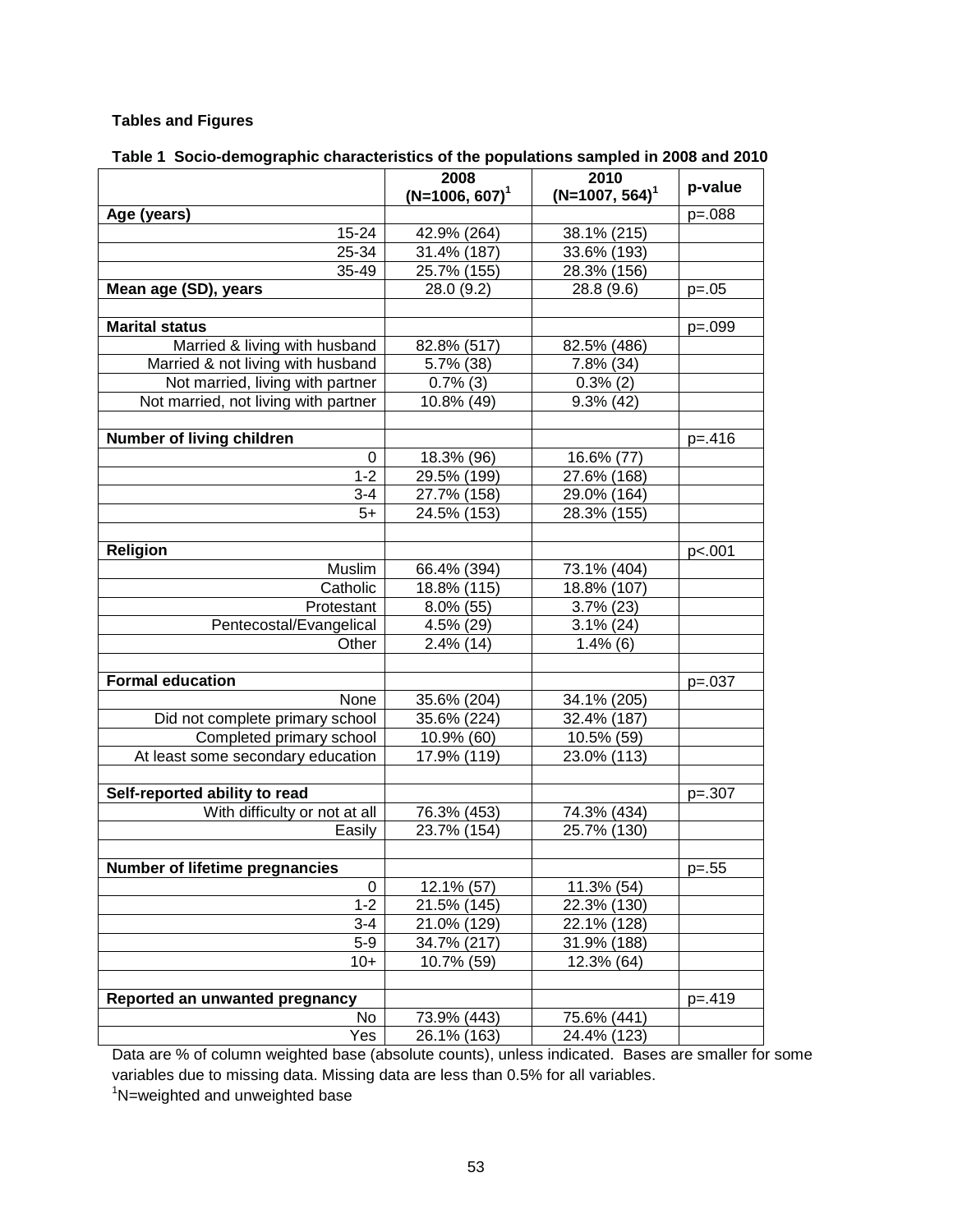**Tables and Figures**

**Table 1 Socio-demographic characteristics of the populations sampled in 2008 and 2010**

| | 2008 (N=1006, 607)[1] | 2010 (N=1007, 564)[1] | p-value |
|---|---|---|---|
| **Age (years)** | | | p=.088 |
| 15-24 | 42.9% (264) | 38.1% (215) | |
| 25-34 | 31.4% (187) | 33.6% (193) | |
| 35-49 | 25.7% (155) | 28.3% (156) | |
| **Mean age (SD), years** | 28.0 (9.2) | 28.8 (9.6) | p=.05 |
| | | | |
| **Marital status** | | | p=.099 |
| Married & living with husband | 82.8% (517) | 82.5% (486) | |
| Married & not living with husband | 5.7% (38) | 7.8% (34) | |
| Not married, living with partner | 0.7% (3) | 0.3% (2) | |
| Not married, not living with partner | 10.8% (49) | 9.3% (42) | |
| | | | |
| **Number of living children** | | | p=.416 |
| 0 | 18.3% (96) | 16.6% (77) | |
| 1-2 | 29.5% (199) | 27.6% (168) | |
| 3-4 | 27.7% (158) | 29.0% (164) | |
| 5+ | 24.5% (153) | 28.3% (155) | |
| | | | |
| **Religion** | | | p<.001 |
| Muslim | 66.4% (394) | 73.1% (404) | |
| Catholic | 18.8% (115) | 18.8% (107) | |
| Protestant | 8.0% (55) | 3.7% (23) | |
| Pentecostal/Evangelical | 4.5% (29) | 3.1% (24) | |
| Other | 2.4% (14) | 1.4% (6) | |
| | | | |
| **Formal education** | | | p=.037 |
| None | 35.6% (204) | 34.1% (205) | |
| Did not complete primary school | 35.6% (224) | 32.4% (187) | |
| Completed primary school | 10.9% (60) | 10.5% (59) | |
| At least some secondary education | 17.9% (119) | 23.0% (113) | |
| | | | |
| **Self-reported ability to read** | | | p=.307 |
| With difficulty or not at all | 76.3% (453) | 74.3% (434) | |
| Easily | 23.7% (154) | 25.7% (130) | |
| | | | |
| **Number of lifetime pregnancies** | | | p=.55 |
| 0 | 12.1% (57) | 11.3% (54) | |
| 1-2 | 21.5% (145) | 22.3% (130) | |
| 3-4 | 21.0% (129) | 22.1% (128) | |
| 5-9 | 34.7% (217) | 31.9% (188) | |
| 10+ | 10.7% (59) | 12.3% (64) | |
| | | | |
| **Reported an unwanted pregnancy** | | | p=.419 |
| No | 73.9% (443) | 75.6% (441) | |
| Yes | 26.1% (163) | 24.4% (123) | |

Data are % of column weighted base (absolute counts), unless indicated. Bases are smaller for some variables due to missing data. Missing data are less than 0.5% for all variables.
[1]N=weighted and unweighted base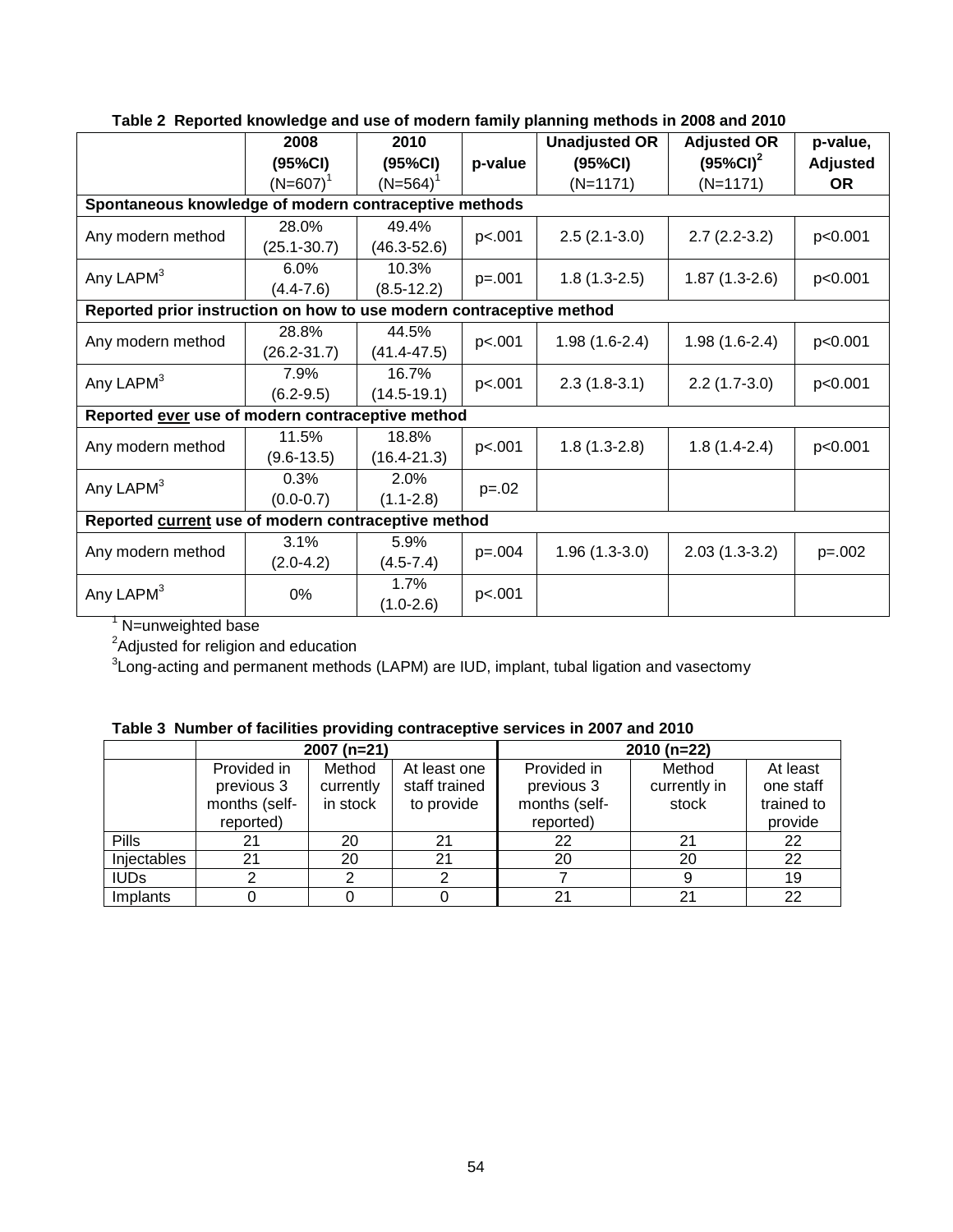**Table 2 Reported knowledge and use of modern family planning methods in 2008 and 2010**

| | 2008 (95%CI) (N=607)[1] | 2010 (95%CI) (N=564)[1] | p-value | Unadjusted OR (95%CI) (N=1171) | Adjusted OR (95%CI)[2] (N=1171) | p-value, Adjusted OR |
|---|---|---|---|---|---|---|
| **Spontaneous knowledge of modern contraceptive methods** | | | | | | |
| Any modern method | 28.0% (25.1-30.7) | 49.4% (46.3-52.6) | p<.001 | 2.5 (2.1-3.0) | 2.7 (2.2-3.2) | p<0.001 |
| Any LAPM[3] | 6.0% (4.4-7.6) | 10.3% (8.5-12.2) | p=.001 | 1.8 (1.3-2.5) | 1.87 (1.3-2.6) | p<0.001 |
| **Reported prior instruction on how to use modern contraceptive method** | | | | | | |
| Any modern method | 28.8% (26.2-31.7) | 44.5% (41.4-47.5) | p<.001 | 1.98 (1.6-2.4) | 1.98 (1.6-2.4) | p<0.001 |
| Any LAPM[3] | 7.9% (6.2-9.5) | 16.7% (14.5-19.1) | p<.001 | 2.3 (1.8-3.1) | 2.2 (1.7-3.0) | p<0.001 |
| **Reported *ever* use of modern contraceptive method** | | | | | | |
| Any modern method | 11.5% (9.6-13.5) | 18.8% (16.4-21.3) | p<.001 | 1.8 (1.3-2.8) | 1.8 (1.4-2.4) | p<0.001 |
| Any LAPM[3] | 0.3% (0.0-0.7) | 2.0% (1.1-2.8) | p=.02 | | | |
| **Reported *current* use of modern contraceptive method** | | | | | | |
| Any modern method | 3.1% (2.0-4.2) | 5.9% (4.5-7.4) | p=.004 | 1.96 (1.3-3.0) | 2.03 (1.3-3.2) | p=.002 |
| Any LAPM[3] | 0% | 1.7% (1.0-2.6) | p<.001 | | | |

[1] N=unweighted base
[2]Adjusted for religion and education
[3]Long-acting and permanent methods (LAPM) are IUD, implant, tubal ligation and vasectomy

**Table 3 Number of facilities providing contraceptive services in 2007 and 2010**

| | 2007 (n=21) | | | 2010 (n=22) | | |
|---|---|---|---|---|---|---|
| | Provided in previous 3 months (self-reported) | Method currently in stock | At least one staff trained to provide | Provided in previous 3 months (self-reported) | Method currently in stock | At least one staff trained to provide |
| Pills | 21 | 20 | 21 | 22 | 21 | 22 |
| Injectables | 21 | 20 | 21 | 20 | 20 | 22 |
| IUDs | 2 | 2 | 2 | 7 | 9 | 19 |
| Implants | 0 | 0 | 0 | 21 | 21 | 22 |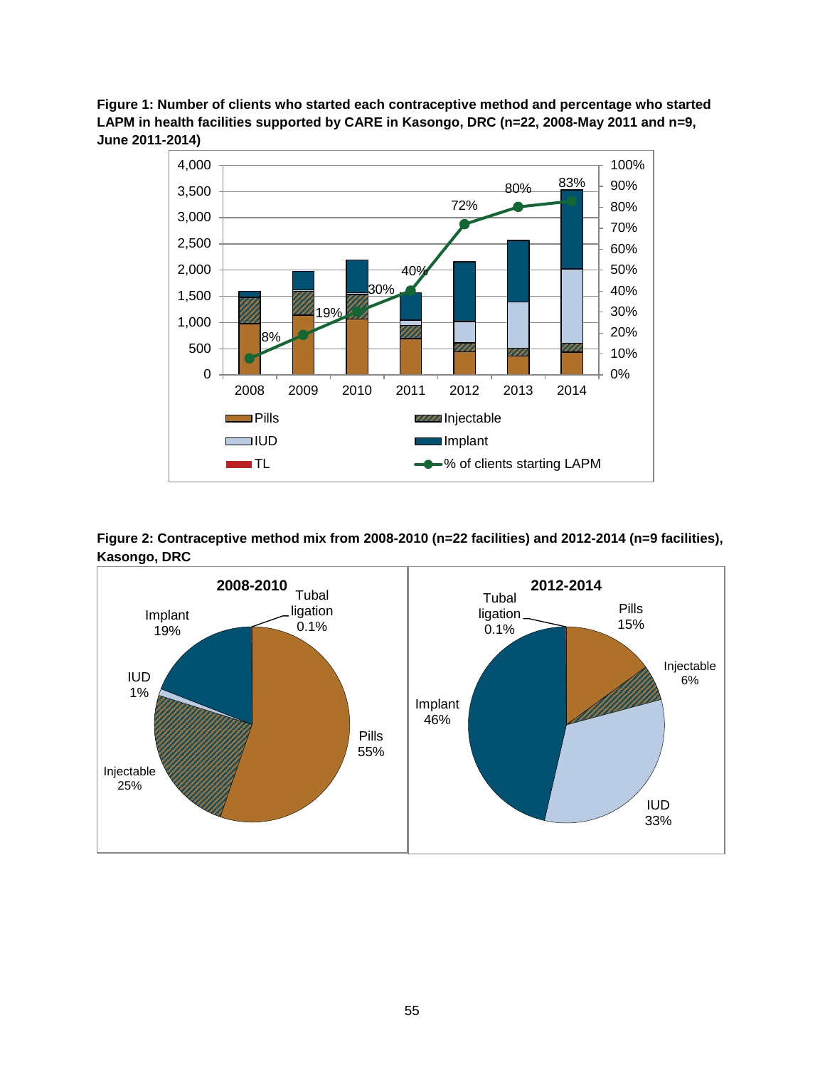**Figure 1: Number of clients who started each contraceptive method and percentage who started LAPM in health facilities supported by CARE in Kasongo, DRC (n=22, 2008-May 2011 and n=9, June 2011-2014)**

**Figure 2: Contraceptive method mix from 2008-2010 (n=22 facilities) and 2012-2014 (n=9 facilities), Kasongo, DRC**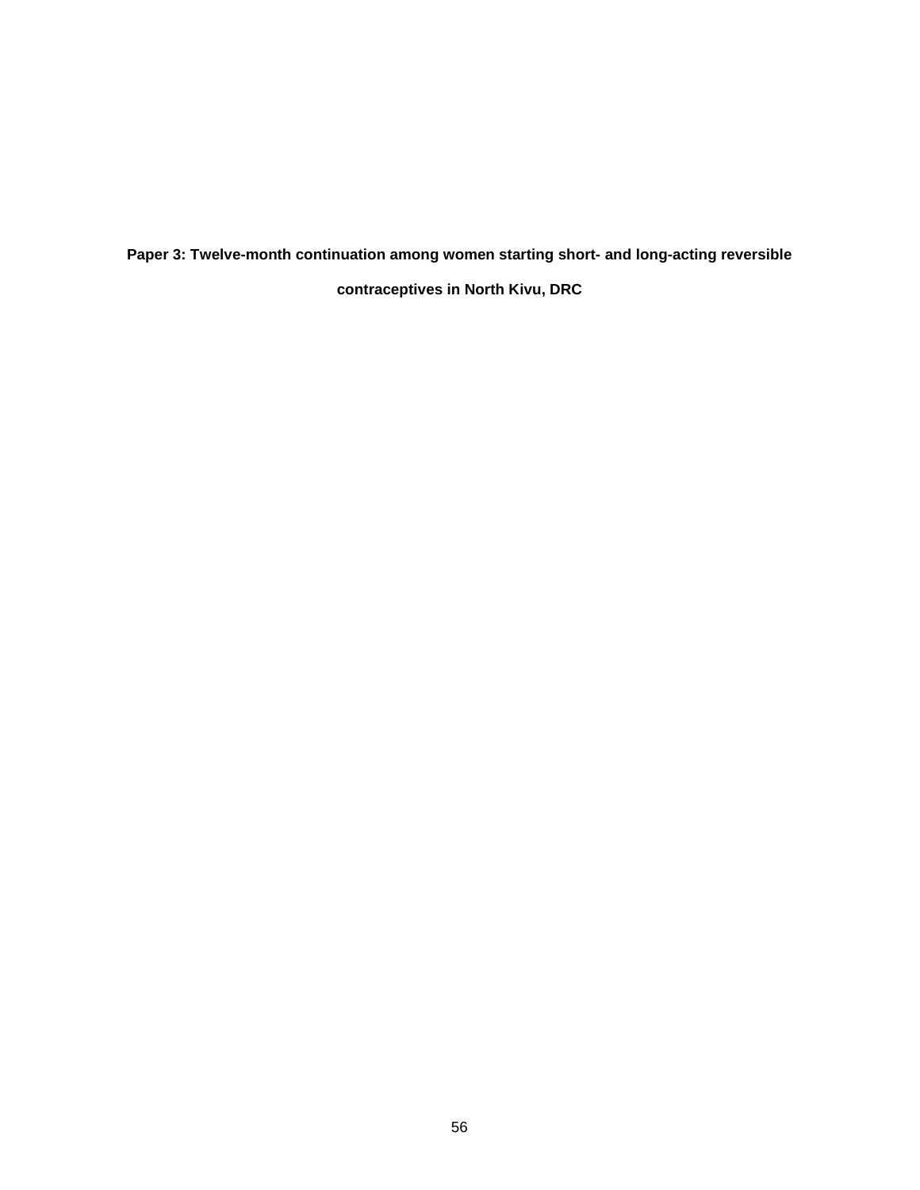# Paper 3: Twelve-month continuation among women starting short- and long-acting reversible contraceptives in North Kivu, DRC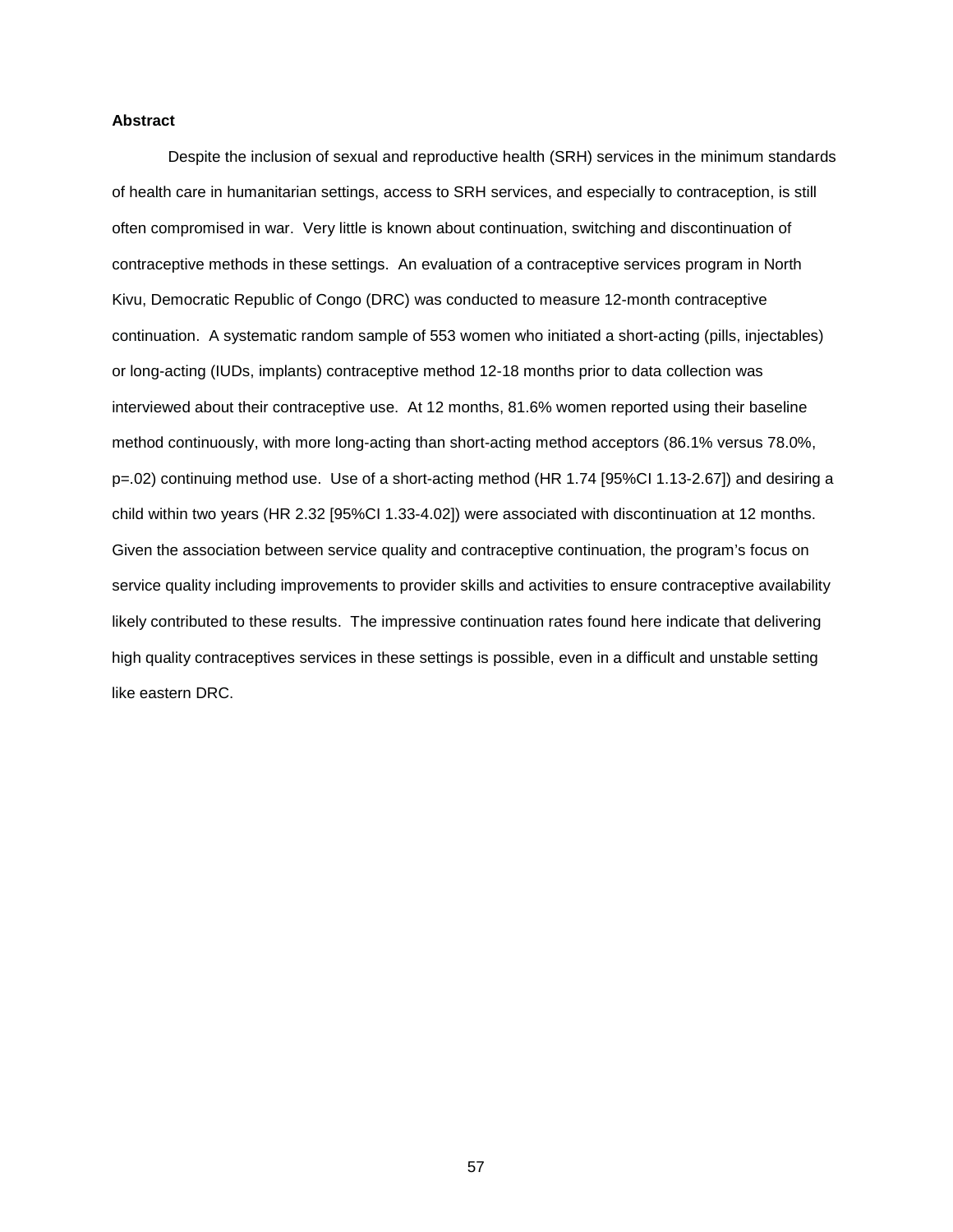**Abstract**

Despite the inclusion of sexual and reproductive health (SRH) services in the minimum standards of health care in humanitarian settings, access to SRH services, and especially to contraception, is still often compromised in war. Very little is known about continuation, switching and discontinuation of contraceptive methods in these settings. An evaluation of a contraceptive services program in North Kivu, Democratic Republic of Congo (DRC) was conducted to measure 12-month contraceptive continuation. A systematic random sample of 553 women who initiated a short-acting (pills, injectables) or long-acting (IUDs, implants) contraceptive method 12-18 months prior to data collection was interviewed about their contraceptive use. At 12 months, 81.6% women reported using their baseline method continuously, with more long-acting than short-acting method acceptors (86.1% versus 78.0%, $p=.02$) continuing method use. Use of a short-acting method (HR 1.74 [95%CI 1.13-2.67]) and desiring a child within two years (HR 2.32 [95%CI 1.33-4.02]) were associated with discontinuation at 12 months. Given the association between service quality and contraceptive continuation, the program's focus on service quality including improvements to provider skills and activities to ensure contraceptive availability likely contributed to these results. The impressive continuation rates found here indicate that delivering high quality contraceptives services in these settings is possible, even in a difficult and unstable setting like eastern DRC.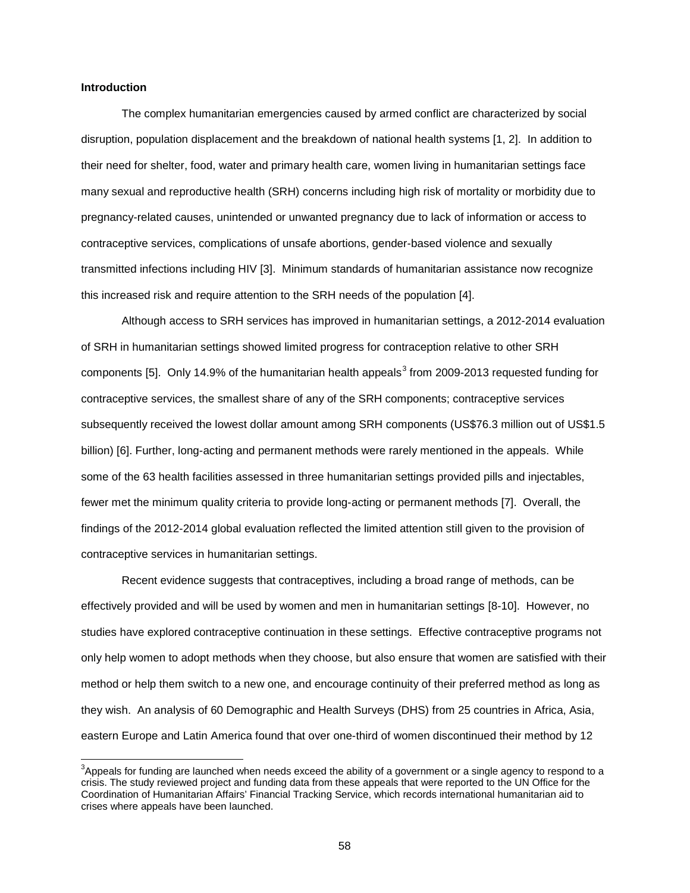## Introduction

The complex humanitarian emergencies caused by armed conflict are characterized by social disruption, population displacement and the breakdown of national health systems [1, 2]. In addition to their need for shelter, food, water and primary health care, women living in humanitarian settings face many sexual and reproductive health (SRH) concerns including high risk of mortality or morbidity due to pregnancy-related causes, unintended or unwanted pregnancy due to lack of information or access to contraceptive services, complications of unsafe abortions, gender-based violence and sexually transmitted infections including HIV [3]. Minimum standards of humanitarian assistance now recognize this increased risk and require attention to the SRH needs of the population [4].

Although access to SRH services has improved in humanitarian settings, a 2012-2014 evaluation of SRH in humanitarian settings showed limited progress for contraception relative to other SRH components [5]. Only 14.9% of the humanitarian health appeals[3] from 2009-2013 requested funding for contraceptive services, the smallest share of any of the SRH components; contraceptive services subsequently received the lowest dollar amount among SRH components (US$76.3 million out of US$1.5 billion) [6]. Further, long-acting and permanent methods were rarely mentioned in the appeals. While some of the 63 health facilities assessed in three humanitarian settings provided pills and injectables, fewer met the minimum quality criteria to provide long-acting or permanent methods [7]. Overall, the findings of the 2012-2014 global evaluation reflected the limited attention still given to the provision of contraceptive services in humanitarian settings.

Recent evidence suggests that contraceptives, including a broad range of methods, can be effectively provided and will be used by women and men in humanitarian settings [8-10]. However, no studies have explored contraceptive continuation in these settings. Effective contraceptive programs not only help women to adopt methods when they choose, but also ensure that women are satisfied with their method or help them switch to a new one, and encourage continuity of their preferred method as long as they wish. An analysis of 60 Demographic and Health Surveys (DHS) from 25 countries in Africa, Asia, eastern Europe and Latin America found that over one-third of women discontinued their method by 12

[3] Appeals for funding are launched when needs exceed the ability of a government or a single agency to respond to a crisis. The study reviewed project and funding data from these appeals that were reported to the UN Office for the Coordination of Humanitarian Affairs' Financial Tracking Service, which records international humanitarian aid to crises where appeals have been launched.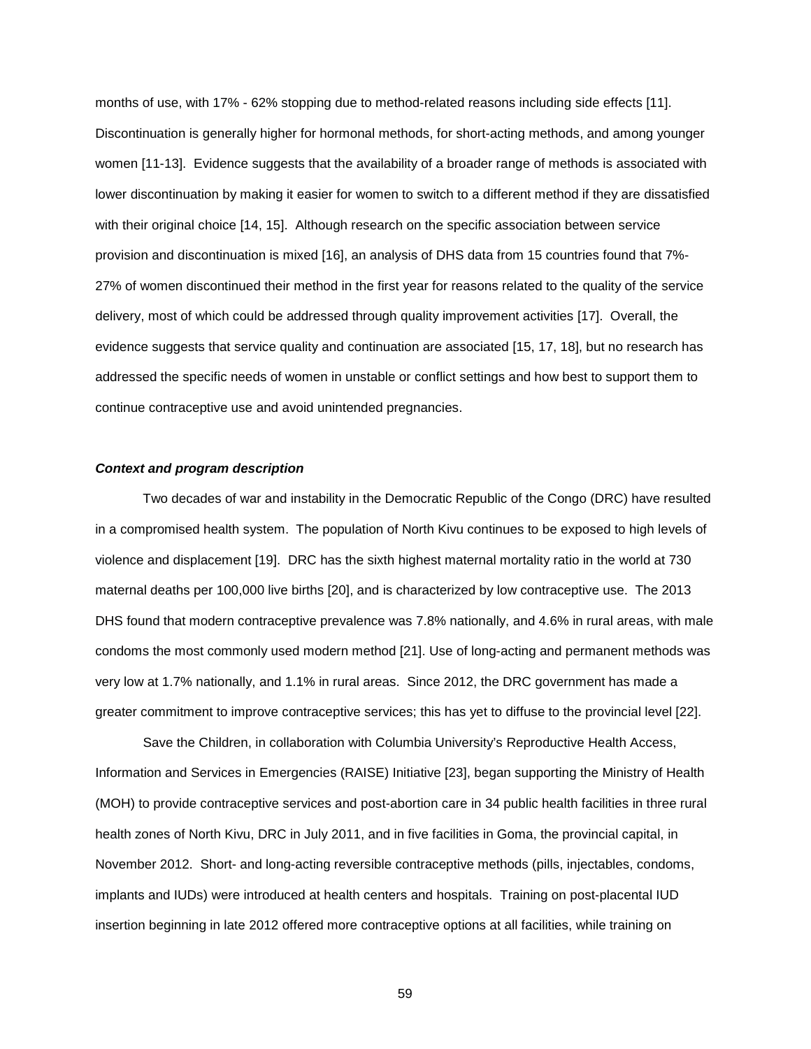months of use, with 17% - 62% stopping due to method-related reasons including side effects [11]. Discontinuation is generally higher for hormonal methods, for short-acting methods, and among younger women [11-13]. Evidence suggests that the availability of a broader range of methods is associated with lower discontinuation by making it easier for women to switch to a different method if they are dissatisfied with their original choice [14, 15]. Although research on the specific association between service provision and discontinuation is mixed [16], an analysis of DHS data from 15 countries found that 7%-27% of women discontinued their method in the first year for reasons related to the quality of the service delivery, most of which could be addressed through quality improvement activities [17]. Overall, the evidence suggests that service quality and continuation are associated [15, 17, 18], but no research has addressed the specific needs of women in unstable or conflict settings and how best to support them to continue contraceptive use and avoid unintended pregnancies.

### *Context and program description*

Two decades of war and instability in the Democratic Republic of the Congo (DRC) have resulted in a compromised health system. The population of North Kivu continues to be exposed to high levels of violence and displacement [19]. DRC has the sixth highest maternal mortality ratio in the world at 730 maternal deaths per 100,000 live births [20], and is characterized by low contraceptive use. The 2013 DHS found that modern contraceptive prevalence was 7.8% nationally, and 4.6% in rural areas, with male condoms the most commonly used modern method [21]. Use of long-acting and permanent methods was very low at 1.7% nationally, and 1.1% in rural areas. Since 2012, the DRC government has made a greater commitment to improve contraceptive services; this has yet to diffuse to the provincial level [22].

Save the Children, in collaboration with Columbia University's Reproductive Health Access, Information and Services in Emergencies (RAISE) Initiative [23], began supporting the Ministry of Health (MOH) to provide contraceptive services and post-abortion care in 34 public health facilities in three rural health zones of North Kivu, DRC in July 2011, and in five facilities in Goma, the provincial capital, in November 2012. Short- and long-acting reversible contraceptive methods (pills, injectables, condoms, implants and IUDs) were introduced at health centers and hospitals. Training on post-placental IUD insertion beginning in late 2012 offered more contraceptive options at all facilities, while training on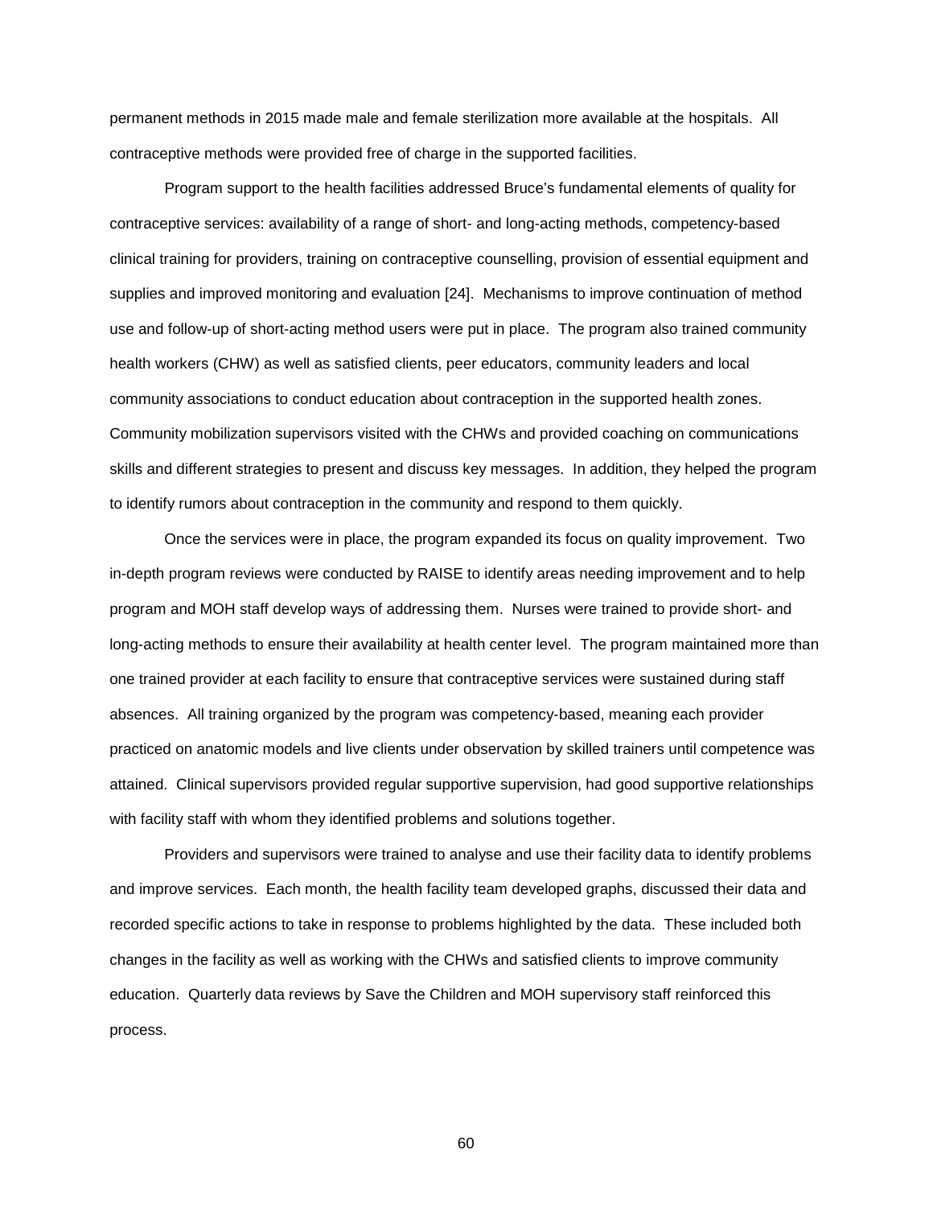permanent methods in 2015 made male and female sterilization more available at the hospitals. All contraceptive methods were provided free of charge in the supported facilities.

Program support to the health facilities addressed Bruce's fundamental elements of quality for contraceptive services: availability of a range of short- and long-acting methods, competency-based clinical training for providers, training on contraceptive counselling, provision of essential equipment and supplies and improved monitoring and evaluation [24]. Mechanisms to improve continuation of method use and follow-up of short-acting method users were put in place. The program also trained community health workers (CHW) as well as satisfied clients, peer educators, community leaders and local community associations to conduct education about contraception in the supported health zones. Community mobilization supervisors visited with the CHWs and provided coaching on communications skills and different strategies to present and discuss key messages. In addition, they helped the program to identify rumors about contraception in the community and respond to them quickly.

Once the services were in place, the program expanded its focus on quality improvement. Two in-depth program reviews were conducted by RAISE to identify areas needing improvement and to help program and MOH staff develop ways of addressing them. Nurses were trained to provide short- and long-acting methods to ensure their availability at health center level. The program maintained more than one trained provider at each facility to ensure that contraceptive services were sustained during staff absences. All training organized by the program was competency-based, meaning each provider practiced on anatomic models and live clients under observation by skilled trainers until competence was attained. Clinical supervisors provided regular supportive supervision, had good supportive relationships with facility staff with whom they identified problems and solutions together.

Providers and supervisors were trained to analyse and use their facility data to identify problems and improve services. Each month, the health facility team developed graphs, discussed their data and recorded specific actions to take in response to problems highlighted by the data. These included both changes in the facility as well as working with the CHWs and satisfied clients to improve community education. Quarterly data reviews by Save the Children and MOH supervisory staff reinforced this process.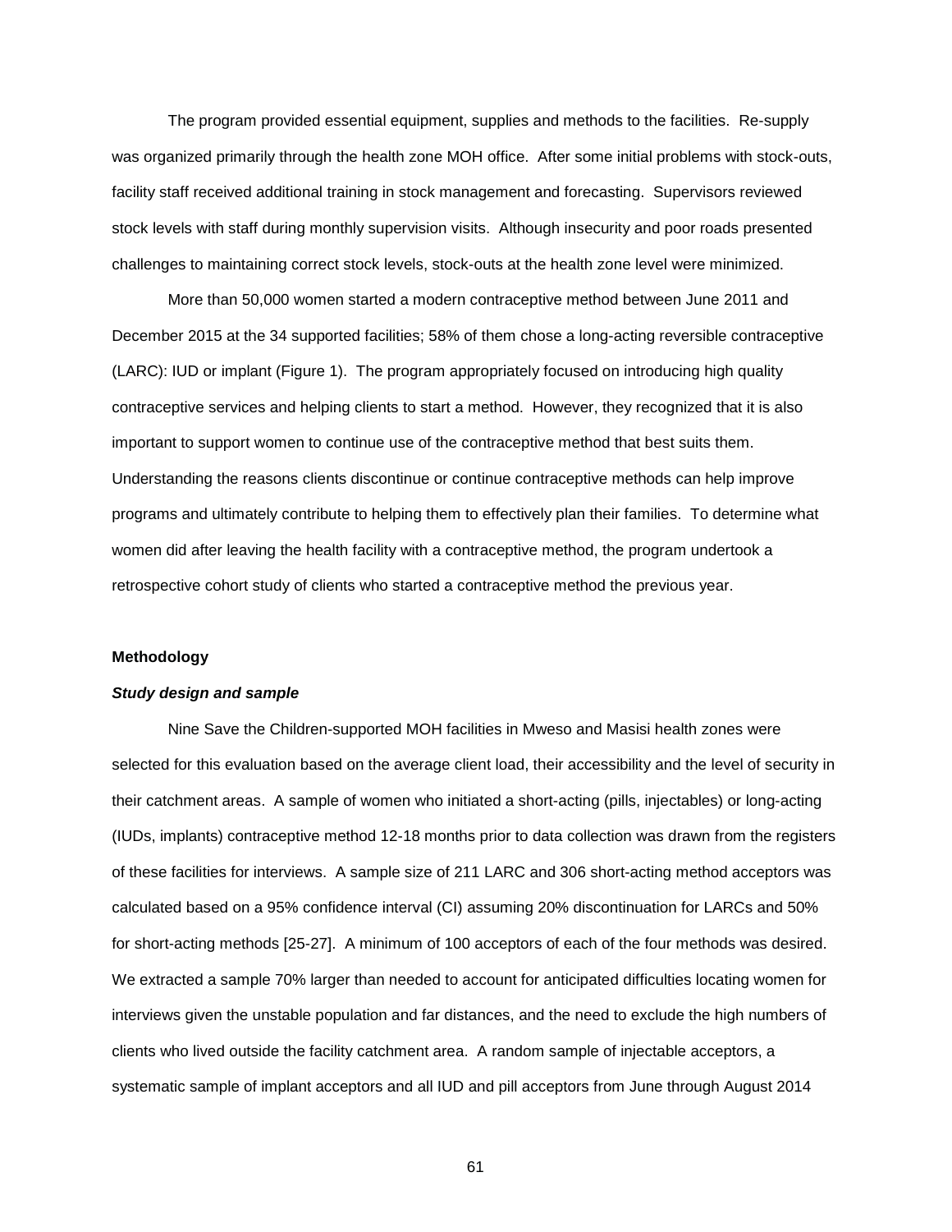The program provided essential equipment, supplies and methods to the facilities. Re-supply was organized primarily through the health zone MOH office. After some initial problems with stock-outs, facility staff received additional training in stock management and forecasting. Supervisors reviewed stock levels with staff during monthly supervision visits. Although insecurity and poor roads presented challenges to maintaining correct stock levels, stock-outs at the health zone level were minimized.

More than 50,000 women started a modern contraceptive method between June 2011 and December 2015 at the 34 supported facilities; 58% of them chose a long-acting reversible contraceptive (LARC): IUD or implant (Figure 1). The program appropriately focused on introducing high quality contraceptive services and helping clients to start a method. However, they recognized that it is also important to support women to continue use of the contraceptive method that best suits them. Understanding the reasons clients discontinue or continue contraceptive methods can help improve programs and ultimately contribute to helping them to effectively plan their families. To determine what women did after leaving the health facility with a contraceptive method, the program undertook a retrospective cohort study of clients who started a contraceptive method the previous year.

## Methodology

### *Study design and sample*

Nine Save the Children-supported MOH facilities in Mweso and Masisi health zones were selected for this evaluation based on the average client load, their accessibility and the level of security in their catchment areas. A sample of women who initiated a short-acting (pills, injectables) or long-acting (IUDs, implants) contraceptive method 12-18 months prior to data collection was drawn from the registers of these facilities for interviews. A sample size of 211 LARC and 306 short-acting method acceptors was calculated based on a 95% confidence interval (CI) assuming 20% discontinuation for LARCs and 50% for short-acting methods [25-27]. A minimum of 100 acceptors of each of the four methods was desired. We extracted a sample 70% larger than needed to account for anticipated difficulties locating women for interviews given the unstable population and far distances, and the need to exclude the high numbers of clients who lived outside the facility catchment area. A random sample of injectable acceptors, a systematic sample of implant acceptors and all IUD and pill acceptors from June through August 2014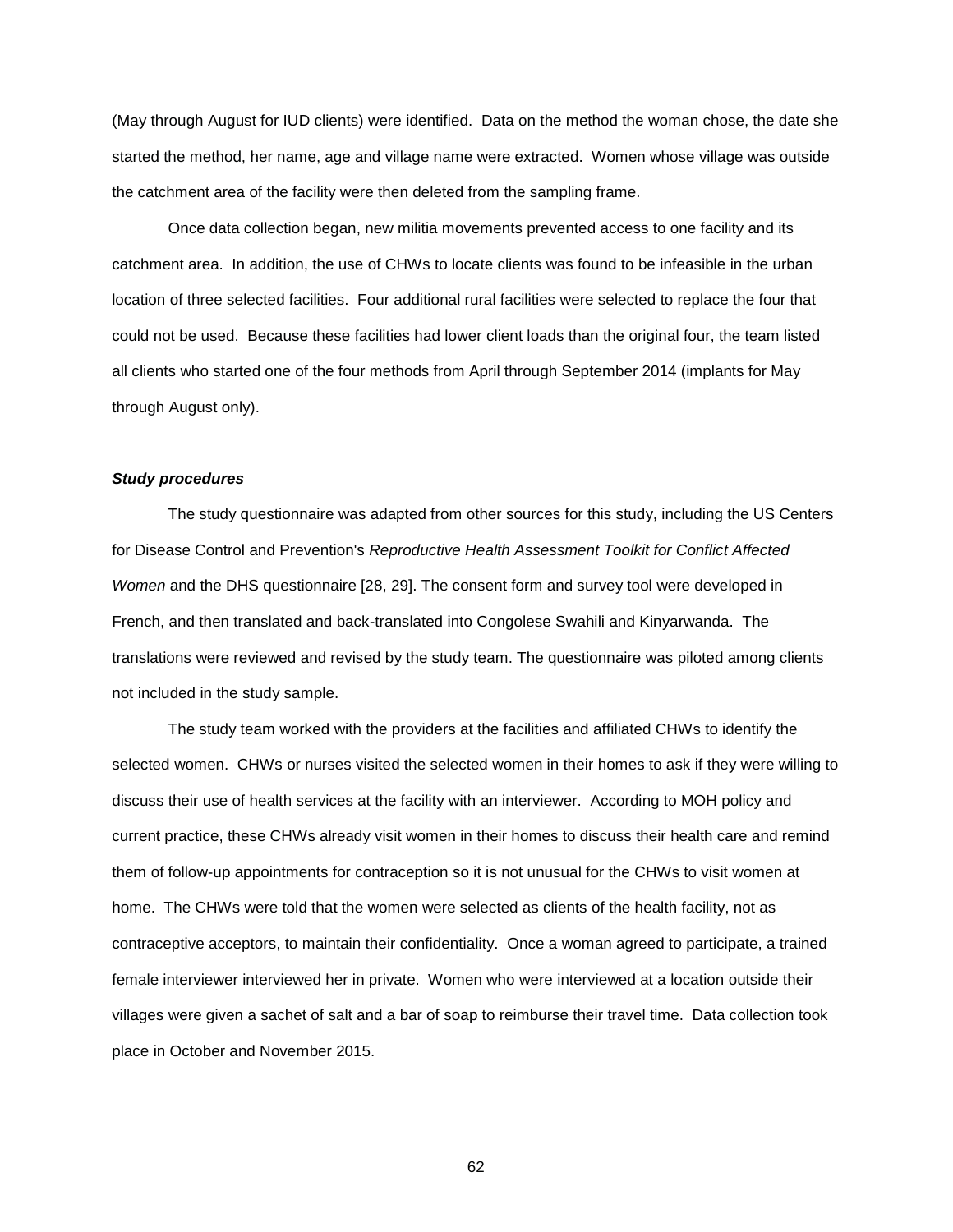(May through August for IUD clients) were identified. Data on the method the woman chose, the date she started the method, her name, age and village name were extracted. Women whose village was outside the catchment area of the facility were then deleted from the sampling frame.

Once data collection began, new militia movements prevented access to one facility and its catchment area. In addition, the use of CHWs to locate clients was found to be infeasible in the urban location of three selected facilities. Four additional rural facilities were selected to replace the four that could not be used. Because these facilities had lower client loads than the original four, the team listed all clients who started one of the four methods from April through September 2014 (implants for May through August only).

### *Study procedures*

The study questionnaire was adapted from other sources for this study, including the US Centers for Disease Control and Prevention's *Reproductive Health Assessment Toolkit for Conflict Affected Women* and the DHS questionnaire [28, 29]. The consent form and survey tool were developed in French, and then translated and back-translated into Congolese Swahili and Kinyarwanda. The translations were reviewed and revised by the study team. The questionnaire was piloted among clients not included in the study sample.

The study team worked with the providers at the facilities and affiliated CHWs to identify the selected women. CHWs or nurses visited the selected women in their homes to ask if they were willing to discuss their use of health services at the facility with an interviewer. According to MOH policy and current practice, these CHWs already visit women in their homes to discuss their health care and remind them of follow-up appointments for contraception so it is not unusual for the CHWs to visit women at home. The CHWs were told that the women were selected as clients of the health facility, not as contraceptive acceptors, to maintain their confidentiality. Once a woman agreed to participate, a trained female interviewer interviewed her in private. Women who were interviewed at a location outside their villages were given a sachet of salt and a bar of soap to reimburse their travel time. Data collection took place in October and November 2015.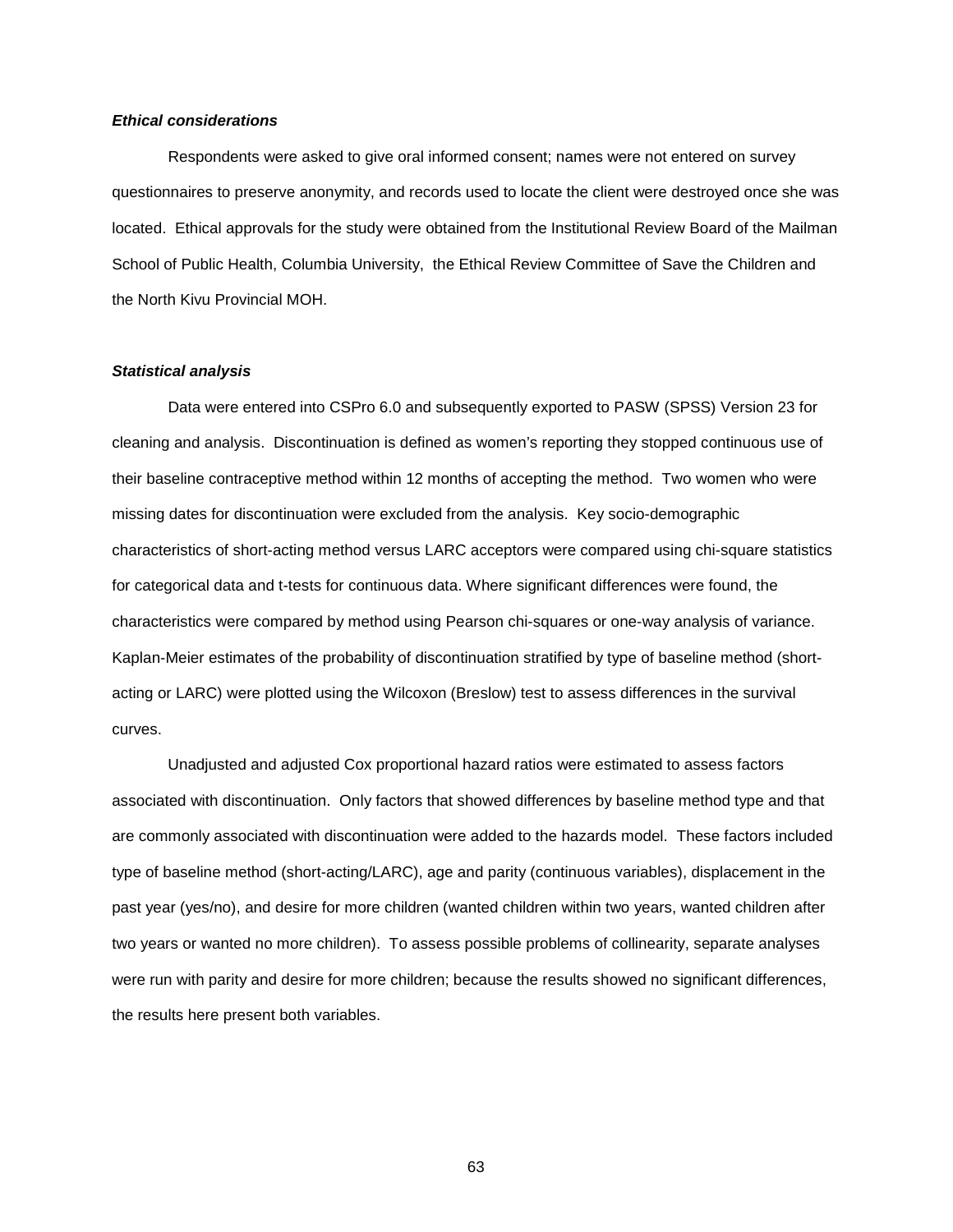***Ethical considerations***

Respondents were asked to give oral informed consent; names were not entered on survey questionnaires to preserve anonymity, and records used to locate the client were destroyed once she was located. Ethical approvals for the study were obtained from the Institutional Review Board of the Mailman School of Public Health, Columbia University, the Ethical Review Committee of Save the Children and the North Kivu Provincial MOH.

***Statistical analysis***

Data were entered into CSPro 6.0 and subsequently exported to PASW (SPSS) Version 23 for cleaning and analysis. Discontinuation is defined as women's reporting they stopped continuous use of their baseline contraceptive method within 12 months of accepting the method. Two women who were missing dates for discontinuation were excluded from the analysis. Key socio-demographic characteristics of short-acting method versus LARC acceptors were compared using chi-square statistics for categorical data and t-tests for continuous data. Where significant differences were found, the characteristics were compared by method using Pearson chi-squares or one-way analysis of variance. Kaplan-Meier estimates of the probability of discontinuation stratified by type of baseline method (short-acting or LARC) were plotted using the Wilcoxon (Breslow) test to assess differences in the survival curves.

Unadjusted and adjusted Cox proportional hazard ratios were estimated to assess factors associated with discontinuation. Only factors that showed differences by baseline method type and that are commonly associated with discontinuation were added to the hazards model. These factors included type of baseline method (short-acting/LARC), age and parity (continuous variables), displacement in the past year (yes/no), and desire for more children (wanted children within two years, wanted children after two years or wanted no more children). To assess possible problems of collinearity, separate analyses were run with parity and desire for more children; because the results showed no significant differences, the results here present both variables.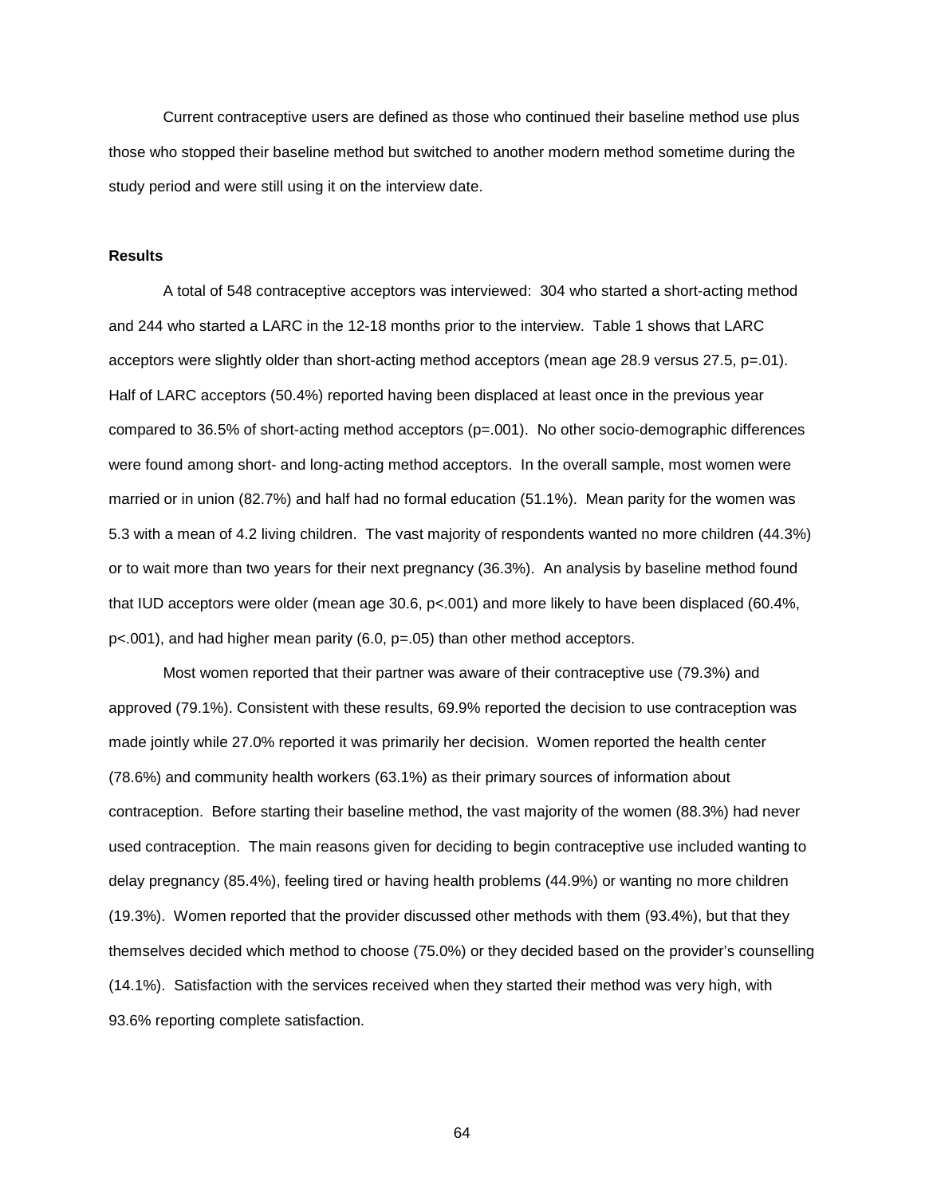Current contraceptive users are defined as those who continued their baseline method use plus those who stopped their baseline method but switched to another modern method sometime during the study period and were still using it on the interview date.

**Results**

A total of 548 contraceptive acceptors was interviewed: 304 who started a short-acting method and 244 who started a LARC in the 12-18 months prior to the interview. Table 1 shows that LARC acceptors were slightly older than short-acting method acceptors (mean age 28.9 versus 27.5, $p=.01$). Half of LARC acceptors (50.4%) reported having been displaced at least once in the previous year compared to 36.5% of short-acting method acceptors ($p=.001$). No other socio-demographic differences were found among short- and long-acting method acceptors. In the overall sample, most women were married or in union (82.7%) and half had no formal education (51.1%). Mean parity for the women was 5.3 with a mean of 4.2 living children. The vast majority of respondents wanted no more children (44.3%) or to wait more than two years for their next pregnancy (36.3%). An analysis by baseline method found that IUD acceptors were older (mean age 30.6, $p<.001$) and more likely to have been displaced (60.4%, $p<.001$), and had higher mean parity (6.0, $p=.05$) than other method acceptors.

Most women reported that their partner was aware of their contraceptive use (79.3%) and approved (79.1%). Consistent with these results, 69.9% reported the decision to use contraception was made jointly while 27.0% reported it was primarily her decision. Women reported the health center (78.6%) and community health workers (63.1%) as their primary sources of information about contraception. Before starting their baseline method, the vast majority of the women (88.3%) had never used contraception. The main reasons given for deciding to begin contraceptive use included wanting to delay pregnancy (85.4%), feeling tired or having health problems (44.9%) or wanting no more children (19.3%). Women reported that the provider discussed other methods with them (93.4%), but that they themselves decided which method to choose (75.0%) or they decided based on the provider's counselling (14.1%). Satisfaction with the services received when they started their method was very high, with 93.6% reporting complete satisfaction.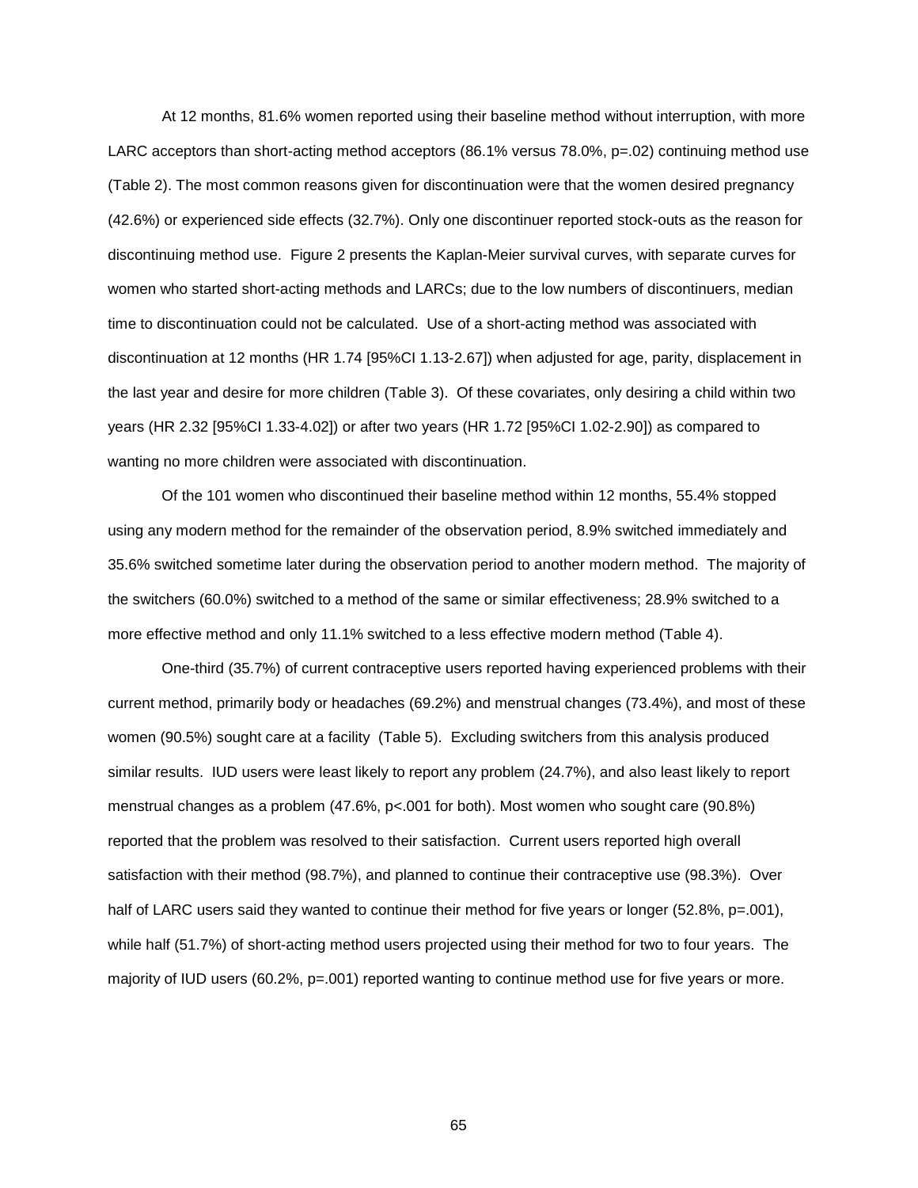At 12 months, 81.6% women reported using their baseline method without interruption, with more LARC acceptors than short-acting method acceptors (86.1% versus 78.0%, p=.02) continuing method use (Table 2). The most common reasons given for discontinuation were that the women desired pregnancy (42.6%) or experienced side effects (32.7%). Only one discontinuer reported stock-outs as the reason for discontinuing method use. Figure 2 presents the Kaplan-Meier survival curves, with separate curves for women who started short-acting methods and LARCs; due to the low numbers of discontinuers, median time to discontinuation could not be calculated. Use of a short-acting method was associated with discontinuation at 12 months (HR 1.74 [95%CI 1.13-2.67]) when adjusted for age, parity, displacement in the last year and desire for more children (Table 3). Of these covariates, only desiring a child within two years (HR 2.32 [95%CI 1.33-4.02]) or after two years (HR 1.72 [95%CI 1.02-2.90]) as compared to wanting no more children were associated with discontinuation.

Of the 101 women who discontinued their baseline method within 12 months, 55.4% stopped using any modern method for the remainder of the observation period, 8.9% switched immediately and 35.6% switched sometime later during the observation period to another modern method. The majority of the switchers (60.0%) switched to a method of the same or similar effectiveness; 28.9% switched to a more effective method and only 11.1% switched to a less effective modern method (Table 4).

One-third (35.7%) of current contraceptive users reported having experienced problems with their current method, primarily body or headaches (69.2%) and menstrual changes (73.4%), and most of these women (90.5%) sought care at a facility (Table 5). Excluding switchers from this analysis produced similar results. IUD users were least likely to report any problem (24.7%), and also least likely to report menstrual changes as a problem (47.6%, p<.001 for both). Most women who sought care (90.8%) reported that the problem was resolved to their satisfaction. Current users reported high overall satisfaction with their method (98.7%), and planned to continue their contraceptive use (98.3%). Over half of LARC users said they wanted to continue their method for five years or longer (52.8%, p=.001), while half (51.7%) of short-acting method users projected using their method for two to four years. The majority of IUD users (60.2%, p=.001) reported wanting to continue method use for five years or more.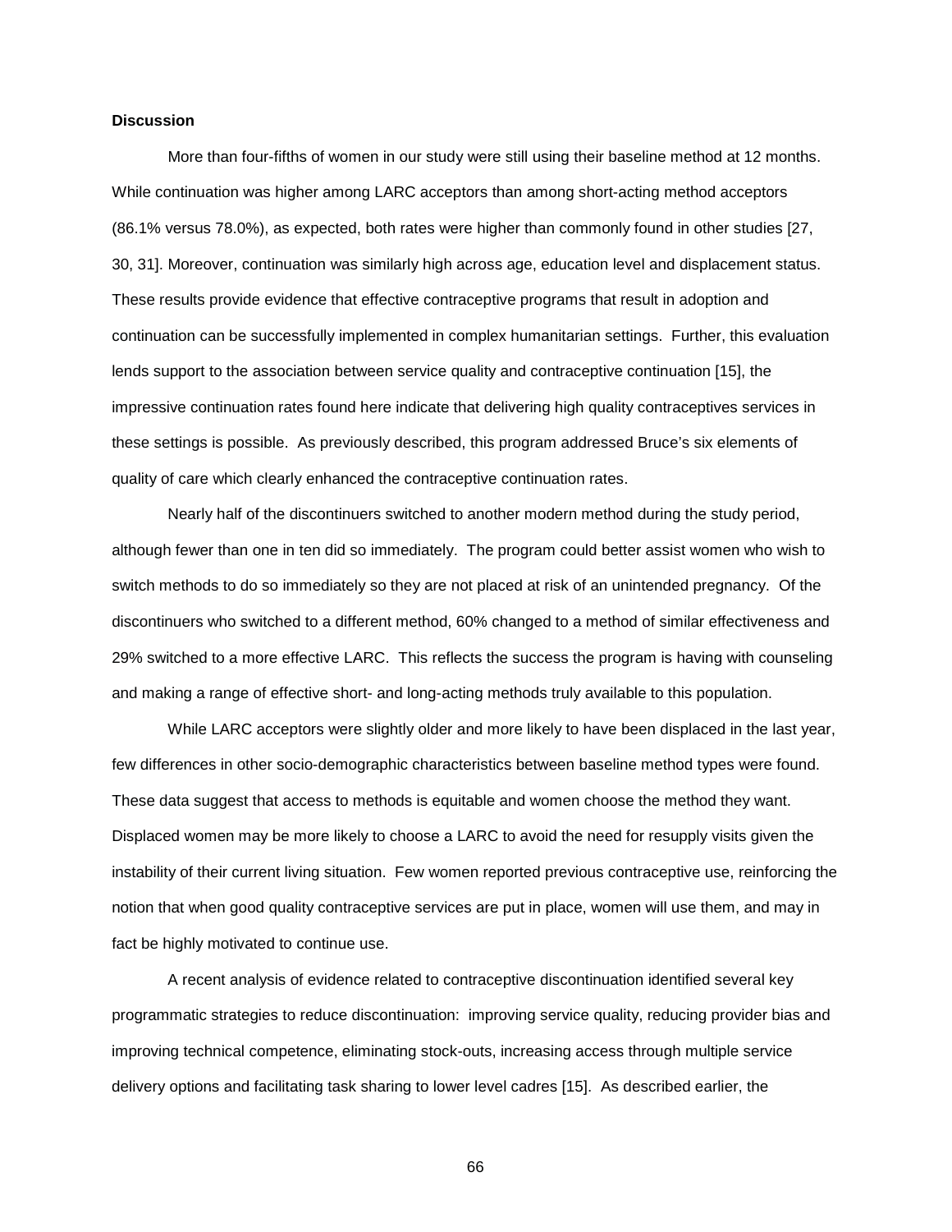**Discussion**

More than four-fifths of women in our study were still using their baseline method at 12 months. While continuation was higher among LARC acceptors than among short-acting method acceptors (86.1% versus 78.0%), as expected, both rates were higher than commonly found in other studies [27, 30, 31]. Moreover, continuation was similarly high across age, education level and displacement status. These results provide evidence that effective contraceptive programs that result in adoption and continuation can be successfully implemented in complex humanitarian settings. Further, this evaluation lends support to the association between service quality and contraceptive continuation [15], the impressive continuation rates found here indicate that delivering high quality contraceptives services in these settings is possible. As previously described, this program addressed Bruce's six elements of quality of care which clearly enhanced the contraceptive continuation rates.

Nearly half of the discontinuers switched to another modern method during the study period, although fewer than one in ten did so immediately. The program could better assist women who wish to switch methods to do so immediately so they are not placed at risk of an unintended pregnancy. Of the discontinuers who switched to a different method, 60% changed to a method of similar effectiveness and 29% switched to a more effective LARC. This reflects the success the program is having with counseling and making a range of effective short- and long-acting methods truly available to this population.

While LARC acceptors were slightly older and more likely to have been displaced in the last year, few differences in other socio-demographic characteristics between baseline method types were found. These data suggest that access to methods is equitable and women choose the method they want. Displaced women may be more likely to choose a LARC to avoid the need for resupply visits given the instability of their current living situation. Few women reported previous contraceptive use, reinforcing the notion that when good quality contraceptive services are put in place, women will use them, and may in fact be highly motivated to continue use.

A recent analysis of evidence related to contraceptive discontinuation identified several key programmatic strategies to reduce discontinuation: improving service quality, reducing provider bias and improving technical competence, eliminating stock-outs, increasing access through multiple service delivery options and facilitating task sharing to lower level cadres [15]. As described earlier, the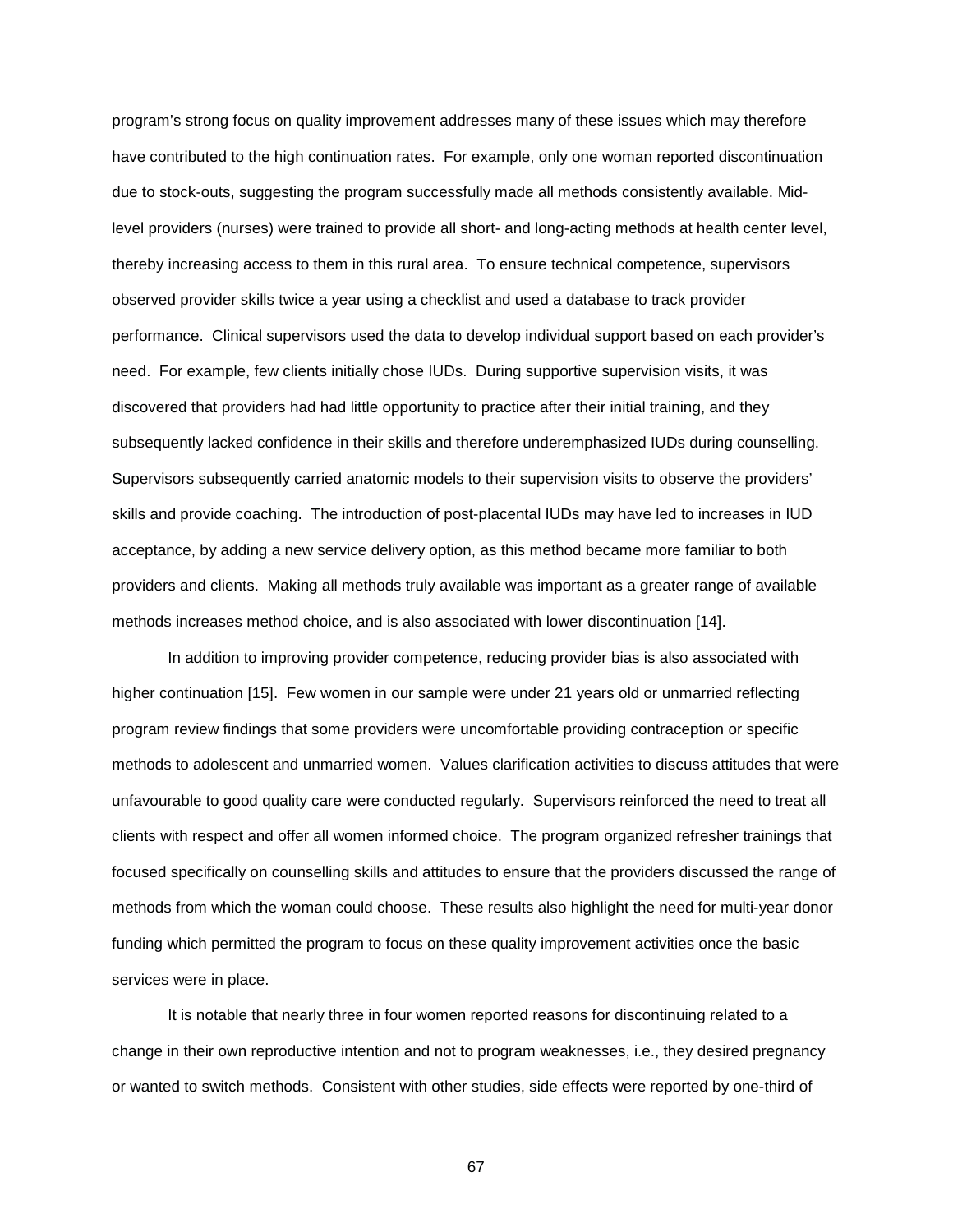program's strong focus on quality improvement addresses many of these issues which may therefore have contributed to the high continuation rates. For example, only one woman reported discontinuation due to stock-outs, suggesting the program successfully made all methods consistently available. Mid-level providers (nurses) were trained to provide all short- and long-acting methods at health center level, thereby increasing access to them in this rural area. To ensure technical competence, supervisors observed provider skills twice a year using a checklist and used a database to track provider performance. Clinical supervisors used the data to develop individual support based on each provider's need. For example, few clients initially chose IUDs. During supportive supervision visits, it was discovered that providers had had little opportunity to practice after their initial training, and they subsequently lacked confidence in their skills and therefore underemphasized IUDs during counselling. Supervisors subsequently carried anatomic models to their supervision visits to observe the providers' skills and provide coaching. The introduction of post-placental IUDs may have led to increases in IUD acceptance, by adding a new service delivery option, as this method became more familiar to both providers and clients. Making all methods truly available was important as a greater range of available methods increases method choice, and is also associated with lower discontinuation [14].

In addition to improving provider competence, reducing provider bias is also associated with higher continuation [15]. Few women in our sample were under 21 years old or unmarried reflecting program review findings that some providers were uncomfortable providing contraception or specific methods to adolescent and unmarried women. Values clarification activities to discuss attitudes that were unfavourable to good quality care were conducted regularly. Supervisors reinforced the need to treat all clients with respect and offer all women informed choice. The program organized refresher trainings that focused specifically on counselling skills and attitudes to ensure that the providers discussed the range of methods from which the woman could choose. These results also highlight the need for multi-year donor funding which permitted the program to focus on these quality improvement activities once the basic services were in place.

It is notable that nearly three in four women reported reasons for discontinuing related to a change in their own reproductive intention and not to program weaknesses, i.e., they desired pregnancy or wanted to switch methods. Consistent with other studies, side effects were reported by one-third of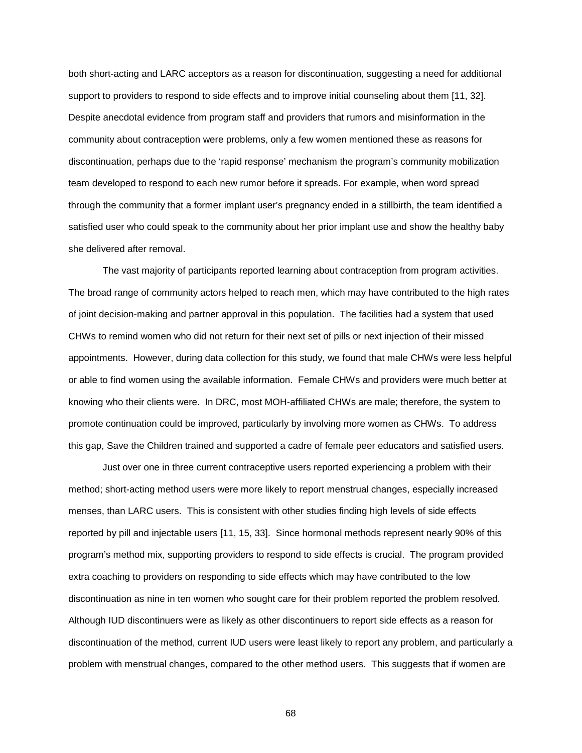both short-acting and LARC acceptors as a reason for discontinuation, suggesting a need for additional support to providers to respond to side effects and to improve initial counseling about them [11, 32]. Despite anecdotal evidence from program staff and providers that rumors and misinformation in the community about contraception were problems, only a few women mentioned these as reasons for discontinuation, perhaps due to the 'rapid response' mechanism the program's community mobilization team developed to respond to each new rumor before it spreads. For example, when word spread through the community that a former implant user's pregnancy ended in a stillbirth, the team identified a satisfied user who could speak to the community about her prior implant use and show the healthy baby she delivered after removal.

The vast majority of participants reported learning about contraception from program activities. The broad range of community actors helped to reach men, which may have contributed to the high rates of joint decision-making and partner approval in this population. The facilities had a system that used CHWs to remind women who did not return for their next set of pills or next injection of their missed appointments. However, during data collection for this study, we found that male CHWs were less helpful or able to find women using the available information. Female CHWs and providers were much better at knowing who their clients were. In DRC, most MOH-affiliated CHWs are male; therefore, the system to promote continuation could be improved, particularly by involving more women as CHWs. To address this gap, Save the Children trained and supported a cadre of female peer educators and satisfied users.

Just over one in three current contraceptive users reported experiencing a problem with their method; short-acting method users were more likely to report menstrual changes, especially increased menses, than LARC users. This is consistent with other studies finding high levels of side effects reported by pill and injectable users [11, 15, 33]. Since hormonal methods represent nearly 90% of this program's method mix, supporting providers to respond to side effects is crucial. The program provided extra coaching to providers on responding to side effects which may have contributed to the low discontinuation as nine in ten women who sought care for their problem reported the problem resolved. Although IUD discontinuers were as likely as other discontinuers to report side effects as a reason for discontinuation of the method, current IUD users were least likely to report any problem, and particularly a problem with menstrual changes, compared to the other method users. This suggests that if women are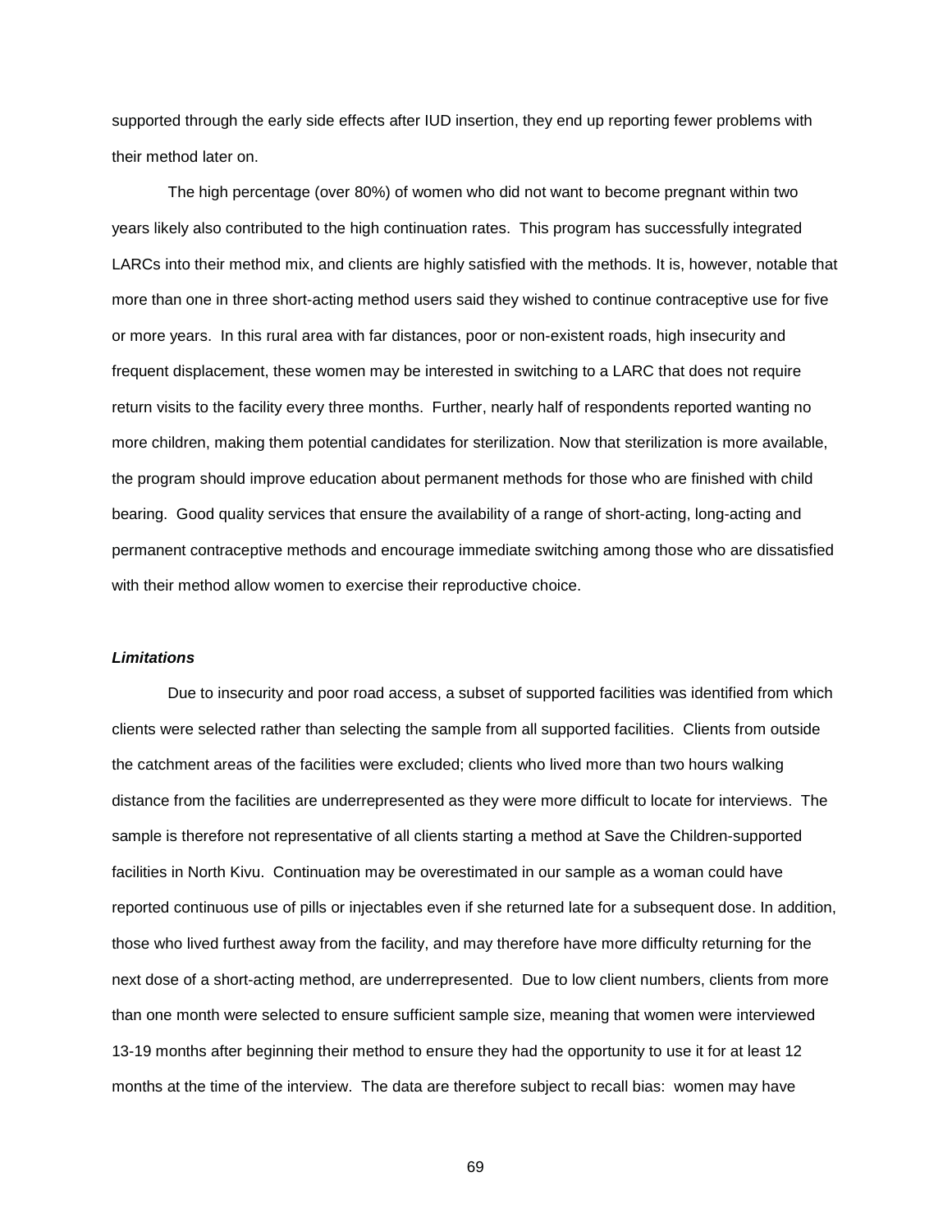supported through the early side effects after IUD insertion, they end up reporting fewer problems with their method later on.

The high percentage (over 80%) of women who did not want to become pregnant within two years likely also contributed to the high continuation rates. This program has successfully integrated LARCs into their method mix, and clients are highly satisfied with the methods. It is, however, notable that more than one in three short-acting method users said they wished to continue contraceptive use for five or more years. In this rural area with far distances, poor or non-existent roads, high insecurity and frequent displacement, these women may be interested in switching to a LARC that does not require return visits to the facility every three months. Further, nearly half of respondents reported wanting no more children, making them potential candidates for sterilization. Now that sterilization is more available, the program should improve education about permanent methods for those who are finished with child bearing. Good quality services that ensure the availability of a range of short-acting, long-acting and permanent contraceptive methods and encourage immediate switching among those who are dissatisfied with their method allow women to exercise their reproductive choice.

***Limitations***

Due to insecurity and poor road access, a subset of supported facilities was identified from which clients were selected rather than selecting the sample from all supported facilities. Clients from outside the catchment areas of the facilities were excluded; clients who lived more than two hours walking distance from the facilities are underrepresented as they were more difficult to locate for interviews. The sample is therefore not representative of all clients starting a method at Save the Children-supported facilities in North Kivu. Continuation may be overestimated in our sample as a woman could have reported continuous use of pills or injectables even if she returned late for a subsequent dose. In addition, those who lived furthest away from the facility, and may therefore have more difficulty returning for the next dose of a short-acting method, are underrepresented. Due to low client numbers, clients from more than one month were selected to ensure sufficient sample size, meaning that women were interviewed 13-19 months after beginning their method to ensure they had the opportunity to use it for at least 12 months at the time of the interview. The data are therefore subject to recall bias: women may have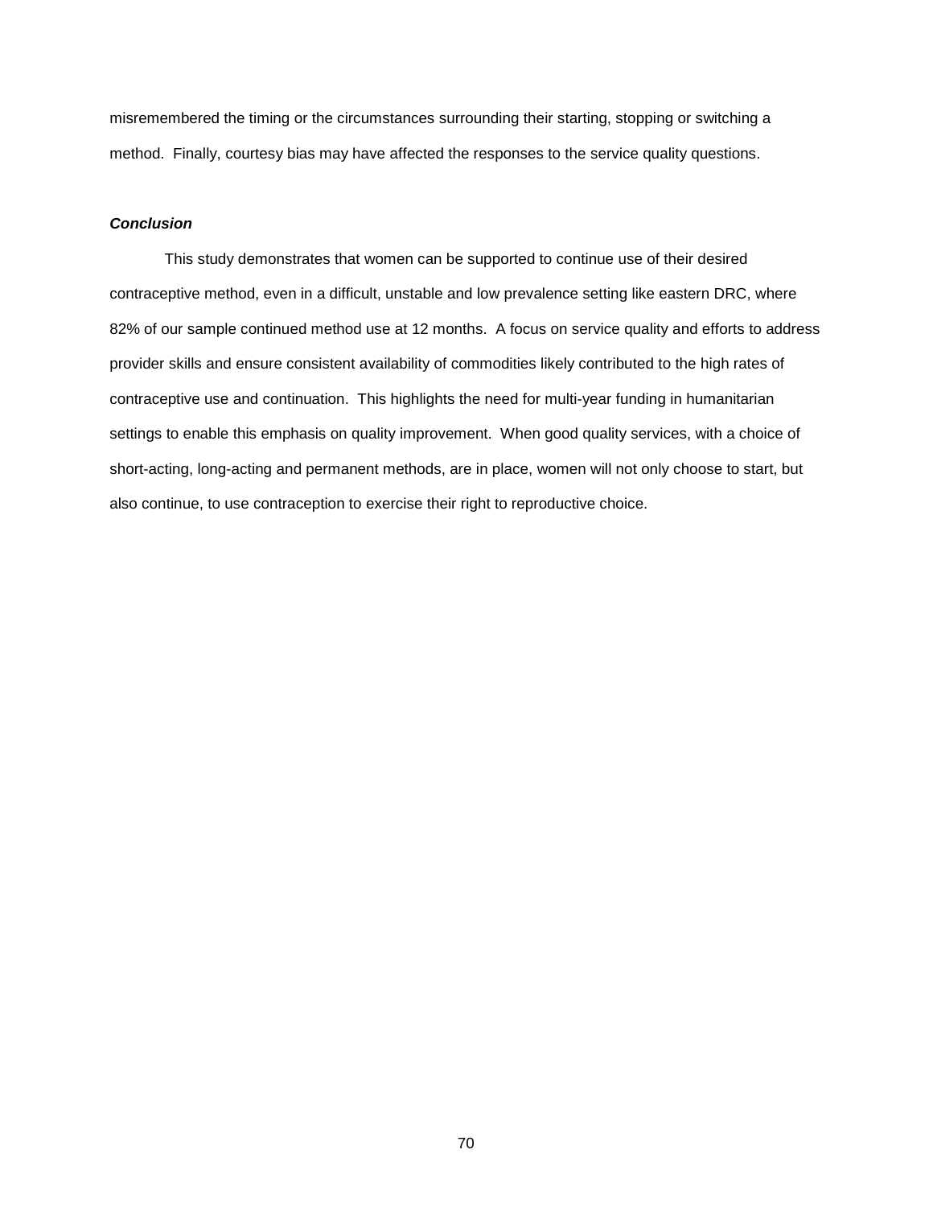misremembered the timing or the circumstances surrounding their starting, stopping or switching a method. Finally, courtesy bias may have affected the responses to the service quality questions.

### ***Conclusion***

This study demonstrates that women can be supported to continue use of their desired contraceptive method, even in a difficult, unstable and low prevalence setting like eastern DRC, where 82% of our sample continued method use at 12 months. A focus on service quality and efforts to address provider skills and ensure consistent availability of commodities likely contributed to the high rates of contraceptive use and continuation. This highlights the need for multi-year funding in humanitarian settings to enable this emphasis on quality improvement. When good quality services, with a choice of short-acting, long-acting and permanent methods, are in place, women will not only choose to start, but also continue, to use contraception to exercise their right to reproductive choice.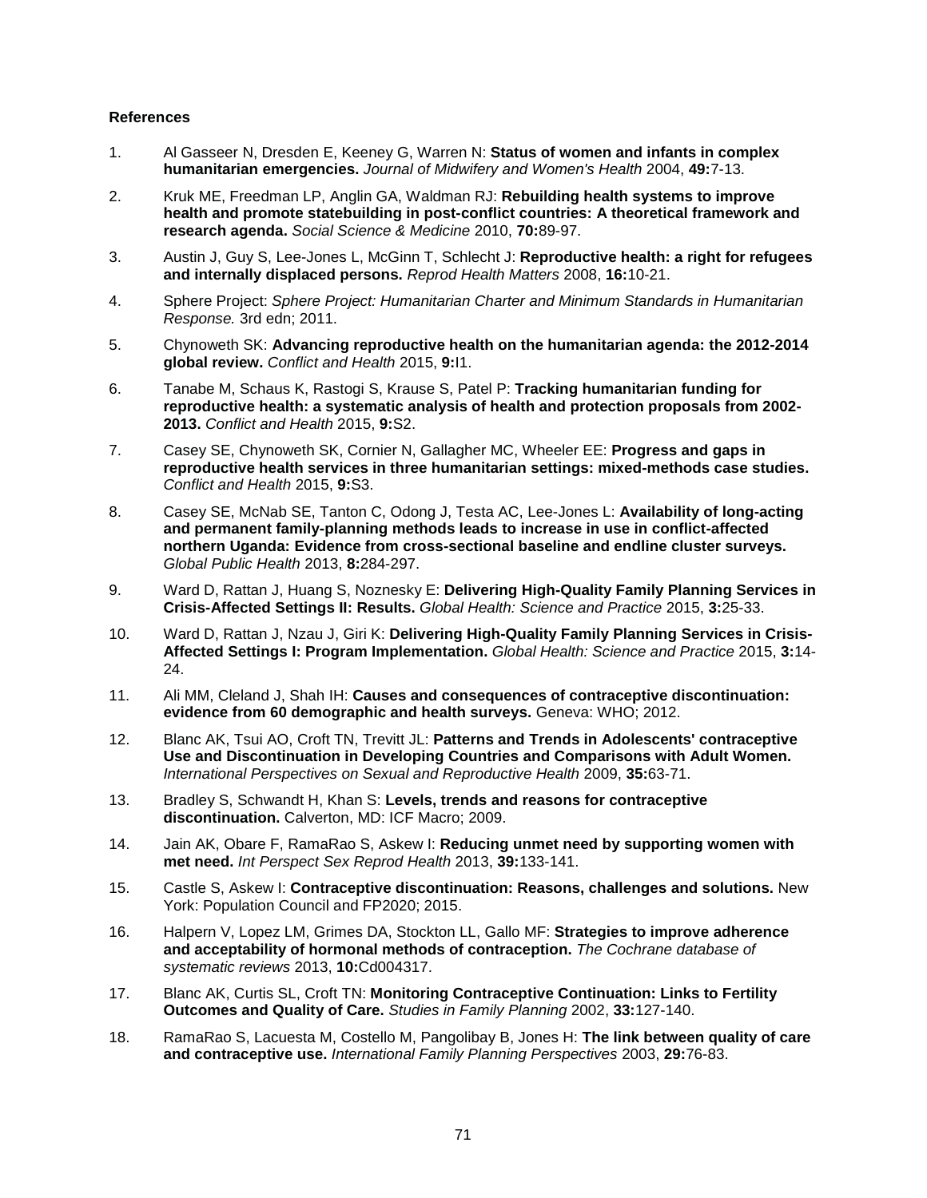**References**

1. Al Gasseer N, Dresden E, Keeney G, Warren N: **Status of women and infants in complex humanitarian emergencies.** *Journal of Midwifery and Women's Health* 2004, **49:**7-13.
2. Kruk ME, Freedman LP, Anglin GA, Waldman RJ: **Rebuilding health systems to improve health and promote statebuilding in post-conflict countries: A theoretical framework and research agenda.** *Social Science & Medicine* 2010, **70:**89-97.
3. Austin J, Guy S, Lee-Jones L, McGinn T, Schlecht J: **Reproductive health: a right for refugees and internally displaced persons.** *Reprod Health Matters* 2008, **16:**10-21.
4. Sphere Project: *Sphere Project: Humanitarian Charter and Minimum Standards in Humanitarian Response.* 3rd edn; 2011.
5. Chynoweth SK: **Advancing reproductive health on the humanitarian agenda: the 2012-2014 global review.** *Conflict and Health* 2015, **9:**I1.
6. Tanabe M, Schaus K, Rastogi S, Krause S, Patel P: **Tracking humanitarian funding for reproductive health: a systematic analysis of health and protection proposals from 2002-2013.** *Conflict and Health* 2015, **9:**S2.
7. Casey SE, Chynoweth SK, Cornier N, Gallagher MC, Wheeler EE: **Progress and gaps in reproductive health services in three humanitarian settings: mixed-methods case studies.** *Conflict and Health* 2015, **9:**S3.
8. Casey SE, McNab SE, Tanton C, Odong J, Testa AC, Lee-Jones L: **Availability of long-acting and permanent family-planning methods leads to increase in use in conflict-affected northern Uganda: Evidence from cross-sectional baseline and endline cluster surveys.** *Global Public Health* 2013, **8:**284-297.
9. Ward D, Rattan J, Huang S, Noznesky E: **Delivering High-Quality Family Planning Services in Crisis-Affected Settings II: Results.** *Global Health: Science and Practice* 2015, **3:**25-33.
10. Ward D, Rattan J, Nzau J, Giri K: **Delivering High-Quality Family Planning Services in Crisis-Affected Settings I: Program Implementation.** *Global Health: Science and Practice* 2015, **3:**14-24.
11. Ali MM, Cleland J, Shah IH: **Causes and consequences of contraceptive discontinuation: evidence from 60 demographic and health surveys.** Geneva: WHO; 2012.
12. Blanc AK, Tsui AO, Croft TN, Trevitt JL: **Patterns and Trends in Adolescents' contraceptive Use and Discontinuation in Developing Countries and Comparisons with Adult Women.** *International Perspectives on Sexual and Reproductive Health* 2009, **35:**63-71.
13. Bradley S, Schwandt H, Khan S: **Levels, trends and reasons for contraceptive discontinuation.** Calverton, MD: ICF Macro; 2009.
14. Jain AK, Obare F, RamaRao S, Askew I: **Reducing unmet need by supporting women with met need.** *Int Perspect Sex Reprod Health* 2013, **39:**133-141.
15. Castle S, Askew I: **Contraceptive discontinuation: Reasons, challenges and solutions.** New York: Population Council and FP2020; 2015.
16. Halpern V, Lopez LM, Grimes DA, Stockton LL, Gallo MF: **Strategies to improve adherence and acceptability of hormonal methods of contraception.** *The Cochrane database of systematic reviews* 2013, **10:**Cd004317.
17. Blanc AK, Curtis SL, Croft TN: **Monitoring Contraceptive Continuation: Links to Fertility Outcomes and Quality of Care.** *Studies in Family Planning* 2002, **33:**127-140.
18. RamaRao S, Lacuesta M, Costello M, Pangolibay B, Jones H: **The link between quality of care and contraceptive use.** *International Family Planning Perspectives* 2003, **29:**76-83.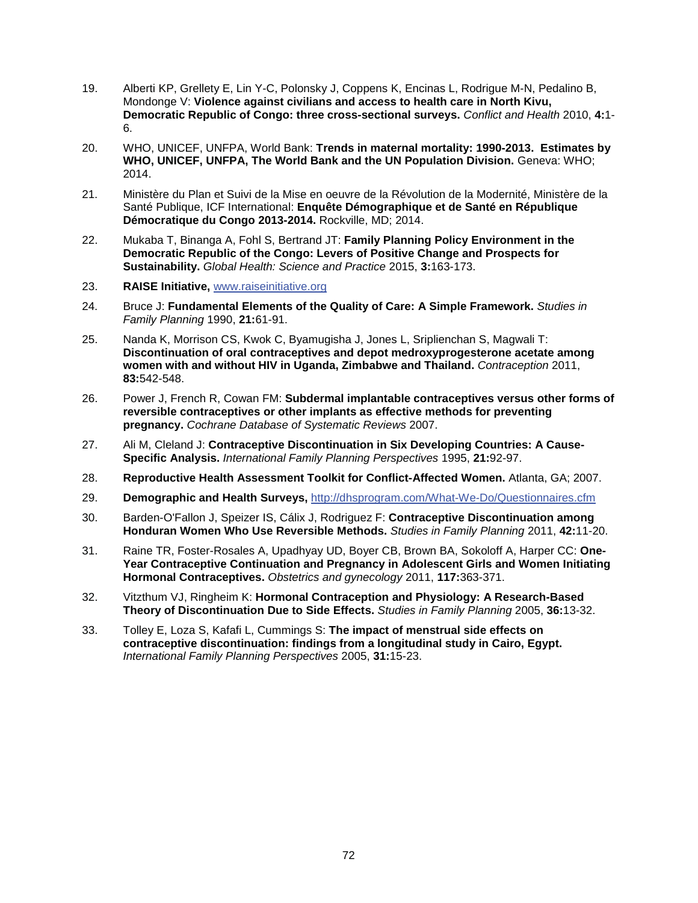19. Alberti KP, Grellety E, Lin Y-C, Polonsky J, Coppens K, Encinas L, Rodrigue M-N, Pedalino B, Mondonge V: **Violence against civilians and access to health care in North Kivu, Democratic Republic of Congo: three cross-sectional surveys.** *Conflict and Health* 2010, **4:**1-6.

20. WHO, UNICEF, UNFPA, World Bank: **Trends in maternal mortality: 1990-2013. Estimates by WHO, UNICEF, UNFPA, The World Bank and the UN Population Division.** Geneva: WHO; 2014.

21. Ministère du Plan et Suivi de la Mise en oeuvre de la Révolution de la Modernité, Ministère de la Santé Publique, ICF International: **Enquête Démographique et de Santé en République Démocratique du Congo 2013-2014.** Rockville, MD; 2014.

22. Mukaba T, Binanga A, Fohl S, Bertrand JT: **Family Planning Policy Environment in the Democratic Republic of the Congo: Levers of Positive Change and Prospects for Sustainability.** *Global Health: Science and Practice* 2015, **3:**163-173.

23. **RAISE Initiative,** www.raiseinitiative.org

24. Bruce J: **Fundamental Elements of the Quality of Care: A Simple Framework.** *Studies in Family Planning* 1990, **21:**61-91.

25. Nanda K, Morrison CS, Kwok C, Byamugisha J, Jones L, Sriplienchan S, Magwali T: **Discontinuation of oral contraceptives and depot medroxyprogesterone acetate among women with and without HIV in Uganda, Zimbabwe and Thailand.** *Contraception* 2011, **83:**542-548.

26. Power J, French R, Cowan FM: **Subdermal implantable contraceptives versus other forms of reversible contraceptives or other implants as effective methods for preventing pregnancy.** *Cochrane Database of Systematic Reviews* 2007.

27. Ali M, Cleland J: **Contraceptive Discontinuation in Six Developing Countries: A Cause-Specific Analysis.** *International Family Planning Perspectives* 1995, **21:**92-97.

28. **Reproductive Health Assessment Toolkit for Conflict-Affected Women.** Atlanta, GA; 2007.

29. **Demographic and Health Surveys,** http://dhsprogram.com/What-We-Do/Questionnaires.cfm

30. Barden-O'Fallon J, Speizer IS, Cálix J, Rodriguez F: **Contraceptive Discontinuation among Honduran Women Who Use Reversible Methods.** *Studies in Family Planning* 2011, **42:**11-20.

31. Raine TR, Foster-Rosales A, Upadhyay UD, Boyer CB, Brown BA, Sokoloff A, Harper CC: **One-Year Contraceptive Continuation and Pregnancy in Adolescent Girls and Women Initiating Hormonal Contraceptives.** *Obstetrics and gynecology* 2011, **117:**363-371.

32. Vitzthum VJ, Ringheim K: **Hormonal Contraception and Physiology: A Research-Based Theory of Discontinuation Due to Side Effects.** *Studies in Family Planning* 2005, **36:**13-32.

33. Tolley E, Loza S, Kafafi L, Cummings S: **The impact of menstrual side effects on contraceptive discontinuation: findings from a longitudinal study in Cairo, Egypt.** *International Family Planning Perspectives* 2005, **31:**15-23.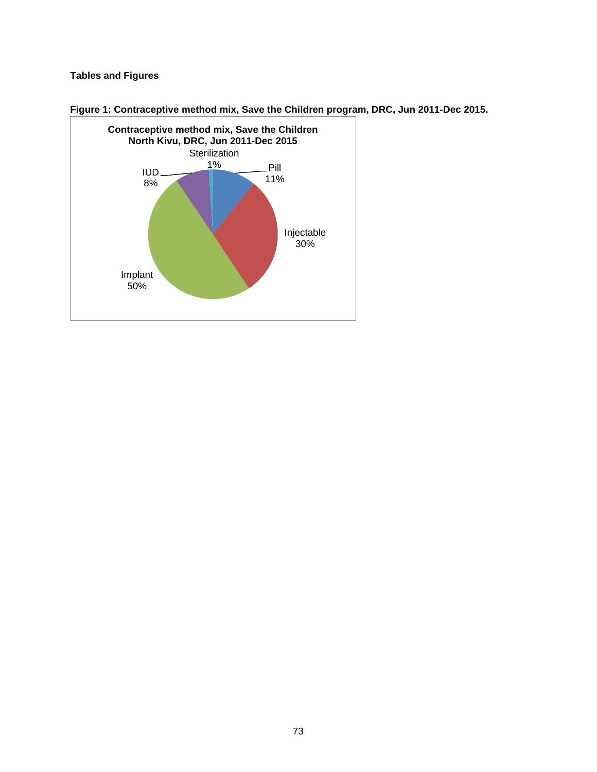**Tables and Figures**

**Figure 1: Contraceptive method mix, Save the Children program, DRC, Jun 2011-Dec 2015.**

**Contraceptive method mix, Save the Children North Kivu, DRC, Jun 2011-Dec 2015**

Sterilization 1%

Pill 11%

Injectable 30%

Implant 50%

IUD 8%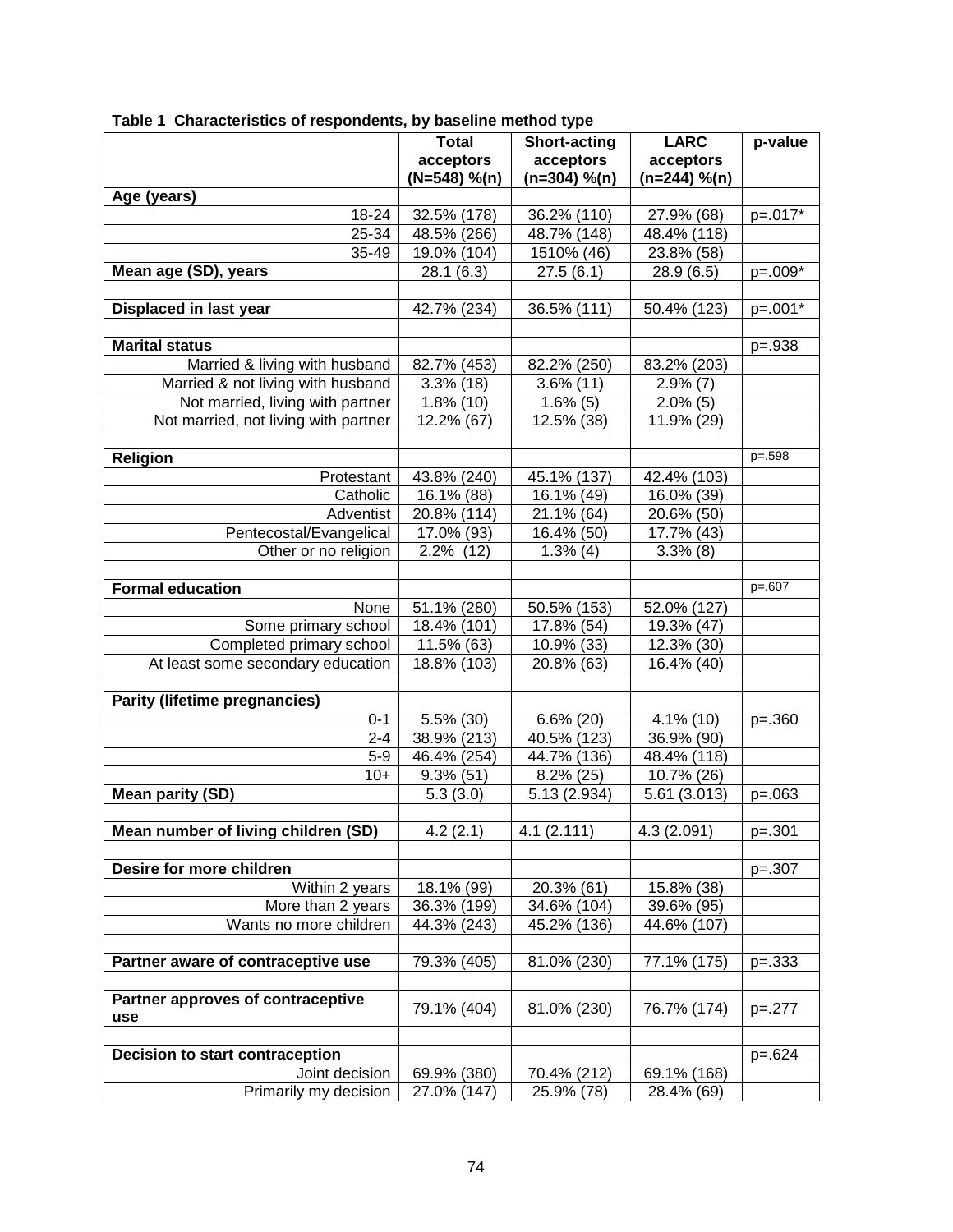**Table 1 Characteristics of respondents, by baseline method type**

| | Total acceptors (N=548) %(n) | Short-acting acceptors (n=304) %(n) | LARC acceptors (n=244) %(n) | p-value |
|---|---|---|---|---|
| **Age (years)** | | | | |
| 18-24 | 32.5% (178) | 36.2% (110) | 27.9% (68) | p=.017* |
| 25-34 | 48.5% (266) | 48.7% (148) | 48.4% (118) | |
| 35-49 | 19.0% (104) | 1510% (46) | 23.8% (58) | |
| **Mean age (SD), years** | 28.1 (6.3) | 27.5 (6.1) | 28.9 (6.5) | p=.009* |
| | | | | |
| **Displaced in last year** | 42.7% (234) | 36.5% (111) | 50.4% (123) | p=.001* |
| | | | | |
| **Marital status** | | | | p=.938 |
| Married & living with husband | 82.7% (453) | 82.2% (250) | 83.2% (203) | |
| Married & not living with husband | 3.3% (18) | 3.6% (11) | 2.9% (7) | |
| Not married, living with partner | 1.8% (10) | 1.6% (5) | 2.0% (5) | |
| Not married, not living with partner | 12.2% (67) | 12.5% (38) | 11.9% (29) | |
| | | | | |
| **Religion** | | | | p=.598 |
| Protestant | 43.8% (240) | 45.1% (137) | 42.4% (103) | |
| Catholic | 16.1% (88) | 16.1% (49) | 16.0% (39) | |
| Adventist | 20.8% (114) | 21.1% (64) | 20.6% (50) | |
| Pentecostal/Evangelical | 17.0% (93) | 16.4% (50) | 17.7% (43) | |
| Other or no religion | 2.2% (12) | 1.3% (4) | 3.3% (8) | |
| | | | | |
| **Formal education** | | | | p=.607 |
| None | 51.1% (280) | 50.5% (153) | 52.0% (127) | |
| Some primary school | 18.4% (101) | 17.8% (54) | 19.3% (47) | |
| Completed primary school | 11.5% (63) | 10.9% (33) | 12.3% (30) | |
| At least some secondary education | 18.8% (103) | 20.8% (63) | 16.4% (40) | |
| | | | | |
| **Parity (lifetime pregnancies)** | | | | |
| 0-1 | 5.5% (30) | 6.6% (20) | 4.1% (10) | p=.360 |
| 2-4 | 38.9% (213) | 40.5% (123) | 36.9% (90) | |
| 5-9 | 46.4% (254) | 44.7% (136) | 48.4% (118) | |
| 10+ | 9.3% (51) | 8.2% (25) | 10.7% (26) | |
| **Mean parity (SD)** | 5.3 (3.0) | 5.13 (2.934) | 5.61 (3.013) | p=.063 |
| | | | | |
| **Mean number of living children (SD)** | 4.2 (2.1) | 4.1 (2.111) | 4.3 (2.091) | p=.301 |
| | | | | |
| **Desire for more children** | | | | p=.307 |
| Within 2 years | 18.1% (99) | 20.3% (61) | 15.8% (38) | |
| More than 2 years | 36.3% (199) | 34.6% (104) | 39.6% (95) | |
| Wants no more children | 44.3% (243) | 45.2% (136) | 44.6% (107) | |
| | | | | |
| **Partner aware of contraceptive use** | 79.3% (405) | 81.0% (230) | 77.1% (175) | p=.333 |
| | | | | |
| **Partner approves of contraceptive use** | 79.1% (404) | 81.0% (230) | 76.7% (174) | p=.277 |
| | | | | |
| **Decision to start contraception** | | | | p=.624 |
| Joint decision | 69.9% (380) | 70.4% (212) | 69.1% (168) | |
| Primarily my decision | 27.0% (147) | 25.9% (78) | 28.4% (69) | |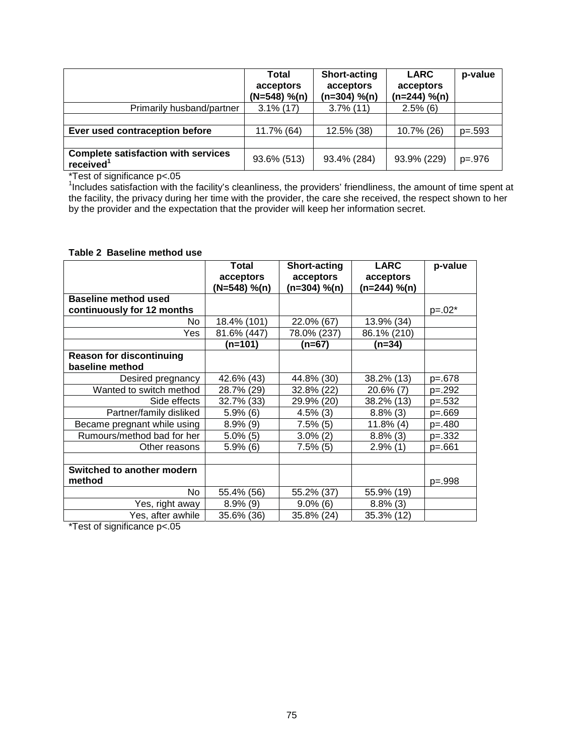| | Total acceptors (N=548) %(n) | Short-acting acceptors (n=304) %(n) | LARC acceptors (n=244) %(n) | p-value |
|---|---|---|---|---|
| Primarily husband/partner | 3.1% (17) | 3.7% (11) | 2.5% (6) | |
| | | | | |
| **Ever used contraception before** | 11.7% (64) | 12.5% (38) | 10.7% (26) | p=.593 |
| | | | | |
| **Complete satisfaction with services received[1]** | 93.6% (513) | 93.4% (284) | 93.9% (229) | p=.976 |

*Test of significance p<.05

[1]Includes satisfaction with the facility's cleanliness, the providers' friendliness, the amount of time spent at the facility, the privacy during her time with the provider, the care she received, the respect shown to her by the provider and the expectation that the provider will keep her information secret.

**Table 2 Baseline method use**

| | Total acceptors (N=548) %(n) | Short-acting acceptors (n=304) %(n) | LARC acceptors (n=244) %(n) | p-value |
|---|---|---|---|---|
| **Baseline method used continuously for 12 months** | | | | p=.02* |
| No | 18.4% (101) | 22.0% (67) | 13.9% (34) | |
| Yes | 81.6% (447) | 78.0% (237) | 86.1% (210) | |
| | **(n=101)** | **(n=67)** | **(n=34)** | |
| **Reason for discontinuing baseline method** | | | | |
| Desired pregnancy | 42.6% (43) | 44.8% (30) | 38.2% (13) | p=.678 |
| Wanted to switch method | 28.7% (29) | 32.8% (22) | 20.6% (7) | p=.292 |
| Side effects | 32.7% (33) | 29.9% (20) | 38.2% (13) | p=.532 |
| Partner/family disliked | 5.9% (6) | 4.5% (3) | 8.8% (3) | p=.669 |
| Became pregnant while using | 8.9% (9) | 7.5% (5) | 11.8% (4) | p=.480 |
| Rumours/method bad for her | 5.0% (5) | 3.0% (2) | 8.8% (3) | p=.332 |
| Other reasons | 5.9% (6) | 7.5% (5) | 2.9% (1) | p=.661 |
| | | | | |
| **Switched to another modern method** | | | | p=.998 |
| No | 55.4% (56) | 55.2% (37) | 55.9% (19) | |
| Yes, right away | 8.9% (9) | 9.0% (6) | 8.8% (3) | |
| Yes, after awhile | 35.6% (36) | 35.8% (24) | 35.3% (12) | |

*Test of significance p<.05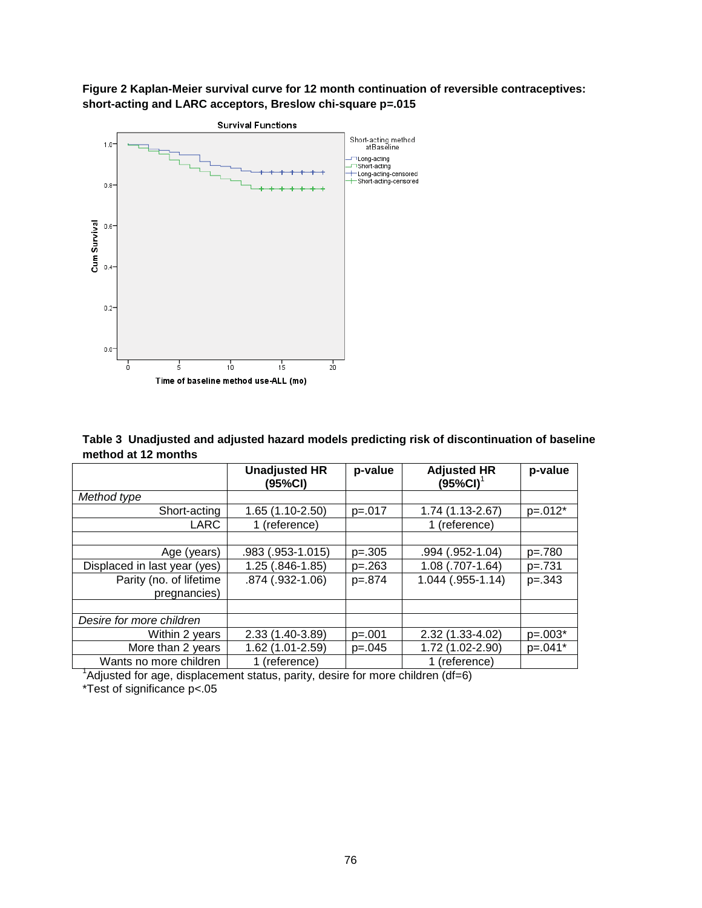**Figure 2 Kaplan-Meier survival curve for 12 month continuation of reversible contraceptives: short-acting and LARC acceptors, Breslow chi-square p=.015**

**Table 3 Unadjusted and adjusted hazard models predicting risk of discontinuation of baseline method at 12 months**

| | Unadjusted HR (95%CI) | p-value | Adjusted HR (95%CI)[1] | p-value |
|---|---|---|---|---|
| *Method type* | | | | |
| Short-acting | 1.65 (1.10-2.50) | p=.017 | 1.74 (1.13-2.67) | p=.012* |
| LARC | 1 (reference) | | 1 (reference) | |
| | | | | |
| Age (years) | .983 (.953-1.015) | p=.305 | .994 (.952-1.04) | p=.780 |
| Displaced in last year (yes) | 1.25 (.846-1.85) | p=.263 | 1.08 (.707-1.64) | p=.731 |
| Parity (no. of lifetime pregnancies) | .874 (.932-1.06) | p=.874 | 1.044 (.955-1.14) | p=.343 |
| | | | | |
| *Desire for more children* | | | | |
| Within 2 years | 2.33 (1.40-3.89) | p=.001 | 2.32 (1.33-4.02) | p=.003* |
| More than 2 years | 1.62 (1.01-2.59) | p=.045 | 1.72 (1.02-2.90) | p=.041* |
| Wants no more children | 1 (reference) | | 1 (reference) | |

[1]Adjusted for age, displacement status, parity, desire for more children (df=6)

*Test of significance p<.05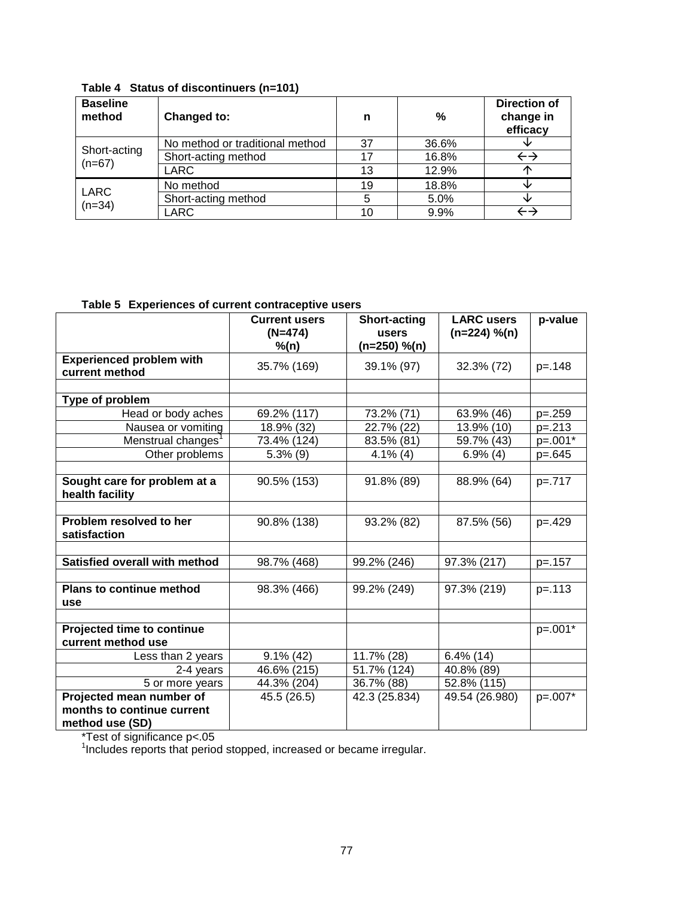**Table 4 Status of discontinuers (n=101)**

| Baseline method | Changed to: | n | % | Direction of change in efficacy |
|---|---|---|---|---|
| Short-acting (n=67) | No method or traditional method | 37 | 36.6% | ↓ |
| | Short-acting method | 17 | 16.8% | ←→ |
| | LARC | 13 | 12.9% | ↑ |
| LARC (n=34) | No method | 19 | 18.8% | ↓ |
| | Short-acting method | 5 | 5.0% | ↓ |
| | LARC | 10 | 9.9% | ←→ |

**Table 5 Experiences of current contraceptive users**

| | Current users (N=474) %(n) | Short-acting users (n=250) %(n) | LARC users (n=224) %(n) | p-value |
|---|---|---|---|---|
| **Experienced problem with current method** | 35.7% (169) | 39.1% (97) | 32.3% (72) | p=.148 |
| | | | | |
| **Type of problem** | | | | |
| Head or body aches | 69.2% (117) | 73.2% (71) | 63.9% (46) | p=.259 |
| Nausea or vomiting | 18.9% (32) | 22.7% (22) | 13.9% (10) | p=.213 |
| Menstrual changes[1] | 73.4% (124) | 83.5% (81) | 59.7% (43) | p=.001* |
| Other problems | 5.3% (9) | 4.1% (4) | 6.9% (4) | p=.645 |
| | | | | |
| **Sought care for problem at a health facility** | 90.5% (153) | 91.8% (89) | 88.9% (64) | p=.717 |
| | | | | |
| **Problem resolved to her satisfaction** | 90.8% (138) | 93.2% (82) | 87.5% (56) | p=.429 |
| | | | | |
| **Satisfied overall with method** | 98.7% (468) | 99.2% (246) | 97.3% (217) | p=.157 |
| | | | | |
| **Plans to continue method use** | 98.3% (466) | 99.2% (249) | 97.3% (219) | p=.113 |
| | | | | |
| **Projected time to continue current method use** | | | | p=.001* |
| Less than 2 years | 9.1% (42) | 11.7% (28) | 6.4% (14) | |
| 2-4 years | 46.6% (215) | 51.7% (124) | 40.8% (89) | |
| 5 or more years | 44.3% (204) | 36.7% (88) | 52.8% (115) | |
| **Projected mean number of months to continue current method use (SD)** | 45.5 (26.5) | 42.3 (25.834) | 49.54 (26.980) | p=.007* |

*Test of significance p<.05

[1]Includes reports that period stopped, increased or became irregular.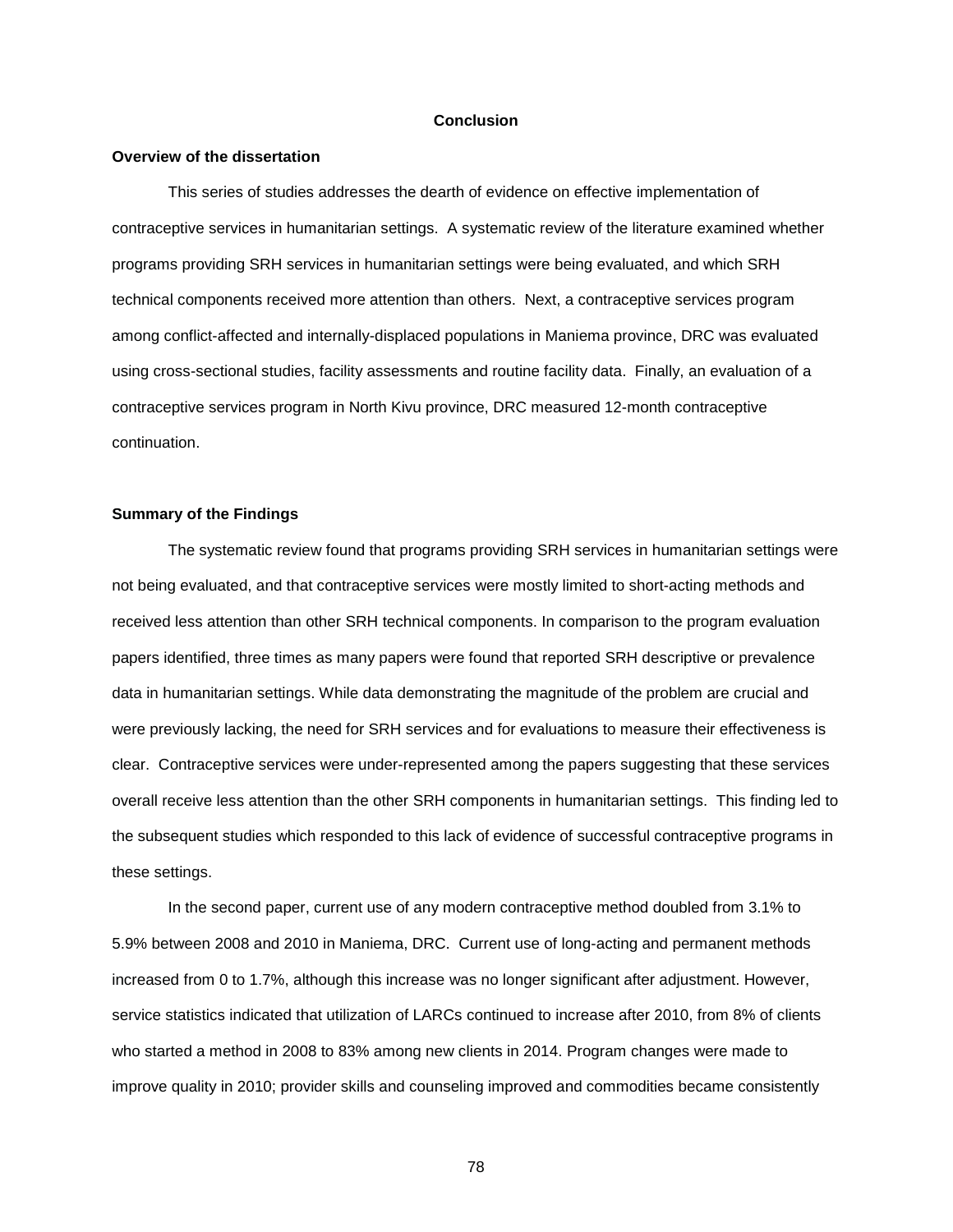# Conclusion

## Overview of the dissertation

This series of studies addresses the dearth of evidence on effective implementation of contraceptive services in humanitarian settings. A systematic review of the literature examined whether programs providing SRH services in humanitarian settings were being evaluated, and which SRH technical components received more attention than others. Next, a contraceptive services program among conflict-affected and internally-displaced populations in Maniema province, DRC was evaluated using cross-sectional studies, facility assessments and routine facility data. Finally, an evaluation of a contraceptive services program in North Kivu province, DRC measured 12-month contraceptive continuation.

## Summary of the Findings

The systematic review found that programs providing SRH services in humanitarian settings were not being evaluated, and that contraceptive services were mostly limited to short-acting methods and received less attention than other SRH technical components. In comparison to the program evaluation papers identified, three times as many papers were found that reported SRH descriptive or prevalence data in humanitarian settings. While data demonstrating the magnitude of the problem are crucial and were previously lacking, the need for SRH services and for evaluations to measure their effectiveness is clear. Contraceptive services were under-represented among the papers suggesting that these services overall receive less attention than the other SRH components in humanitarian settings. This finding led to the subsequent studies which responded to this lack of evidence of successful contraceptive programs in these settings.

In the second paper, current use of any modern contraceptive method doubled from 3.1% to 5.9% between 2008 and 2010 in Maniema, DRC. Current use of long-acting and permanent methods increased from 0 to 1.7%, although this increase was no longer significant after adjustment. However, service statistics indicated that utilization of LARCs continued to increase after 2010, from 8% of clients who started a method in 2008 to 83% among new clients in 2014. Program changes were made to improve quality in 2010; provider skills and counseling improved and commodities became consistently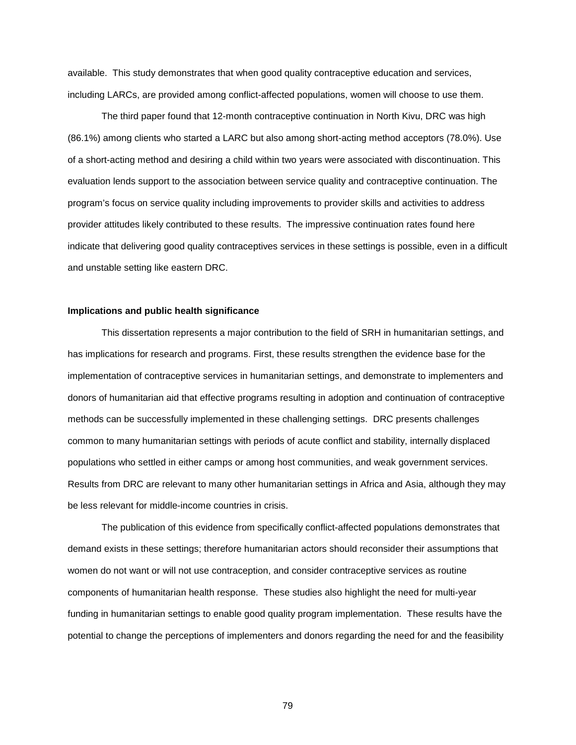available. This study demonstrates that when good quality contraceptive education and services, including LARCs, are provided among conflict-affected populations, women will choose to use them.

The third paper found that 12-month contraceptive continuation in North Kivu, DRC was high (86.1%) among clients who started a LARC but also among short-acting method acceptors (78.0%). Use of a short-acting method and desiring a child within two years were associated with discontinuation. This evaluation lends support to the association between service quality and contraceptive continuation. The program's focus on service quality including improvements to provider skills and activities to address provider attitudes likely contributed to these results. The impressive continuation rates found here indicate that delivering good quality contraceptives services in these settings is possible, even in a difficult and unstable setting like eastern DRC.

**Implications and public health significance**

This dissertation represents a major contribution to the field of SRH in humanitarian settings, and has implications for research and programs. First, these results strengthen the evidence base for the implementation of contraceptive services in humanitarian settings, and demonstrate to implementers and donors of humanitarian aid that effective programs resulting in adoption and continuation of contraceptive methods can be successfully implemented in these challenging settings. DRC presents challenges common to many humanitarian settings with periods of acute conflict and stability, internally displaced populations who settled in either camps or among host communities, and weak government services. Results from DRC are relevant to many other humanitarian settings in Africa and Asia, although they may be less relevant for middle-income countries in crisis.

The publication of this evidence from specifically conflict-affected populations demonstrates that demand exists in these settings; therefore humanitarian actors should reconsider their assumptions that women do not want or will not use contraception, and consider contraceptive services as routine components of humanitarian health response. These studies also highlight the need for multi-year funding in humanitarian settings to enable good quality program implementation. These results have the potential to change the perceptions of implementers and donors regarding the need for and the feasibility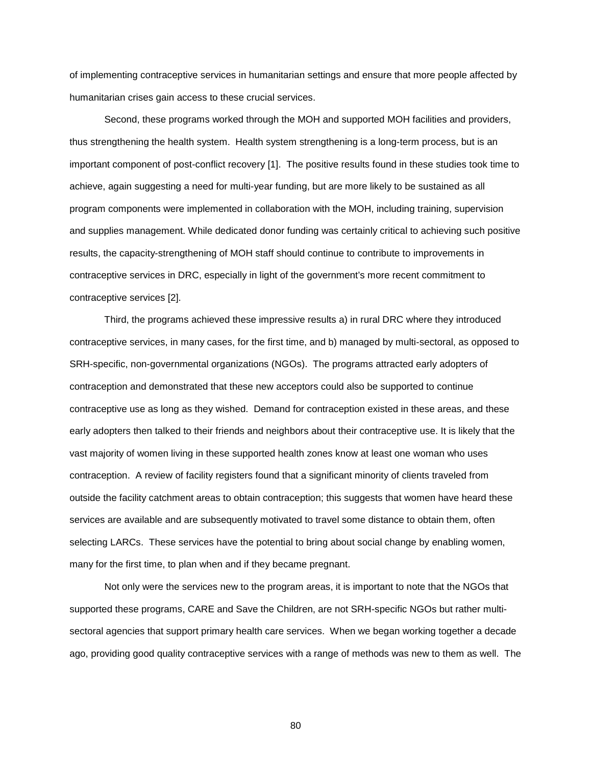of implementing contraceptive services in humanitarian settings and ensure that more people affected by humanitarian crises gain access to these crucial services.

Second, these programs worked through the MOH and supported MOH facilities and providers, thus strengthening the health system. Health system strengthening is a long-term process, but is an important component of post-conflict recovery [1]. The positive results found in these studies took time to achieve, again suggesting a need for multi-year funding, but are more likely to be sustained as all program components were implemented in collaboration with the MOH, including training, supervision and supplies management. While dedicated donor funding was certainly critical to achieving such positive results, the capacity-strengthening of MOH staff should continue to contribute to improvements in contraceptive services in DRC, especially in light of the government's more recent commitment to contraceptive services [2].

Third, the programs achieved these impressive results a) in rural DRC where they introduced contraceptive services, in many cases, for the first time, and b) managed by multi-sectoral, as opposed to SRH-specific, non-governmental organizations (NGOs). The programs attracted early adopters of contraception and demonstrated that these new acceptors could also be supported to continue contraceptive use as long as they wished. Demand for contraception existed in these areas, and these early adopters then talked to their friends and neighbors about their contraceptive use. It is likely that the vast majority of women living in these supported health zones know at least one woman who uses contraception. A review of facility registers found that a significant minority of clients traveled from outside the facility catchment areas to obtain contraception; this suggests that women have heard these services are available and are subsequently motivated to travel some distance to obtain them, often selecting LARCs. These services have the potential to bring about social change by enabling women, many for the first time, to plan when and if they became pregnant.

Not only were the services new to the program areas, it is important to note that the NGOs that supported these programs, CARE and Save the Children, are not SRH-specific NGOs but rather multi-sectoral agencies that support primary health care services. When we began working together a decade ago, providing good quality contraceptive services with a range of methods was new to them as well. The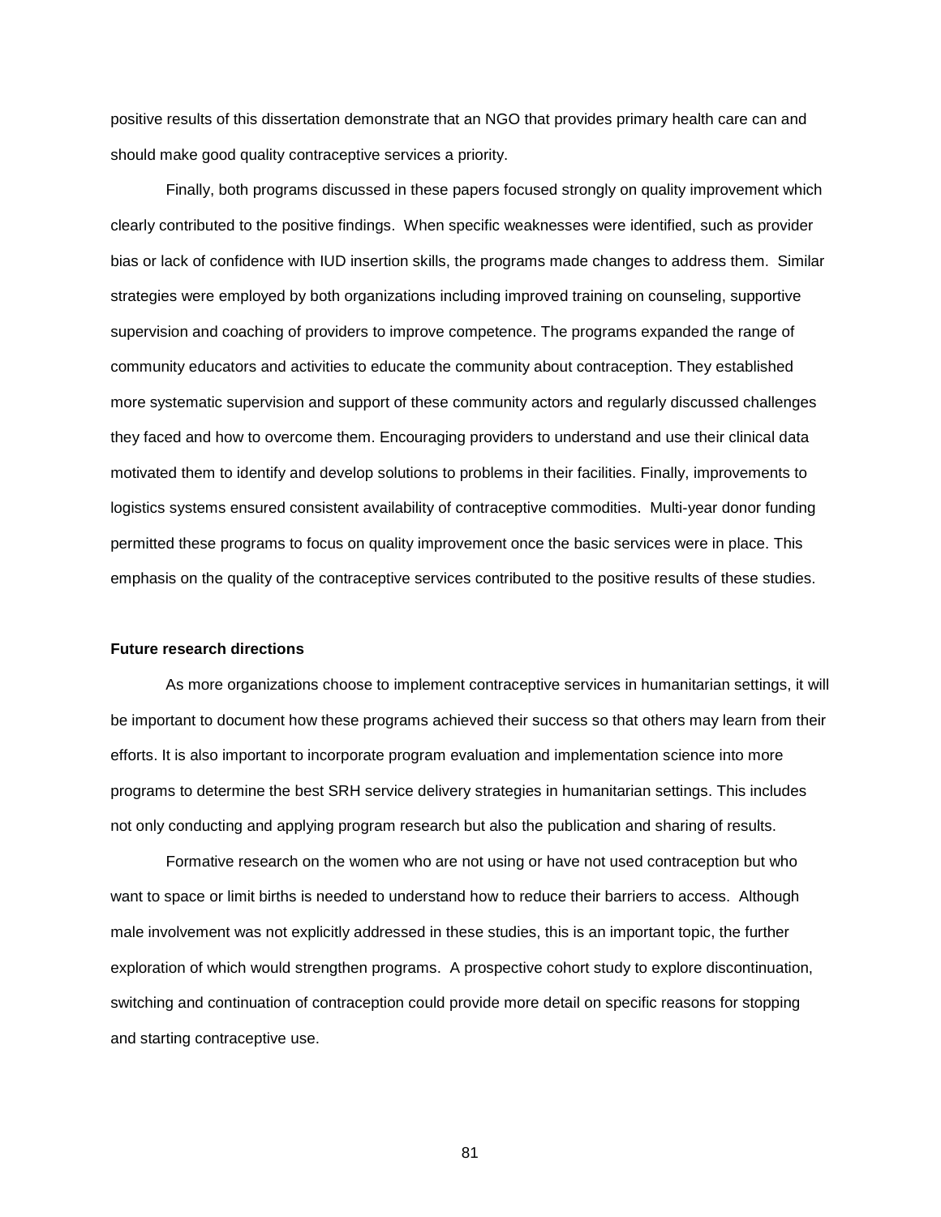positive results of this dissertation demonstrate that an NGO that provides primary health care can and should make good quality contraceptive services a priority.

Finally, both programs discussed in these papers focused strongly on quality improvement which clearly contributed to the positive findings. When specific weaknesses were identified, such as provider bias or lack of confidence with IUD insertion skills, the programs made changes to address them. Similar strategies were employed by both organizations including improved training on counseling, supportive supervision and coaching of providers to improve competence. The programs expanded the range of community educators and activities to educate the community about contraception. They established more systematic supervision and support of these community actors and regularly discussed challenges they faced and how to overcome them. Encouraging providers to understand and use their clinical data motivated them to identify and develop solutions to problems in their facilities. Finally, improvements to logistics systems ensured consistent availability of contraceptive commodities. Multi-year donor funding permitted these programs to focus on quality improvement once the basic services were in place. This emphasis on the quality of the contraceptive services contributed to the positive results of these studies.

**Future research directions**

As more organizations choose to implement contraceptive services in humanitarian settings, it will be important to document how these programs achieved their success so that others may learn from their efforts. It is also important to incorporate program evaluation and implementation science into more programs to determine the best SRH service delivery strategies in humanitarian settings. This includes not only conducting and applying program research but also the publication and sharing of results.

Formative research on the women who are not using or have not used contraception but who want to space or limit births is needed to understand how to reduce their barriers to access. Although male involvement was not explicitly addressed in these studies, this is an important topic, the further exploration of which would strengthen programs. A prospective cohort study to explore discontinuation, switching and continuation of contraception could provide more detail on specific reasons for stopping and starting contraceptive use.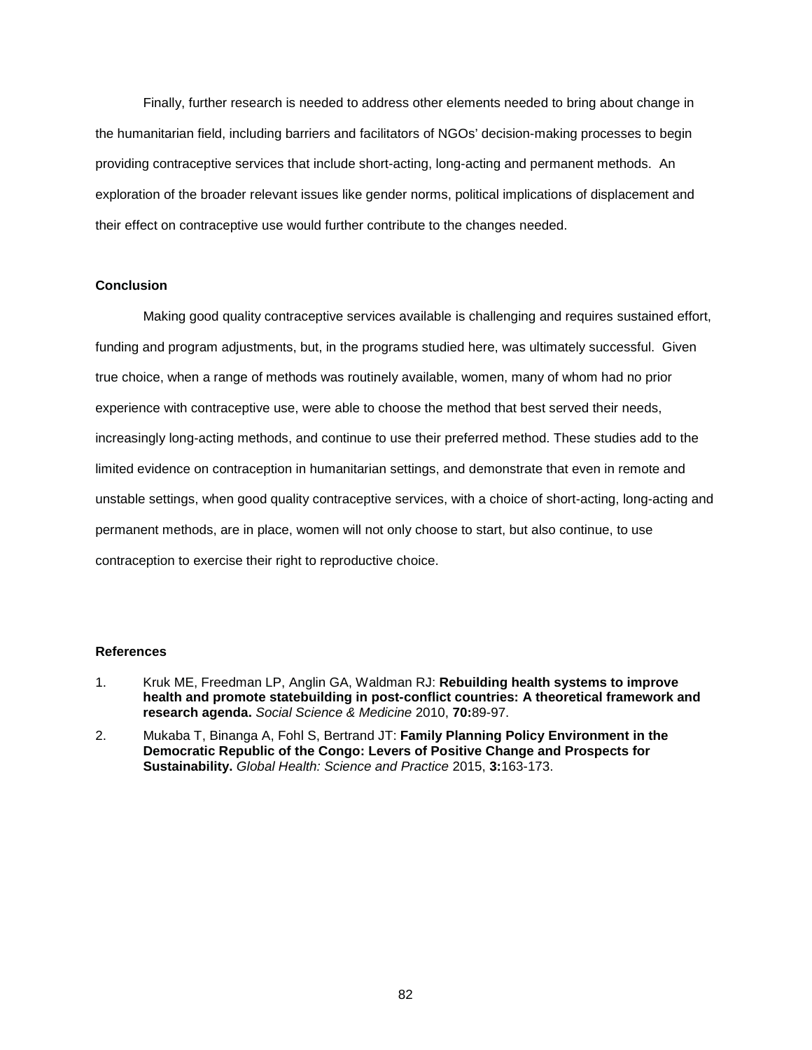Finally, further research is needed to address other elements needed to bring about change in the humanitarian field, including barriers and facilitators of NGOs' decision-making processes to begin providing contraceptive services that include short-acting, long-acting and permanent methods. An exploration of the broader relevant issues like gender norms, political implications of displacement and their effect on contraceptive use would further contribute to the changes needed.

**Conclusion**

Making good quality contraceptive services available is challenging and requires sustained effort, funding and program adjustments, but, in the programs studied here, was ultimately successful. Given true choice, when a range of methods was routinely available, women, many of whom had no prior experience with contraceptive use, were able to choose the method that best served their needs, increasingly long-acting methods, and continue to use their preferred method. These studies add to the limited evidence on contraception in humanitarian settings, and demonstrate that even in remote and unstable settings, when good quality contraceptive services, with a choice of short-acting, long-acting and permanent methods, are in place, women will not only choose to start, but also continue, to use contraception to exercise their right to reproductive choice.

**References**

1. Kruk ME, Freedman LP, Anglin GA, Waldman RJ: **Rebuilding health systems to improve health and promote statebuilding in post-conflict countries: A theoretical framework and research agenda.** *Social Science & Medicine* 2010, **70:**89-97.
2. Mukaba T, Binanga A, Fohl S, Bertrand JT: **Family Planning Policy Environment in the Democratic Republic of the Congo: Levers of Positive Change and Prospects for Sustainability.** *Global Health: Science and Practice* 2015, **3:**163-173.